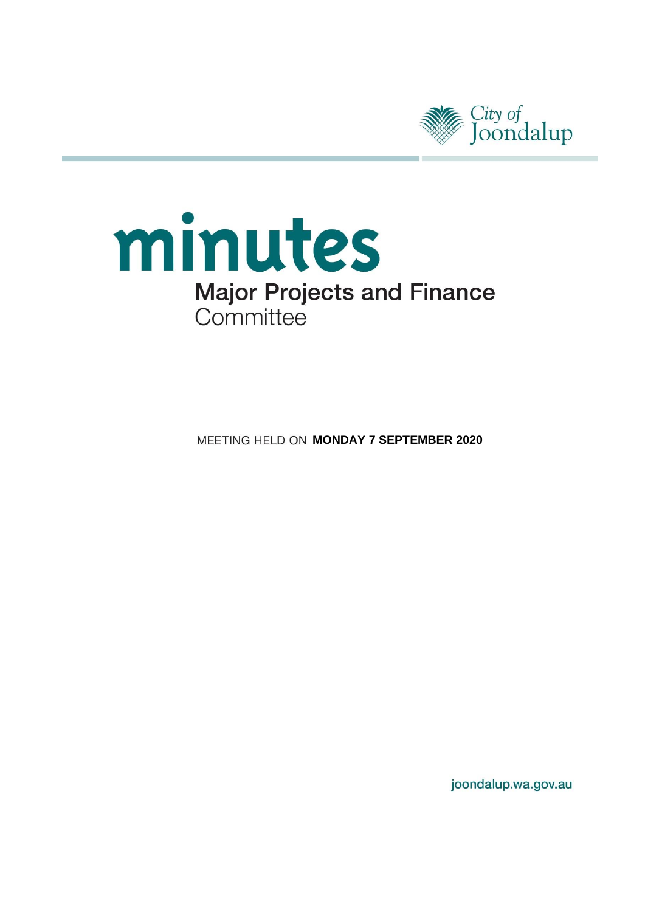City of Joondalup

# minutes

## Major Projects and Finance Committee

MEETING HELD ON **MONDAY 7 SEPTEMBER 2020**

joondalup.wa.gov.au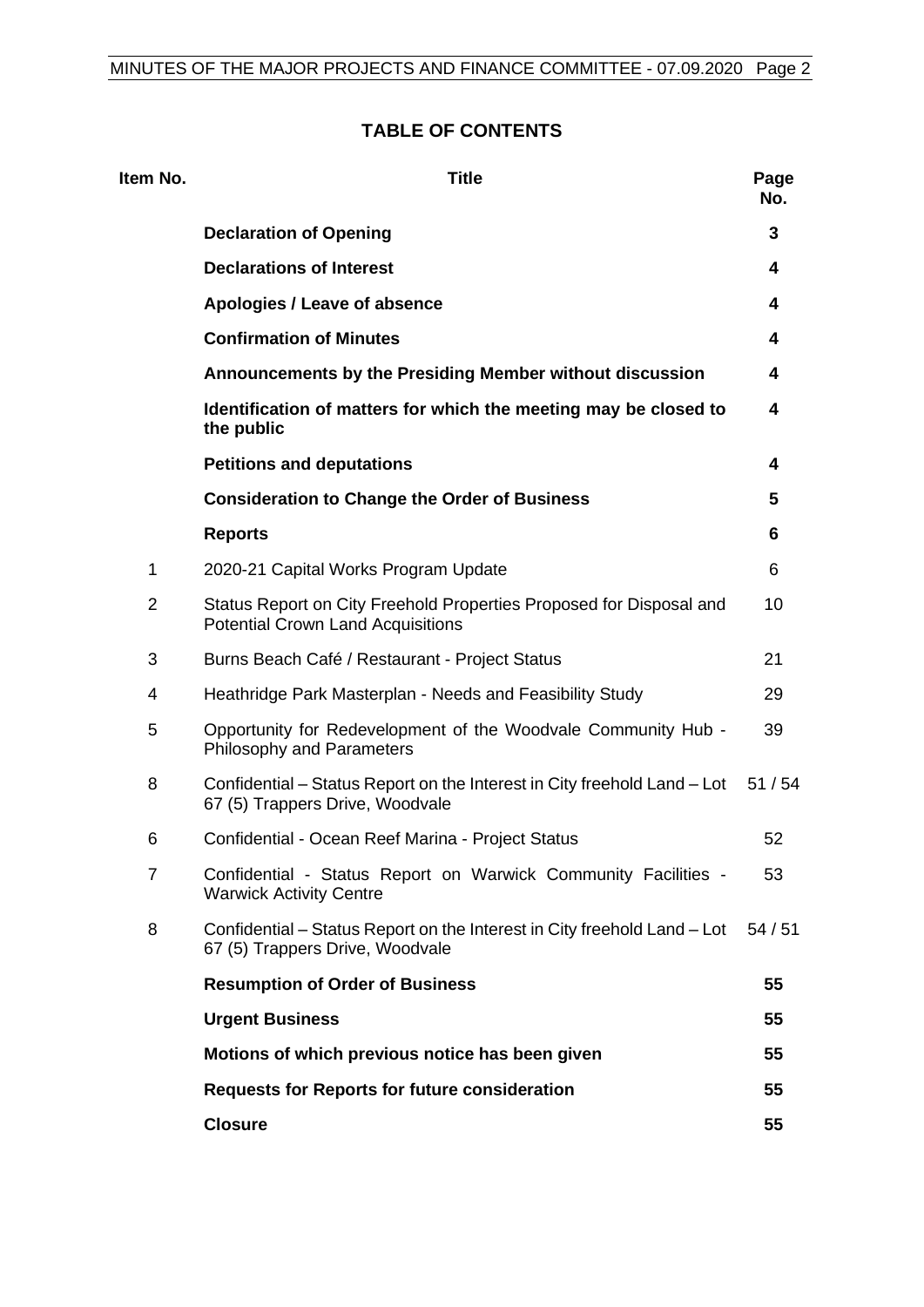# TABLE OF CONTENTS

| Item No. | Title | Page No. |
|---|---|---|
| | **Declaration of Opening** | **3** |
| | **Declarations of Interest** | **4** |
| | **Apologies / Leave of absence** | **4** |
| | **Confirmation of Minutes** | **4** |
| | **Announcements by the Presiding Member without discussion** | **4** |
| | **Identification of matters for which the meeting may be closed to the public** | **4** |
| | **Petitions and deputations** | **4** |
| | **Consideration to Change the Order of Business** | **5** |
| | **Reports** | **6** |
| 1 | 2020-21 Capital Works Program Update | 6 |
| 2 | Status Report on City Freehold Properties Proposed for Disposal and Potential Crown Land Acquisitions | 10 |
| 3 | Burns Beach Café / Restaurant - Project Status | 21 |
| 4 | Heathridge Park Masterplan - Needs and Feasibility Study | 29 |
| 5 | Opportunity for Redevelopment of the Woodvale Community Hub - Philosophy and Parameters | 39 |
| 8 | Confidential – Status Report on the Interest in City freehold Land – Lot 67 (5) Trappers Drive, Woodvale | 51 / 54 |
| 6 | Confidential - Ocean Reef Marina - Project Status | 52 |
| 7 | Confidential - Status Report on Warwick Community Facilities - Warwick Activity Centre | 53 |
| 8 | Confidential – Status Report on the Interest in City freehold Land – Lot 67 (5) Trappers Drive, Woodvale | 54 / 51 |
| | **Resumption of Order of Business** | **55** |
| | **Urgent Business** | **55** |
| | **Motions of which previous notice has been given** | **55** |
| | **Requests for Reports for future consideration** | **55** |
| | **Closure** | **55** |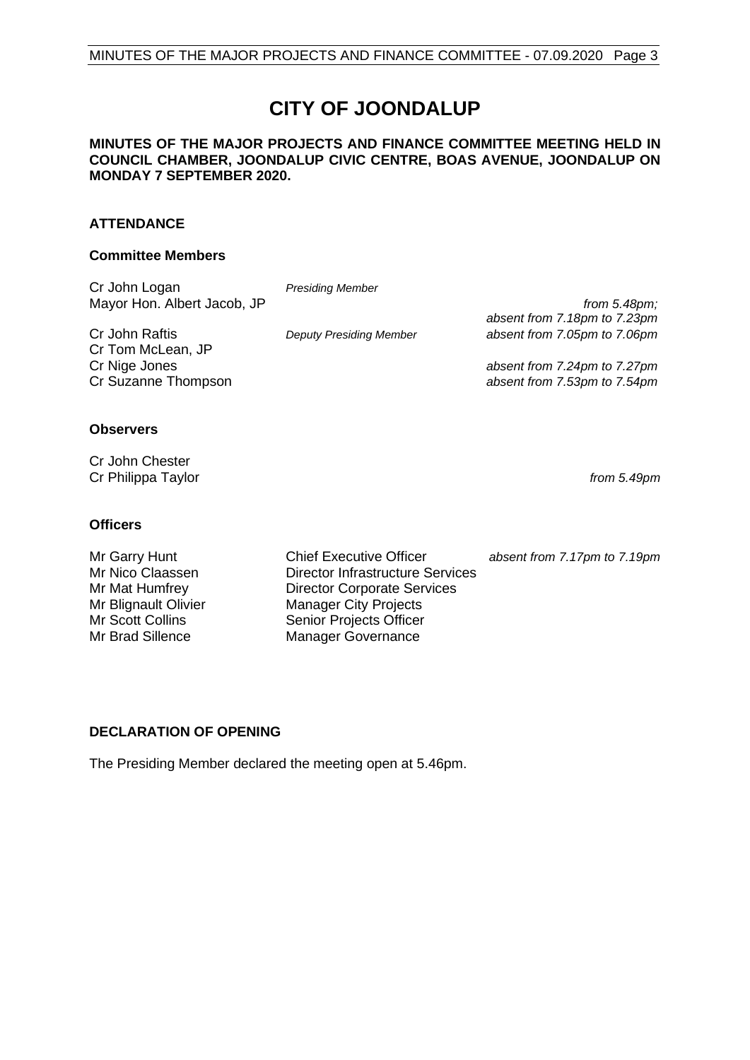# CITY OF JOONDALUP

**MINUTES OF THE MAJOR PROJECTS AND FINANCE COMMITTEE MEETING HELD IN COUNCIL CHAMBER, JOONDALUP CIVIC CENTRE, BOAS AVENUE, JOONDALUP ON MONDAY 7 SEPTEMBER 2020.**

## ATTENDANCE

### Committee Members

| | | |
|---|---|---|
| Cr John Logan | *Presiding Member* | |
| Mayor Hon. Albert Jacob, JP | | *from 5.48pm; absent from 7.18pm to 7.23pm* |
| Cr John Raftis | *Deputy Presiding Member* | *absent from 7.05pm to 7.06pm* |
| Cr Tom McLean, JP | | |
| Cr Nige Jones | | *absent from 7.24pm to 7.27pm* |
| Cr Suzanne Thompson | | *absent from 7.53pm to 7.54pm* |

### Observers

| | |
|---|---|
| Cr John Chester | |
| Cr Philippa Taylor | *from 5.49pm* |

### Officers

| | | |
|---|---|---|
| Mr Garry Hunt | Chief Executive Officer | *absent from 7.17pm to 7.19pm* |
| Mr Nico Claassen | Director Infrastructure Services | |
| Mr Mat Humfrey | Director Corporate Services | |
| Mr Blignault Olivier | Manager City Projects | |
| Mr Scott Collins | Senior Projects Officer | |
| Mr Brad Sillence | Manager Governance | |

## DECLARATION OF OPENING

The Presiding Member declared the meeting open at 5.46pm.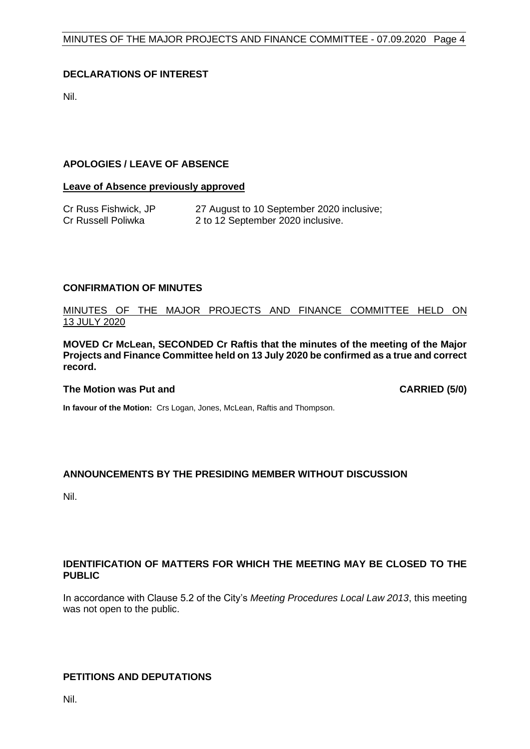## DECLARATIONS OF INTEREST

Nil.

## APOLOGIES / LEAVE OF ABSENCE

**Leave of Absence previously approved**

| | |
|---|---|
| Cr Russ Fishwick, JP | 27 August to 10 September 2020 inclusive; |
| Cr Russell Poliwka | 2 to 12 September 2020 inclusive. |

## CONFIRMATION OF MINUTES

MINUTES OF THE MAJOR PROJECTS AND FINANCE COMMITTEE HELD ON 13 JULY 2020

**MOVED Cr McLean, SECONDED Cr Raftis that the minutes of the meeting of the Major Projects and Finance Committee held on 13 July 2020 be confirmed as a true and correct record.**

**The Motion was Put and CARRIED (5/0)**

**In favour of the Motion:** Crs Logan, Jones, McLean, Raftis and Thompson.

## ANNOUNCEMENTS BY THE PRESIDING MEMBER WITHOUT DISCUSSION

Nil.

## IDENTIFICATION OF MATTERS FOR WHICH THE MEETING MAY BE CLOSED TO THE PUBLIC

In accordance with Clause 5.2 of the City's *Meeting Procedures Local Law 2013*, this meeting was not open to the public.

## PETITIONS AND DEPUTATIONS

Nil.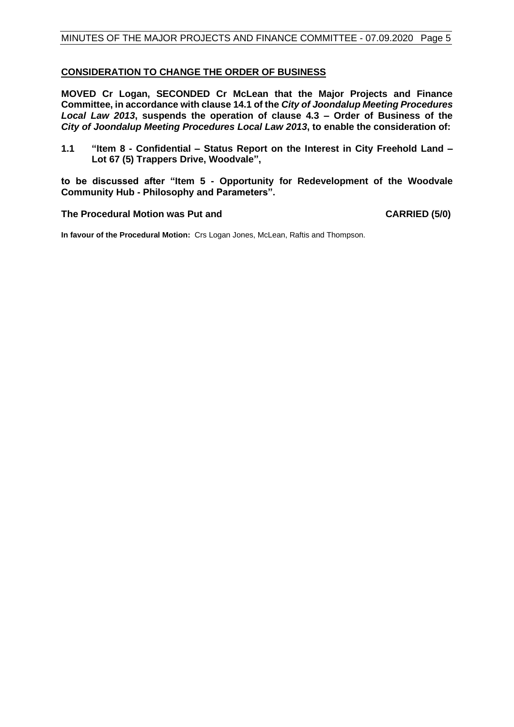## CONSIDERATION TO CHANGE THE ORDER OF BUSINESS

**MOVED Cr Logan, SECONDED Cr McLean that the Major Projects and Finance Committee, in accordance with clause 14.1 of the *City of Joondalup Meeting Procedures Local Law 2013*, suspends the operation of clause 4.3 – Order of Business of the *City of Joondalup Meeting Procedures Local Law 2013*, to enable the consideration of:**

**1.1 "Item 8 - Confidential – Status Report on the Interest in City Freehold Land – Lot 67 (5) Trappers Drive, Woodvale",**

**to be discussed after "Item 5 - Opportunity for Redevelopment of the Woodvale Community Hub - Philosophy and Parameters".**

**The Procedural Motion was Put and CARRIED (5/0)**

**In favour of the Procedural Motion:** Crs Logan Jones, McLean, Raftis and Thompson.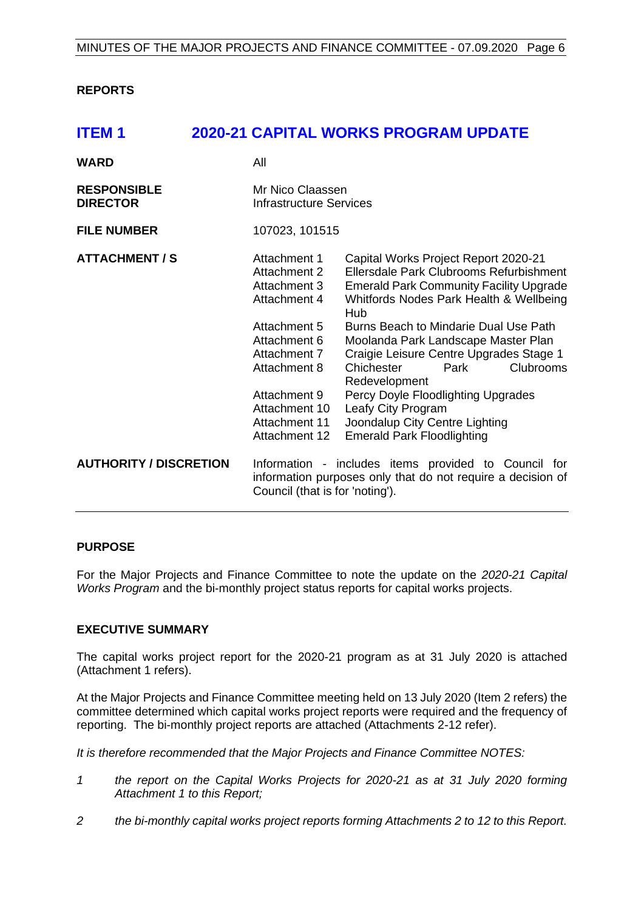## REPORTS

# ITEM 1 2020-21 CAPITAL WORKS PROGRAM UPDATE

| | | |
|---|---|---|
| **WARD** | All | |
| **RESPONSIBLE DIRECTOR** | Mr Nico Claassen<br>Infrastructure Services | |
| **FILE NUMBER** | 107023, 101515 | |
| **ATTACHMENT / S** | Attachment 1 | Capital Works Project Report 2020-21 |
| | Attachment 2 | Ellersdale Park Clubrooms Refurbishment |
| | Attachment 3 | Emerald Park Community Facility Upgrade |
| | Attachment 4 | Whitfords Nodes Park Health & Wellbeing Hub |
| | Attachment 5 | Burns Beach to Mindarie Dual Use Path |
| | Attachment 6 | Moolanda Park Landscape Master Plan |
| | Attachment 7 | Craigie Leisure Centre Upgrades Stage 1 |
| | Attachment 8 | Chichester Park Clubrooms Redevelopment |
| | Attachment 9 | Percy Doyle Floodlighting Upgrades |
| | Attachment 10 | Leafy City Program |
| | Attachment 11 | Joondalup City Centre Lighting |
| | Attachment 12 | Emerald Park Floodlighting |
| **AUTHORITY / DISCRETION** | Information - includes items provided to Council for information purposes only that do not require a decision of Council (that is for 'noting'). | |

## PURPOSE

For the Major Projects and Finance Committee to note the update on the *2020-21 Capital Works Program* and the bi-monthly project status reports for capital works projects.

## EXECUTIVE SUMMARY

The capital works project report for the 2020-21 program as at 31 July 2020 is attached (Attachment 1 refers).

At the Major Projects and Finance Committee meeting held on 13 July 2020 (Item 2 refers) the committee determined which capital works project reports were required and the frequency of reporting. The bi-monthly project reports are attached (Attachments 2-12 refer).

*It is therefore recommended that the Major Projects and Finance Committee NOTES:*

1. *the report on the Capital Works Projects for 2020-21 as at 31 July 2020 forming Attachment 1 to this Report;*
2. *the bi-monthly capital works project reports forming Attachments 2 to 12 to this Report.*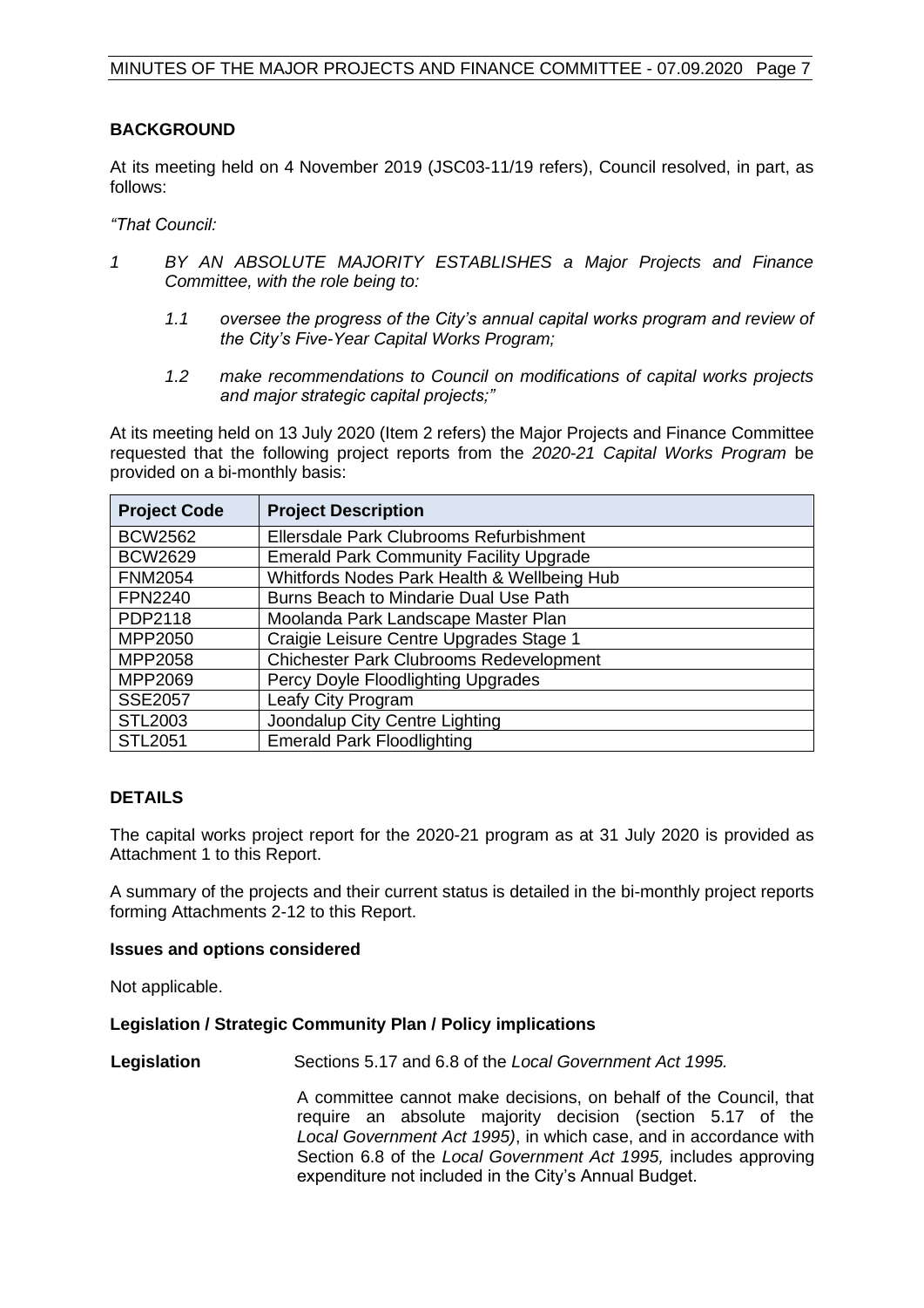## BACKGROUND

At its meeting held on 4 November 2019 (JSC03-11/19 refers), Council resolved, in part, as follows:

*"That Council:*

*1 BY AN ABSOLUTE MAJORITY ESTABLISHES a Major Projects and Finance Committee, with the role being to:*

*1.1 oversee the progress of the City's annual capital works program and review of the City's Five-Year Capital Works Program;*

*1.2 make recommendations to Council on modifications of capital works projects and major strategic capital projects;"*

At its meeting held on 13 July 2020 (Item 2 refers) the Major Projects and Finance Committee requested that the following project reports from the *2020-21 Capital Works Program* be provided on a bi-monthly basis:

| Project Code | Project Description |
|---|---|
| BCW2562 | Ellersdale Park Clubrooms Refurbishment |
| BCW2629 | Emerald Park Community Facility Upgrade |
| FNM2054 | Whitfords Nodes Park Health & Wellbeing Hub |
| FPN2240 | Burns Beach to Mindarie Dual Use Path |
| PDP2118 | Moolanda Park Landscape Master Plan |
| MPP2050 | Craigie Leisure Centre Upgrades Stage 1 |
| MPP2058 | Chichester Park Clubrooms Redevelopment |
| MPP2069 | Percy Doyle Floodlighting Upgrades |
| SSE2057 | Leafy City Program |
| STL2003 | Joondalup City Centre Lighting |
| STL2051 | Emerald Park Floodlighting |

## DETAILS

The capital works project report for the 2020-21 program as at 31 July 2020 is provided as Attachment 1 to this Report.

A summary of the projects and their current status is detailed in the bi-monthly project reports forming Attachments 2-12 to this Report.

### Issues and options considered

Not applicable.

### Legislation / Strategic Community Plan / Policy implications

**Legislation** Sections 5.17 and 6.8 of the *Local Government Act 1995.*

A committee cannot make decisions, on behalf of the Council, that require an absolute majority decision (section 5.17 of the *Local Government Act 1995)*, in which case, and in accordance with Section 6.8 of the *Local Government Act 1995,* includes approving expenditure not included in the City's Annual Budget.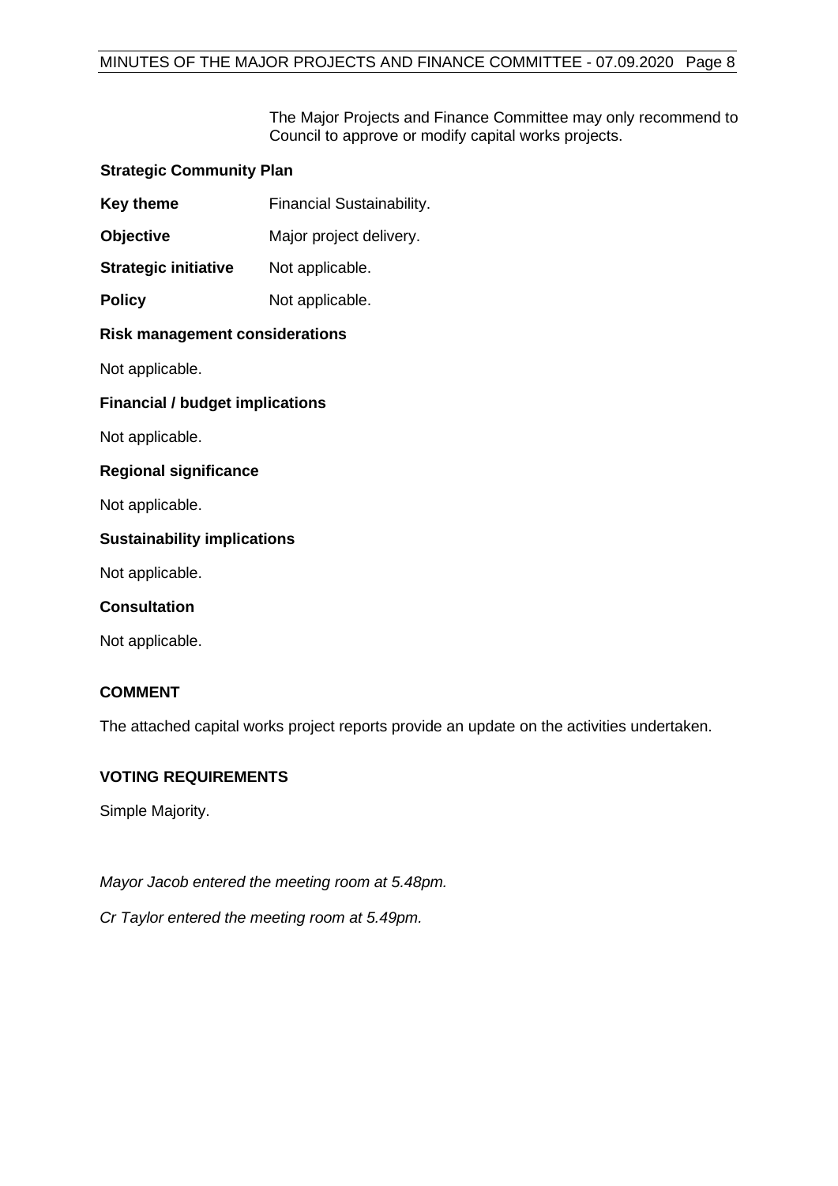The Major Projects and Finance Committee may only recommend to Council to approve or modify capital works projects.

**Strategic Community Plan**

| | |
|---|---|
| **Key theme** | Financial Sustainability. |
| **Objective** | Major project delivery. |
| **Strategic initiative** | Not applicable. |
| **Policy** | Not applicable. |

**Risk management considerations**

Not applicable.

**Financial / budget implications**

Not applicable.

**Regional significance**

Not applicable.

**Sustainability implications**

Not applicable.

**Consultation**

Not applicable.

**COMMENT**

The attached capital works project reports provide an update on the activities undertaken.

**VOTING REQUIREMENTS**

Simple Majority.

*Mayor Jacob entered the meeting room at 5.48pm.*

*Cr Taylor entered the meeting room at 5.49pm.*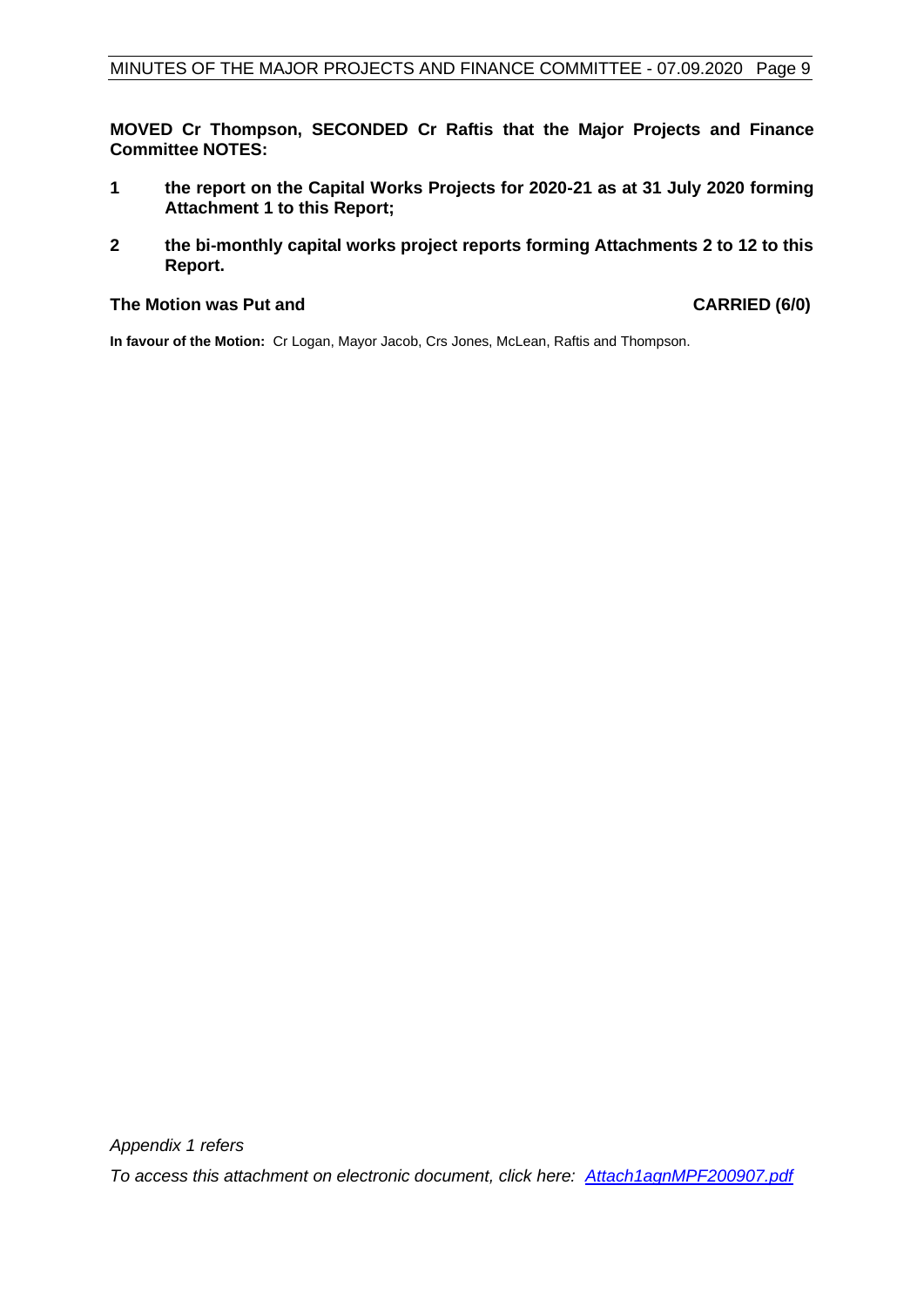**MOVED Cr Thompson, SECONDED Cr Raftis that the Major Projects and Finance Committee NOTES:**

1. **the report on the Capital Works Projects for 2020-21 as at 31 July 2020 forming Attachment 1 to this Report;**
2. **the bi-monthly capital works project reports forming Attachments 2 to 12 to this Report.**

**The Motion was Put and** **CARRIED (6/0)**

**In favour of the Motion:** Cr Logan, Mayor Jacob, Crs Jones, McLean, Raftis and Thompson.

*Appendix 1 refers*

*To access this attachment on electronic document, click here: Attach1agnMPF200907.pdf*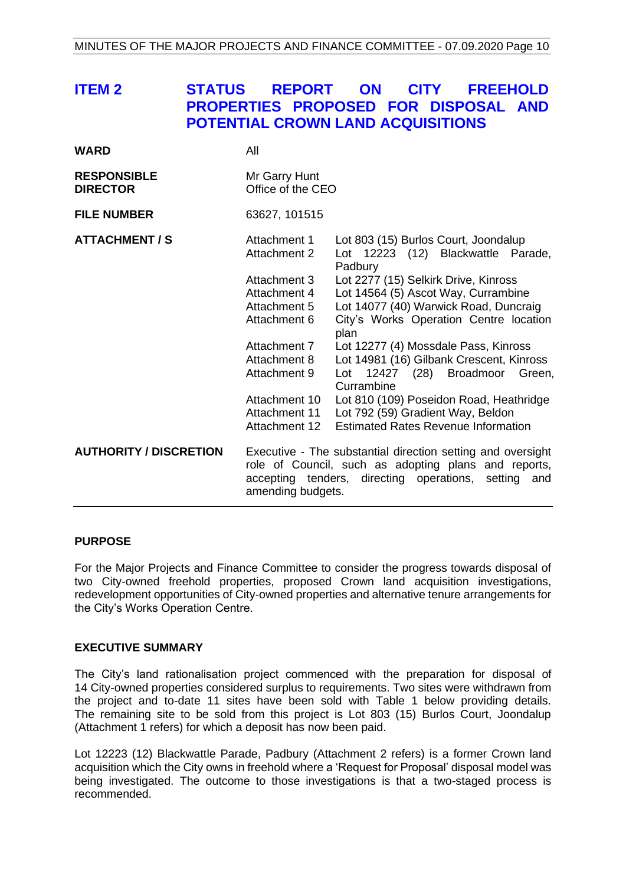## ITEM 2 STATUS REPORT ON CITY FREEHOLD PROPERTIES PROPOSED FOR DISPOSAL AND POTENTIAL CROWN LAND ACQUISITIONS

| | | |
|---|---|---|
| **WARD** | All | |
| **RESPONSIBLE DIRECTOR** | Mr Garry Hunt<br>Office of the CEO | |
| **FILE NUMBER** | 63627, 101515 | |
| **ATTACHMENT / S** | Attachment 1 | Lot 803 (15) Burlos Court, Joondalup |
| | Attachment 2 | Lot 12223 (12) Blackwattle Parade, Padbury |
| | Attachment 3 | Lot 2277 (15) Selkirk Drive, Kinross |
| | Attachment 4 | Lot 14564 (5) Ascot Way, Currambine |
| | Attachment 5 | Lot 14077 (40) Warwick Road, Duncraig |
| | Attachment 6 | City's Works Operation Centre location plan |
| | Attachment 7 | Lot 12277 (4) Mossdale Pass, Kinross |
| | Attachment 8 | Lot 14981 (16) Gilbank Crescent, Kinross |
| | Attachment 9 | Lot 12427 (28) Broadmoor Green, Currambine |
| | Attachment 10 | Lot 810 (109) Poseidon Road, Heathridge |
| | Attachment 11 | Lot 792 (59) Gradient Way, Beldon |
| | Attachment 12 | Estimated Rates Revenue Information |
| **AUTHORITY / DISCRETION** | Executive - The substantial direction setting and oversight role of Council, such as adopting plans and reports, accepting tenders, directing operations, setting and amending budgets. | |

### PURPOSE

For the Major Projects and Finance Committee to consider the progress towards disposal of two City-owned freehold properties, proposed Crown land acquisition investigations, redevelopment opportunities of City-owned properties and alternative tenure arrangements for the City's Works Operation Centre.

### EXECUTIVE SUMMARY

The City's land rationalisation project commenced with the preparation for disposal of 14 City-owned properties considered surplus to requirements. Two sites were withdrawn from the project and to-date 11 sites have been sold with Table 1 below providing details. The remaining site to be sold from this project is Lot 803 (15) Burlos Court, Joondalup (Attachment 1 refers) for which a deposit has now been paid.

Lot 12223 (12) Blackwattle Parade, Padbury (Attachment 2 refers) is a former Crown land acquisition which the City owns in freehold where a 'Request for Proposal' disposal model was being investigated. The outcome to those investigations is that a two-staged process is recommended.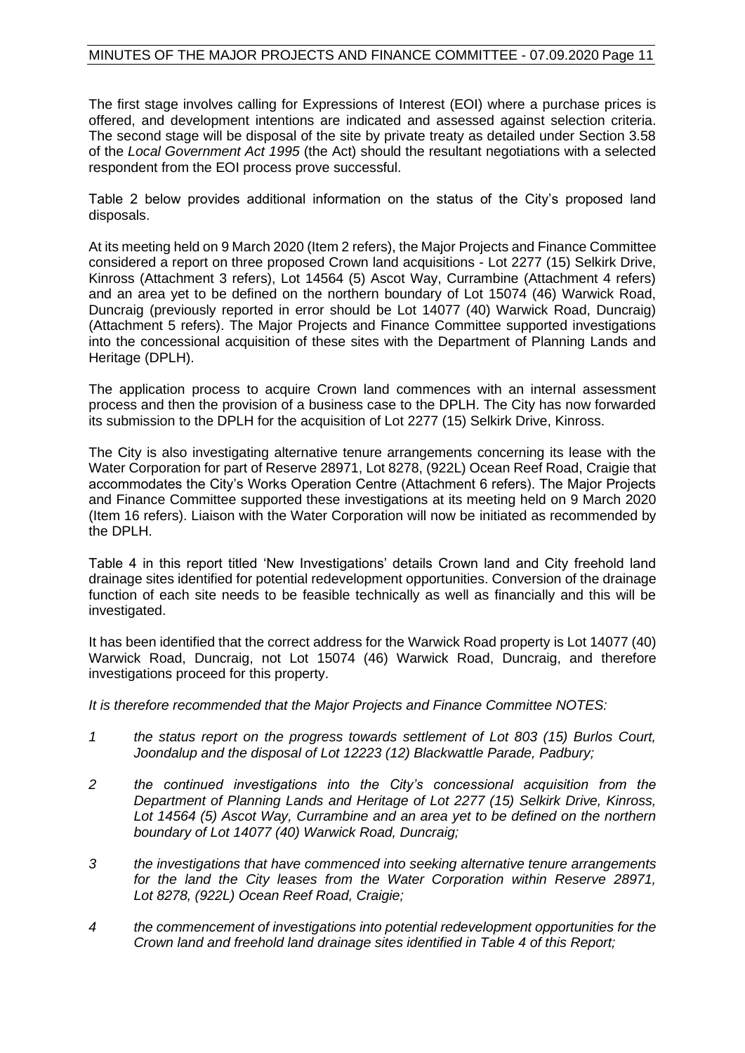The first stage involves calling for Expressions of Interest (EOI) where a purchase prices is offered, and development intentions are indicated and assessed against selection criteria. The second stage will be disposal of the site by private treaty as detailed under Section 3.58 of the *Local Government Act 1995* (the Act) should the resultant negotiations with a selected respondent from the EOI process prove successful.

Table 2 below provides additional information on the status of the City's proposed land disposals.

At its meeting held on 9 March 2020 (Item 2 refers), the Major Projects and Finance Committee considered a report on three proposed Crown land acquisitions - Lot 2277 (15) Selkirk Drive, Kinross (Attachment 3 refers), Lot 14564 (5) Ascot Way, Currambine (Attachment 4 refers) and an area yet to be defined on the northern boundary of Lot 15074 (46) Warwick Road, Duncraig (previously reported in error should be Lot 14077 (40) Warwick Road, Duncraig) (Attachment 5 refers). The Major Projects and Finance Committee supported investigations into the concessional acquisition of these sites with the Department of Planning Lands and Heritage (DPLH).

The application process to acquire Crown land commences with an internal assessment process and then the provision of a business case to the DPLH. The City has now forwarded its submission to the DPLH for the acquisition of Lot 2277 (15) Selkirk Drive, Kinross.

The City is also investigating alternative tenure arrangements concerning its lease with the Water Corporation for part of Reserve 28971, Lot 8278, (922L) Ocean Reef Road, Craigie that accommodates the City's Works Operation Centre (Attachment 6 refers). The Major Projects and Finance Committee supported these investigations at its meeting held on 9 March 2020 (Item 16 refers). Liaison with the Water Corporation will now be initiated as recommended by the DPLH.

Table 4 in this report titled 'New Investigations' details Crown land and City freehold land drainage sites identified for potential redevelopment opportunities. Conversion of the drainage function of each site needs to be feasible technically as well as financially and this will be investigated.

It has been identified that the correct address for the Warwick Road property is Lot 14077 (40) Warwick Road, Duncraig, not Lot 15074 (46) Warwick Road, Duncraig, and therefore investigations proceed for this property.

*It is therefore recommended that the Major Projects and Finance Committee NOTES:*

1. *the status report on the progress towards settlement of Lot 803 (15) Burlos Court, Joondalup and the disposal of Lot 12223 (12) Blackwattle Parade, Padbury;*
2. *the continued investigations into the City's concessional acquisition from the Department of Planning Lands and Heritage of Lot 2277 (15) Selkirk Drive, Kinross, Lot 14564 (5) Ascot Way, Currambine and an area yet to be defined on the northern boundary of Lot 14077 (40) Warwick Road, Duncraig;*
3. *the investigations that have commenced into seeking alternative tenure arrangements for the land the City leases from the Water Corporation within Reserve 28971, Lot 8278, (922L) Ocean Reef Road, Craigie;*
4. *the commencement of investigations into potential redevelopment opportunities for the Crown land and freehold land drainage sites identified in Table 4 of this Report;*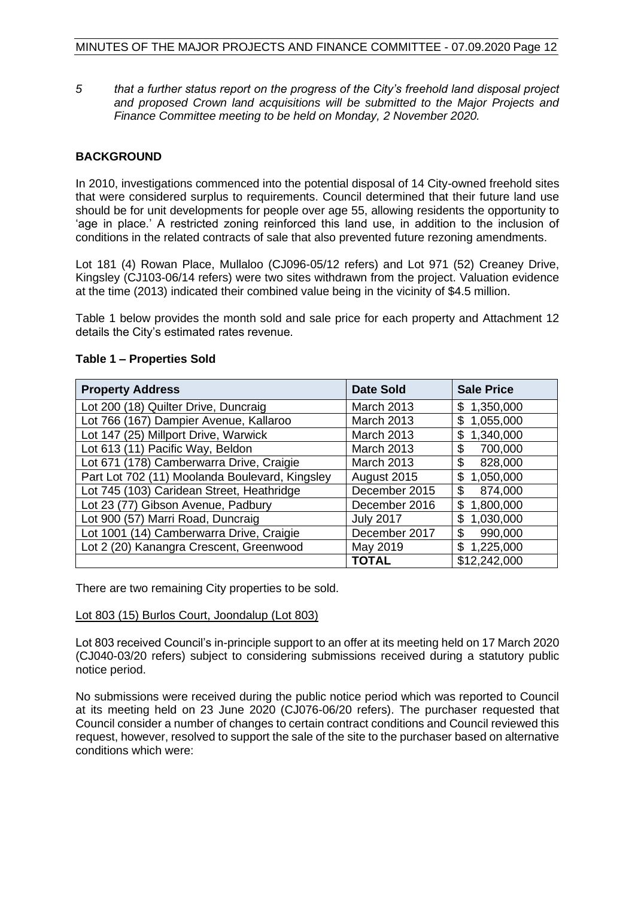5 *that a further status report on the progress of the City's freehold land disposal project and proposed Crown land acquisitions will be submitted to the Major Projects and Finance Committee meeting to be held on Monday, 2 November 2020.*

## BACKGROUND

In 2010, investigations commenced into the potential disposal of 14 City-owned freehold sites that were considered surplus to requirements. Council determined that their future land use should be for unit developments for people over age 55, allowing residents the opportunity to 'age in place.' A restricted zoning reinforced this land use, in addition to the inclusion of conditions in the related contracts of sale that also prevented future rezoning amendments.

Lot 181 (4) Rowan Place, Mullaloo (CJ096-05/12 refers) and Lot 971 (52) Creaney Drive, Kingsley (CJ103-06/14 refers) were two sites withdrawn from the project. Valuation evidence at the time (2013) indicated their combined value being in the vicinity of $4.5 million.

Table 1 below provides the month sold and sale price for each property and Attachment 12 details the City's estimated rates revenue.

**Table 1 – Properties Sold**

| Property Address | Date Sold | Sale Price |
|---|---|---|
| Lot 200 (18) Quilter Drive, Duncraig | March 2013 | $ 1,350,000 |
| Lot 766 (167) Dampier Avenue, Kallaroo | March 2013 | $ 1,055,000 |
| Lot 147 (25) Millport Drive, Warwick | March 2013 | $ 1,340,000 |
| Lot 613 (11) Pacific Way, Beldon | March 2013 | $ 700,000 |
| Lot 671 (178) Camberwarra Drive, Craigie | March 2013 | $ 828,000 |
| Part Lot 702 (11) Moolanda Boulevard, Kingsley | August 2015 | $ 1,050,000 |
| Lot 745 (103) Caridean Street, Heathridge | December 2015 | $ 874,000 |
| Lot 23 (77) Gibson Avenue, Padbury | December 2016 | $ 1,800,000 |
| Lot 900 (57) Marri Road, Duncraig | July 2017 | $ 1,030,000 |
| Lot 1001 (14) Camberwarra Drive, Craigie | December 2017 | $ 990,000 |
| Lot 2 (20) Kanangra Crescent, Greenwood | May 2019 | $ 1,225,000 |
| | **TOTAL** | $12,242,000 |

There are two remaining City properties to be sold.

Lot 803 (15) Burlos Court, Joondalup (Lot 803)

Lot 803 received Council's in-principle support to an offer at its meeting held on 17 March 2020 (CJ040-03/20 refers) subject to considering submissions received during a statutory public notice period.

No submissions were received during the public notice period which was reported to Council at its meeting held on 23 June 2020 (CJ076-06/20 refers). The purchaser requested that Council consider a number of changes to certain contract conditions and Council reviewed this request, however, resolved to support the sale of the site to the purchaser based on alternative conditions which were: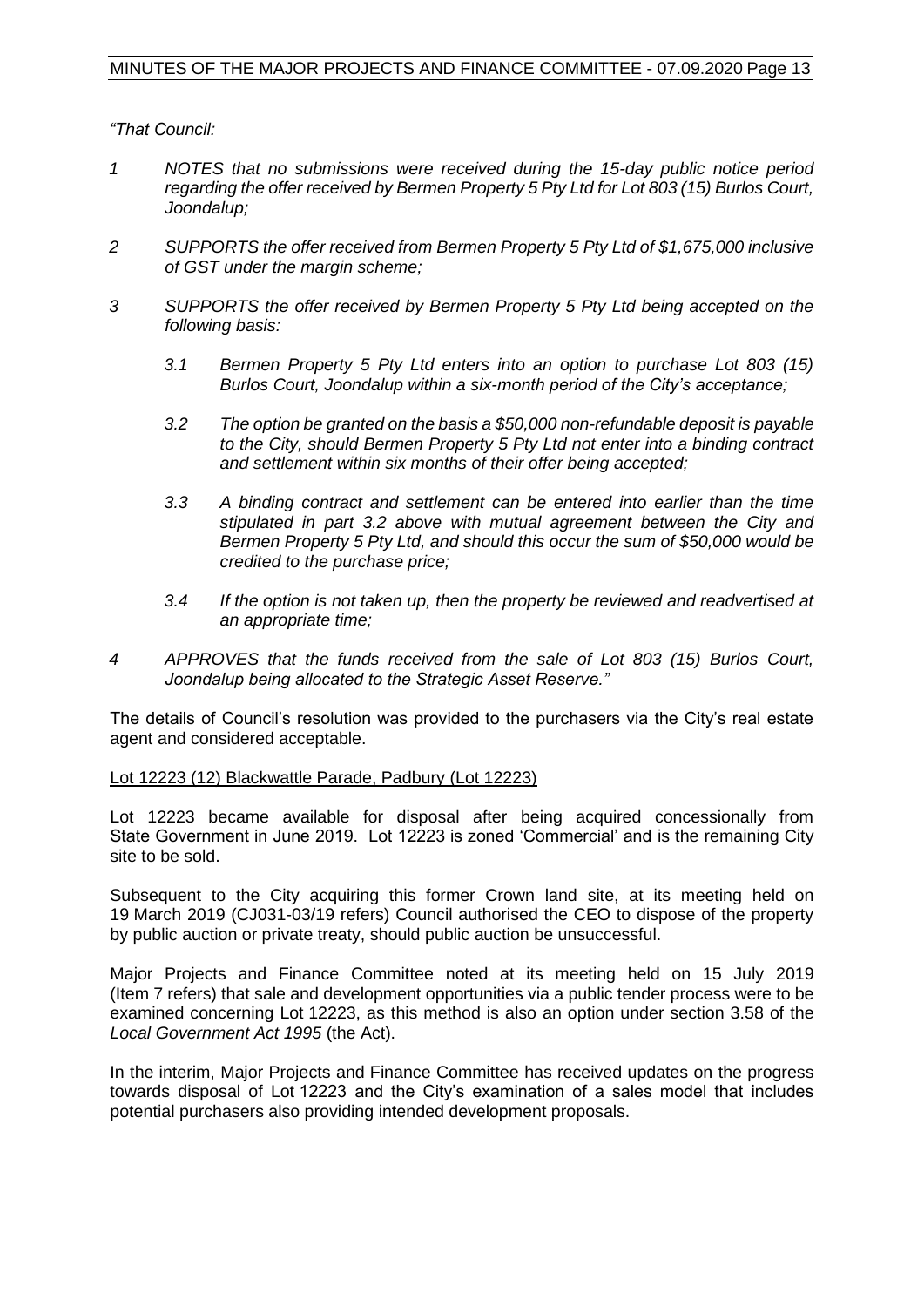*"That Council:*

*1 NOTES that no submissions were received during the 15-day public notice period regarding the offer received by Bermen Property 5 Pty Ltd for Lot 803 (15) Burlos Court, Joondalup;*

*2 SUPPORTS the offer received from Bermen Property 5 Pty Ltd of $1,675,000 inclusive of GST under the margin scheme;*

*3 SUPPORTS the offer received by Bermen Property 5 Pty Ltd being accepted on the following basis:*

*3.1 Bermen Property 5 Pty Ltd enters into an option to purchase Lot 803 (15) Burlos Court, Joondalup within a six-month period of the City's acceptance;*

*3.2 The option be granted on the basis a $50,000 non-refundable deposit is payable to the City, should Bermen Property 5 Pty Ltd not enter into a binding contract and settlement within six months of their offer being accepted;*

*3.3 A binding contract and settlement can be entered into earlier than the time stipulated in part 3.2 above with mutual agreement between the City and Bermen Property 5 Pty Ltd, and should this occur the sum of $50,000 would be credited to the purchase price;*

*3.4 If the option is not taken up, then the property be reviewed and readvertised at an appropriate time;*

*4 APPROVES that the funds received from the sale of Lot 803 (15) Burlos Court, Joondalup being allocated to the Strategic Asset Reserve."*

The details of Council's resolution was provided to the purchasers via the City's real estate agent and considered acceptable.

Lot 12223 (12) Blackwattle Parade, Padbury (Lot 12223)

Lot 12223 became available for disposal after being acquired concessionally from State Government in June 2019. Lot 12223 is zoned 'Commercial' and is the remaining City site to be sold.

Subsequent to the City acquiring this former Crown land site, at its meeting held on 19 March 2019 (CJ031-03/19 refers) Council authorised the CEO to dispose of the property by public auction or private treaty, should public auction be unsuccessful.

Major Projects and Finance Committee noted at its meeting held on 15 July 2019 (Item 7 refers) that sale and development opportunities via a public tender process were to be examined concerning Lot 12223, as this method is also an option under section 3.58 of the *Local Government Act 1995* (the Act).

In the interim, Major Projects and Finance Committee has received updates on the progress towards disposal of Lot 12223 and the City's examination of a sales model that includes potential purchasers also providing intended development proposals.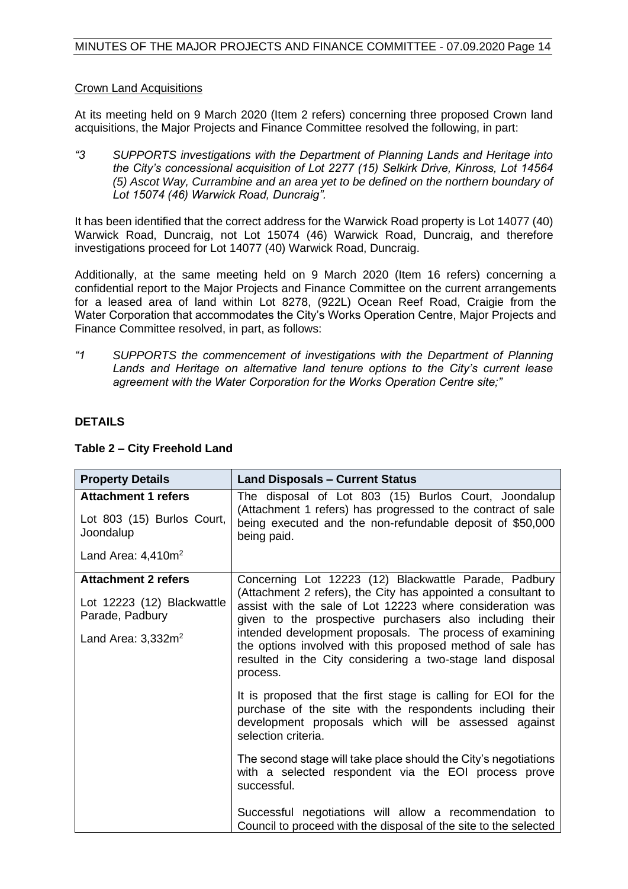Crown Land Acquisitions

At its meeting held on 9 March 2020 (Item 2 refers) concerning three proposed Crown land acquisitions, the Major Projects and Finance Committee resolved the following, in part:

*"3 SUPPORTS investigations with the Department of Planning Lands and Heritage into the City's concessional acquisition of Lot 2277 (15) Selkirk Drive, Kinross, Lot 14564 (5) Ascot Way, Currambine and an area yet to be defined on the northern boundary of Lot 15074 (46) Warwick Road, Duncraig".*

It has been identified that the correct address for the Warwick Road property is Lot 14077 (40) Warwick Road, Duncraig, not Lot 15074 (46) Warwick Road, Duncraig, and therefore investigations proceed for Lot 14077 (40) Warwick Road, Duncraig.

Additionally, at the same meeting held on 9 March 2020 (Item 16 refers) concerning a confidential report to the Major Projects and Finance Committee on the current arrangements for a leased area of land within Lot 8278, (922L) Ocean Reef Road, Craigie from the Water Corporation that accommodates the City's Works Operation Centre, Major Projects and Finance Committee resolved, in part, as follows:

*"1 SUPPORTS the commencement of investigations with the Department of Planning Lands and Heritage on alternative land tenure options to the City's current lease agreement with the Water Corporation for the Works Operation Centre site;"*

## DETAILS

**Table 2 – City Freehold Land**

| Property Details | Land Disposals – Current Status |
|---|---|
| **Attachment 1 refers**<br><br>Lot 803 (15) Burlos Court, Joondalup<br><br>Land Area: 4,410m$^2$ | The disposal of Lot 803 (15) Burlos Court, Joondalup (Attachment 1 refers) has progressed to the contract of sale being executed and the non-refundable deposit of $50,000 being paid. |
| **Attachment 2 refers**<br><br>Lot 12223 (12) Blackwattle Parade, Padbury<br><br>Land Area: 3,332m$^2$ | Concerning Lot 12223 (12) Blackwattle Parade, Padbury (Attachment 2 refers), the City has appointed a consultant to assist with the sale of Lot 12223 where consideration was given to the prospective purchasers also including their intended development proposals. The process of examining the options involved with this proposed method of sale has resulted in the City considering a two-stage land disposal process.<br><br>It is proposed that the first stage is calling for EOI for the purchase of the site with the respondents including their development proposals which will be assessed against selection criteria.<br><br>The second stage will take place should the City's negotiations with a selected respondent via the EOI process prove successful.<br><br>Successful negotiations will allow a recommendation to Council to proceed with the disposal of the site to the selected |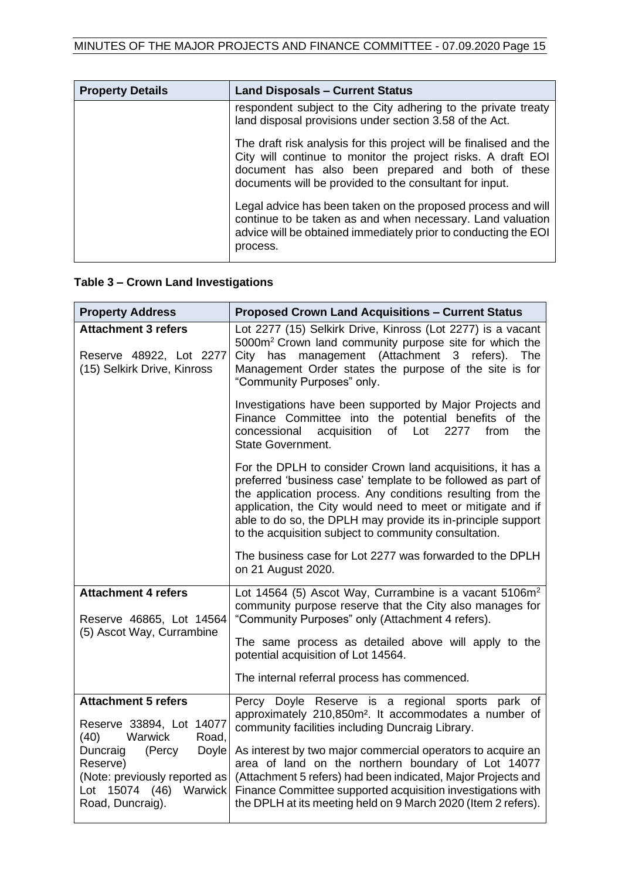| Property Details | Land Disposals – Current Status |
| --- | --- |
| | respondent subject to the City adhering to the private treaty land disposal provisions under section 3.58 of the Act.<br><br>The draft risk analysis for this project will be finalised and the City will continue to monitor the project risks. A draft EOI document has also been prepared and both of these documents will be provided to the consultant for input.<br><br>Legal advice has been taken on the proposed process and will continue to be taken as and when necessary. Land valuation advice will be obtained immediately prior to conducting the EOI process. |

**Table 3 – Crown Land Investigations**

| Property Address | Proposed Crown Land Acquisitions – Current Status |
| --- | --- |
| **Attachment 3 refers**<br><br>Reserve 48922, Lot 2277 (15) Selkirk Drive, Kinross | Lot 2277 (15) Selkirk Drive, Kinross (Lot 2277) is a vacant 5000m$^2$ Crown land community purpose site for which the City has management (Attachment 3 refers). The Management Order states the purpose of the site is for "Community Purposes" only.<br><br>Investigations have been supported by Major Projects and Finance Committee into the potential benefits of the concessional acquisition of Lot 2277 from the State Government.<br><br>For the DPLH to consider Crown land acquisitions, it has a preferred 'business case' template to be followed as part of the application process. Any conditions resulting from the application, the City would need to meet or mitigate and if able to do so, the DPLH may provide its in-principle support to the acquisition subject to community consultation.<br><br>The business case for Lot 2277 was forwarded to the DPLH on 21 August 2020. |
| **Attachment 4 refers**<br><br>Reserve 46865, Lot 14564 (5) Ascot Way, Currambine | Lot 14564 (5) Ascot Way, Currambine is a vacant 5106m$^2$ community purpose reserve that the City also manages for "Community Purposes" only (Attachment 4 refers).<br><br>The same process as detailed above will apply to the potential acquisition of Lot 14564.<br><br>The internal referral process has commenced. |
| **Attachment 5 refers**<br><br>Reserve 33894, Lot 14077 (40) Warwick Road, Duncraig (Percy Doyle Reserve)<br>(Note: previously reported as Lot 15074 (46) Warwick Road, Duncraig). | Percy Doyle Reserve is a regional sports park of approximately 210,850m$^2$. It accommodates a number of community facilities including Duncraig Library.<br><br>As interest by two major commercial operators to acquire an area of land on the northern boundary of Lot 14077 (Attachment 5 refers) had been indicated, Major Projects and Finance Committee supported acquisition investigations with the DPLH at its meeting held on 9 March 2020 (Item 2 refers). |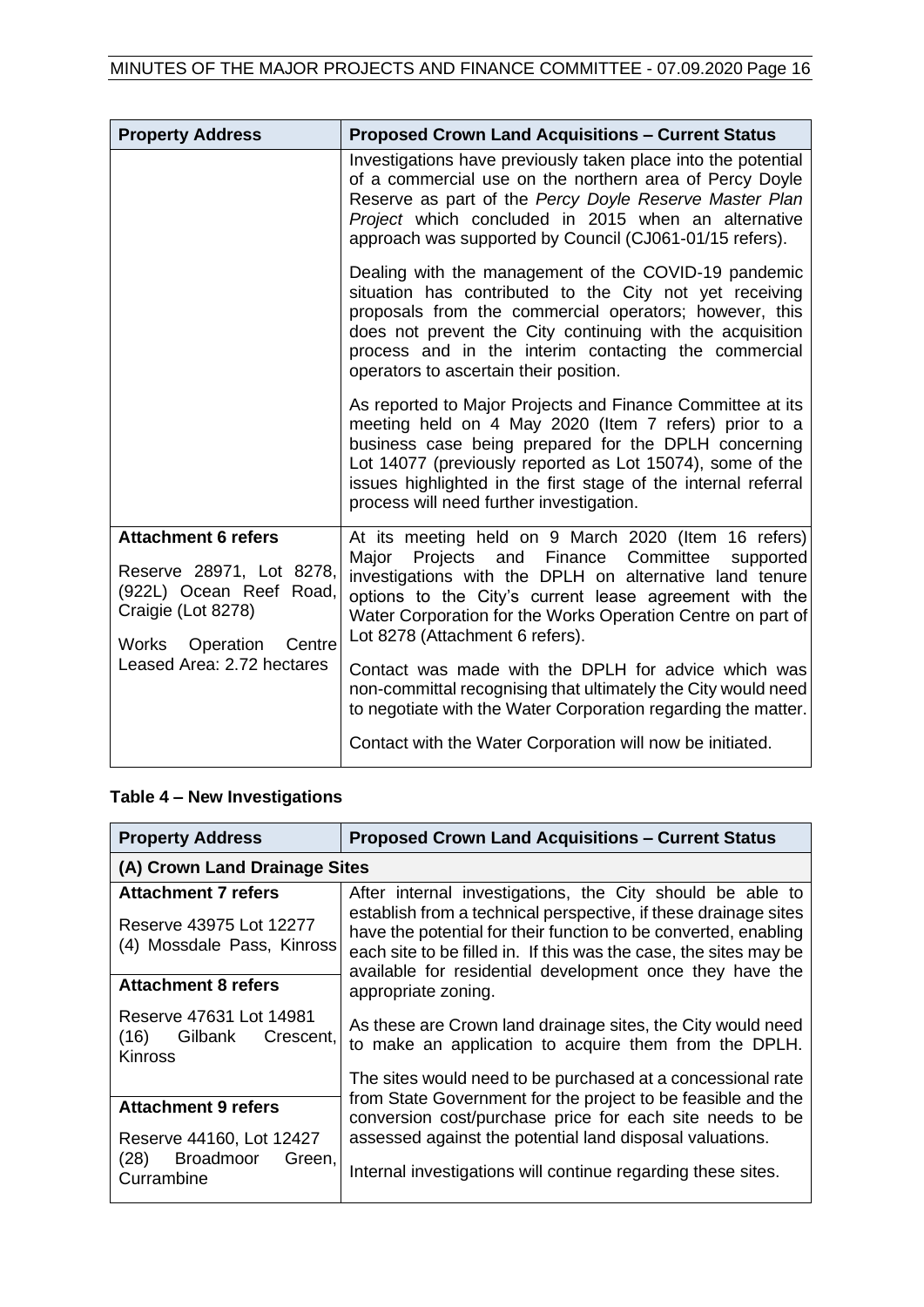| **Property Address** | **Proposed Crown Land Acquisitions – Current Status** |
|---|---|
| | Investigations have previously taken place into the potential of a commercial use on the northern area of Percy Doyle Reserve as part of the *Percy Doyle Reserve Master Plan Project* which concluded in 2015 when an alternative approach was supported by Council (CJ061-01/15 refers).<br><br>Dealing with the management of the COVID-19 pandemic situation has contributed to the City not yet receiving proposals from the commercial operators; however, this does not prevent the City continuing with the acquisition process and in the interim contacting the commercial operators to ascertain their position.<br><br>As reported to Major Projects and Finance Committee at its meeting held on 4 May 2020 (Item 7 refers) prior to a business case being prepared for the DPLH concerning Lot 14077 (previously reported as Lot 15074), some of the issues highlighted in the first stage of the internal referral process will need further investigation. |
| **Attachment 6 refers**<br><br>Reserve 28971, Lot 8278, (922L) Ocean Reef Road, Craigie (Lot 8278)<br><br>Works Operation Centre Leased Area: 2.72 hectares | At its meeting held on 9 March 2020 (Item 16 refers) Major Projects and Finance Committee supported investigations with the DPLH on alternative land tenure options to the City's current lease agreement with the Water Corporation for the Works Operation Centre on part of Lot 8278 (Attachment 6 refers).<br><br>Contact was made with the DPLH for advice which was non-committal recognising that ultimately the City would need to negotiate with the Water Corporation regarding the matter.<br><br>Contact with the Water Corporation will now be initiated. |

**Table 4 – New Investigations**

| **Property Address** | **Proposed Crown Land Acquisitions – Current Status** |
|---|---|
| **(A) Crown Land Drainage Sites** | |
| **Attachment 7 refers**<br><br>Reserve 43975 Lot 12277 (4) Mossdale Pass, Kinross<br><br>**Attachment 8 refers**<br><br>Reserve 47631 Lot 14981 (16) Gilbank Crescent, Kinross<br><br>**Attachment 9 refers**<br><br>Reserve 44160, Lot 12427 (28) Broadmoor Green, Currambine | After internal investigations, the City should be able to establish from a technical perspective, if these drainage sites have the potential for their function to be converted, enabling each site to be filled in. If this was the case, the sites may be available for residential development once they have the appropriate zoning.<br><br>As these are Crown land drainage sites, the City would need to make an application to acquire them from the DPLH.<br><br>The sites would need to be purchased at a concessional rate from State Government for the project to be feasible and the conversion cost/purchase price for each site needs to be assessed against the potential land disposal valuations.<br><br>Internal investigations will continue regarding these sites. |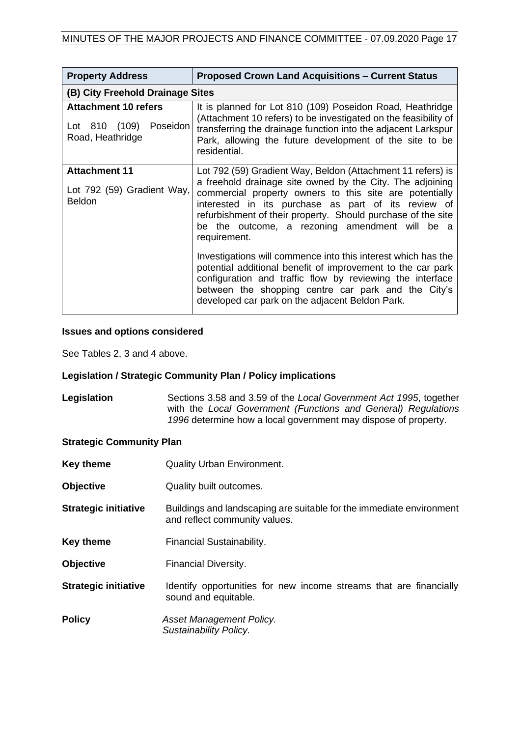| Property Address | Proposed Crown Land Acquisitions – Current Status |
|---|---|
| **(B) City Freehold Drainage Sites** | |
| **Attachment 10 refers**<br><br>Lot 810 (109) Poseidon Road, Heathridge | It is planned for Lot 810 (109) Poseidon Road, Heathridge (Attachment 10 refers) to be investigated on the feasibility of transferring the drainage function into the adjacent Larkspur Park, allowing the future development of the site to be residential. |
| **Attachment 11**<br><br>Lot 792 (59) Gradient Way, Beldon | Lot 792 (59) Gradient Way, Beldon (Attachment 11 refers) is a freehold drainage site owned by the City. The adjoining commercial property owners to this site are potentially interested in its purchase as part of its review of refurbishment of their property. Should purchase of the site be the outcome, a rezoning amendment will be a requirement.<br><br>Investigations will commence into this interest which has the potential additional benefit of improvement to the car park configuration and traffic flow by reviewing the interface between the shopping centre car park and the City's developed car park on the adjacent Beldon Park. |

**Issues and options considered**

See Tables 2, 3 and 4 above.

**Legislation / Strategic Community Plan / Policy implications**

**Legislation** — Sections 3.58 and 3.59 of the *Local Government Act 1995*, together with the *Local Government (Functions and General) Regulations 1996* determine how a local government may dispose of property.

**Strategic Community Plan**

**Key theme** — Quality Urban Environment.

**Objective** — Quality built outcomes.

**Strategic initiative** — Buildings and landscaping are suitable for the immediate environment and reflect community values.

**Key theme** — Financial Sustainability.

**Objective** — Financial Diversity.

**Strategic initiative** — Identify opportunities for new income streams that are financially sound and equitable.

**Policy** — *Asset Management Policy.*
*Sustainability Policy.*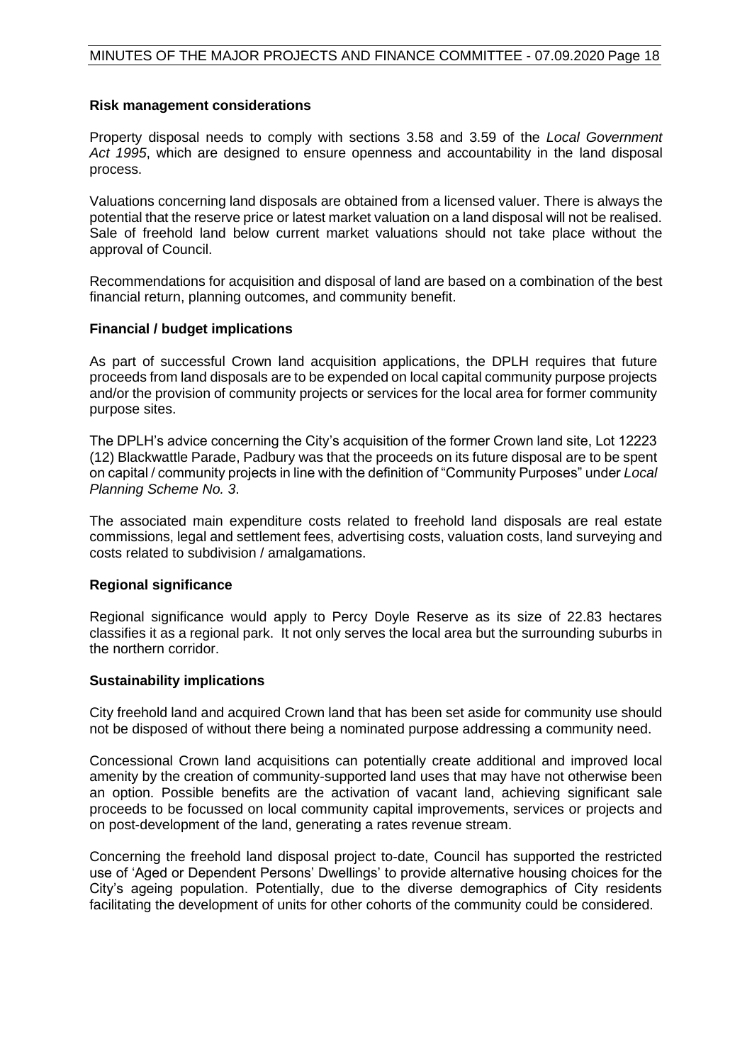**Risk management considerations**

Property disposal needs to comply with sections 3.58 and 3.59 of the *Local Government Act 1995*, which are designed to ensure openness and accountability in the land disposal process.

Valuations concerning land disposals are obtained from a licensed valuer. There is always the potential that the reserve price or latest market valuation on a land disposal will not be realised. Sale of freehold land below current market valuations should not take place without the approval of Council.

Recommendations for acquisition and disposal of land are based on a combination of the best financial return, planning outcomes, and community benefit.

**Financial / budget implications**

As part of successful Crown land acquisition applications, the DPLH requires that future proceeds from land disposals are to be expended on local capital community purpose projects and/or the provision of community projects or services for the local area for former community purpose sites.

The DPLH's advice concerning the City's acquisition of the former Crown land site, Lot 12223 (12) Blackwattle Parade, Padbury was that the proceeds on its future disposal are to be spent on capital / community projects in line with the definition of "Community Purposes" under *Local Planning Scheme No. 3*.

The associated main expenditure costs related to freehold land disposals are real estate commissions, legal and settlement fees, advertising costs, valuation costs, land surveying and costs related to subdivision / amalgamations.

**Regional significance**

Regional significance would apply to Percy Doyle Reserve as its size of 22.83 hectares classifies it as a regional park. It not only serves the local area but the surrounding suburbs in the northern corridor.

**Sustainability implications**

City freehold land and acquired Crown land that has been set aside for community use should not be disposed of without there being a nominated purpose addressing a community need.

Concessional Crown land acquisitions can potentially create additional and improved local amenity by the creation of community-supported land uses that may have not otherwise been an option. Possible benefits are the activation of vacant land, achieving significant sale proceeds to be focussed on local community capital improvements, services or projects and on post-development of the land, generating a rates revenue stream.

Concerning the freehold land disposal project to-date, Council has supported the restricted use of 'Aged or Dependent Persons' Dwellings' to provide alternative housing choices for the City's ageing population. Potentially, due to the diverse demographics of City residents facilitating the development of units for other cohorts of the community could be considered.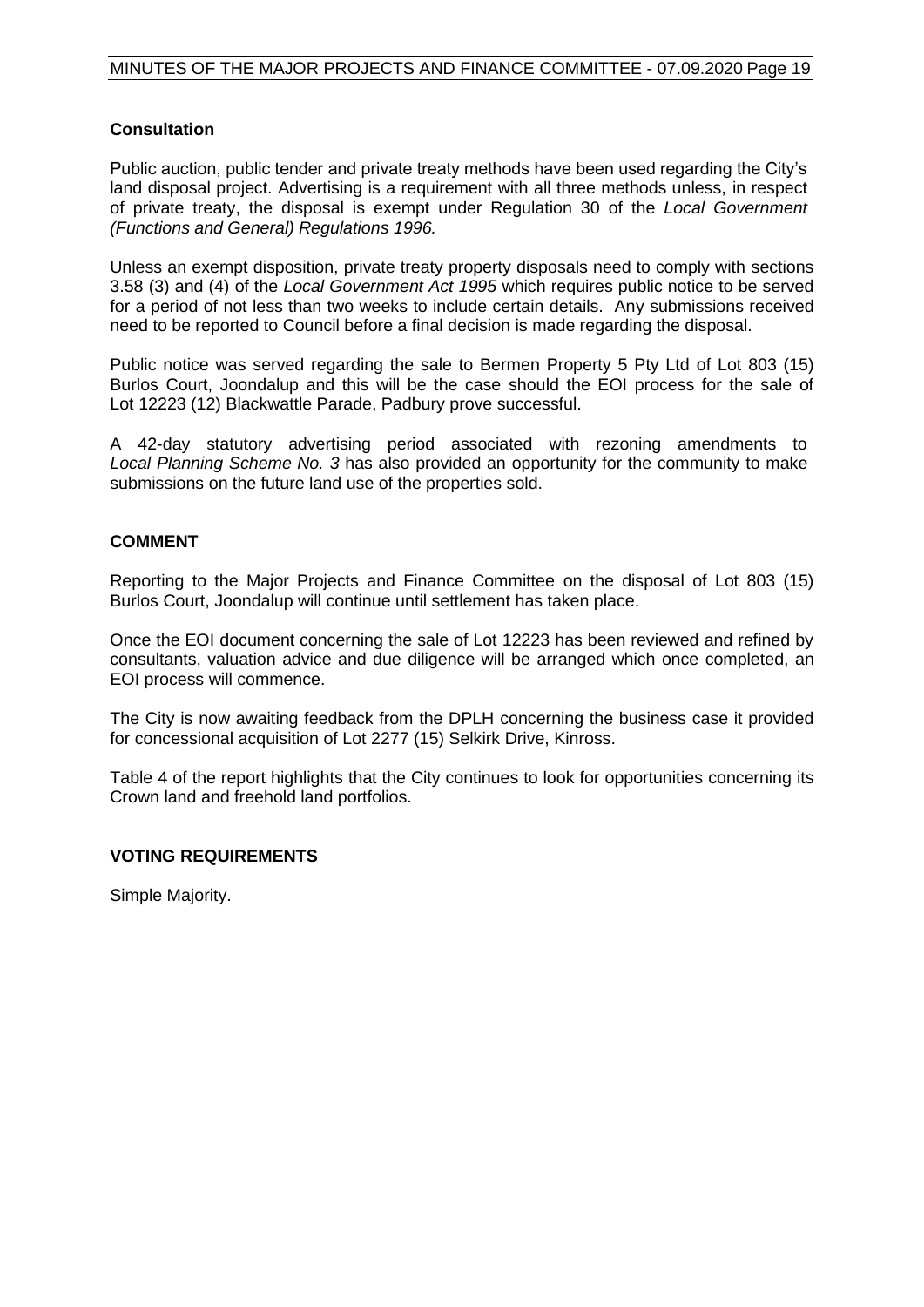### Consultation

Public auction, public tender and private treaty methods have been used regarding the City's land disposal project. Advertising is a requirement with all three methods unless, in respect of private treaty, the disposal is exempt under Regulation 30 of the *Local Government (Functions and General) Regulations 1996.*

Unless an exempt disposition, private treaty property disposals need to comply with sections 3.58 (3) and (4) of the *Local Government Act 1995* which requires public notice to be served for a period of not less than two weeks to include certain details. Any submissions received need to be reported to Council before a final decision is made regarding the disposal.

Public notice was served regarding the sale to Bermen Property 5 Pty Ltd of Lot 803 (15) Burlos Court, Joondalup and this will be the case should the EOI process for the sale of Lot 12223 (12) Blackwattle Parade, Padbury prove successful.

A 42-day statutory advertising period associated with rezoning amendments to *Local Planning Scheme No. 3* has also provided an opportunity for the community to make submissions on the future land use of the properties sold.

## COMMENT

Reporting to the Major Projects and Finance Committee on the disposal of Lot 803 (15) Burlos Court, Joondalup will continue until settlement has taken place.

Once the EOI document concerning the sale of Lot 12223 has been reviewed and refined by consultants, valuation advice and due diligence will be arranged which once completed, an EOI process will commence.

The City is now awaiting feedback from the DPLH concerning the business case it provided for concessional acquisition of Lot 2277 (15) Selkirk Drive, Kinross.

Table 4 of the report highlights that the City continues to look for opportunities concerning its Crown land and freehold land portfolios.

## VOTING REQUIREMENTS

Simple Majority.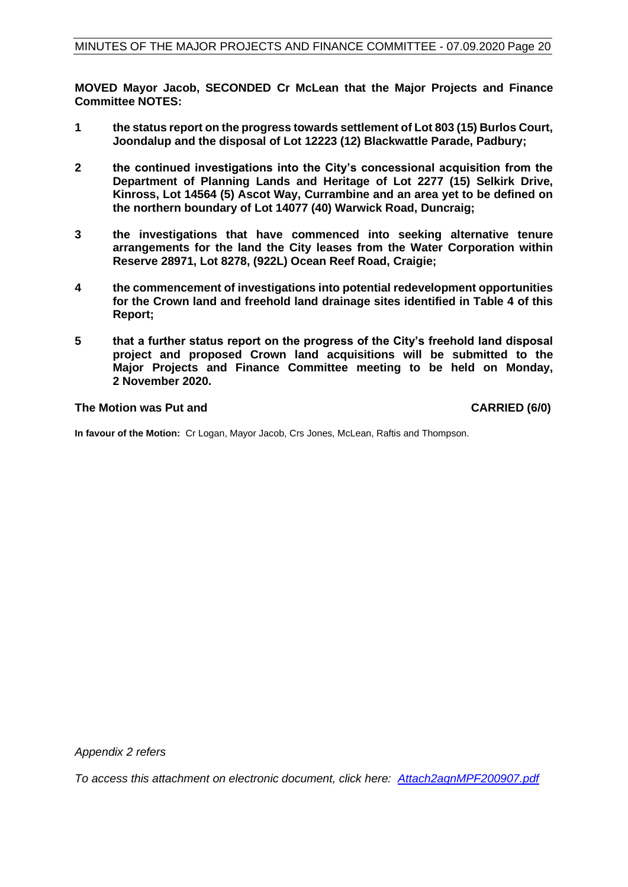**MOVED Mayor Jacob, SECONDED Cr McLean that the Major Projects and Finance Committee NOTES:**

1. **the status report on the progress towards settlement of Lot 803 (15) Burlos Court, Joondalup and the disposal of Lot 12223 (12) Blackwattle Parade, Padbury;**
2. **the continued investigations into the City's concessional acquisition from the Department of Planning Lands and Heritage of Lot 2277 (15) Selkirk Drive, Kinross, Lot 14564 (5) Ascot Way, Currambine and an area yet to be defined on the northern boundary of Lot 14077 (40) Warwick Road, Duncraig;**
3. **the investigations that have commenced into seeking alternative tenure arrangements for the land the City leases from the Water Corporation within Reserve 28971, Lot 8278, (922L) Ocean Reef Road, Craigie;**
4. **the commencement of investigations into potential redevelopment opportunities for the Crown land and freehold land drainage sites identified in Table 4 of this Report;**
5. **that a further status report on the progress of the City's freehold land disposal project and proposed Crown land acquisitions will be submitted to the Major Projects and Finance Committee meeting to be held on Monday, 2 November 2020.**

**The Motion was Put and CARRIED (6/0)**

**In favour of the Motion:** Cr Logan, Mayor Jacob, Crs Jones, McLean, Raftis and Thompson.

*Appendix 2 refers*

*To access this attachment on electronic document, click here: Attach2agnMPF200907.pdf*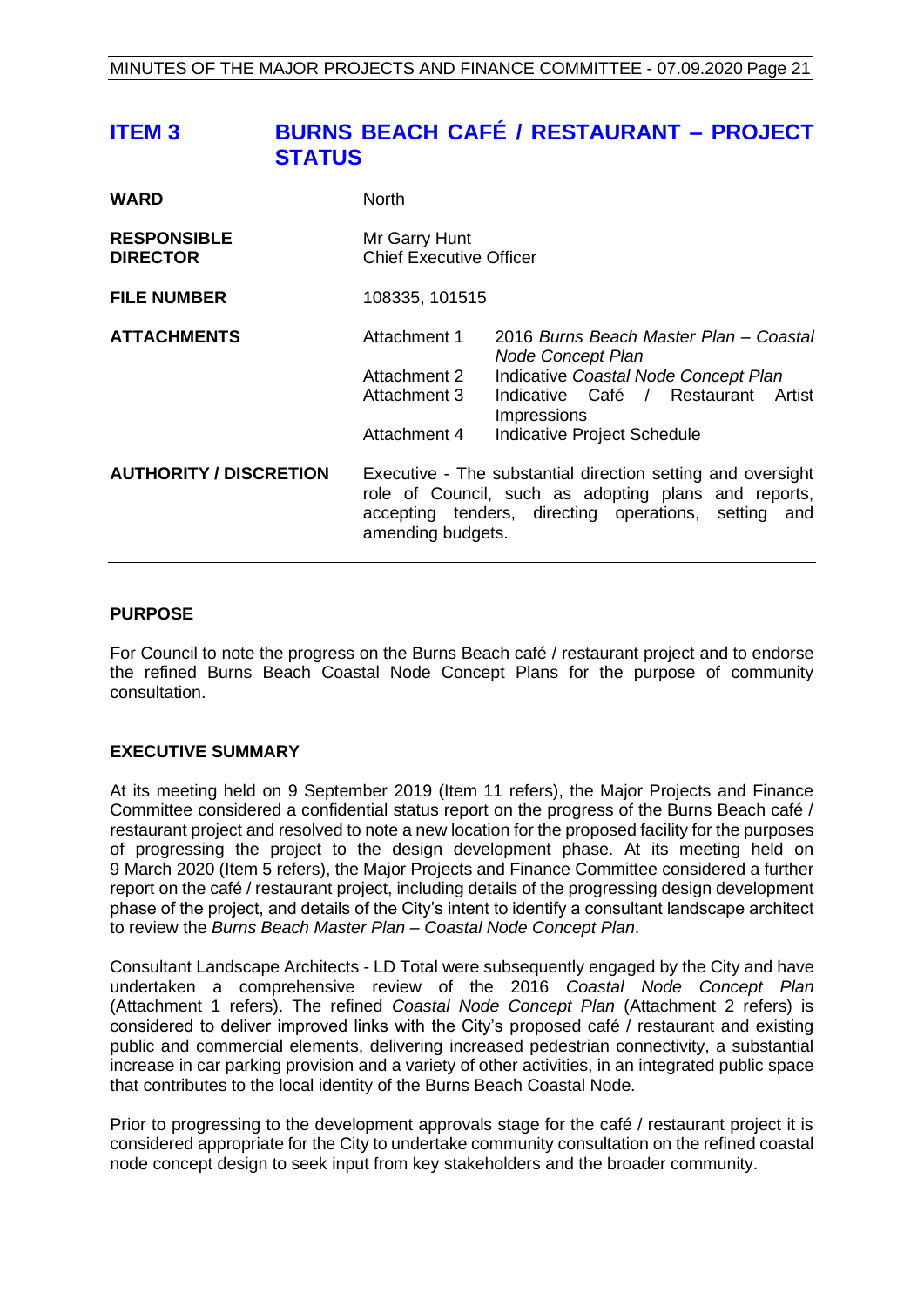## ITEM 3 BURNS BEACH CAFÉ / RESTAURANT – PROJECT STATUS

| | | |
|---|---|---|
| **WARD** | North | |
| **RESPONSIBLE DIRECTOR** | Mr Garry Hunt<br>Chief Executive Officer | |
| **FILE NUMBER** | 108335, 101515 | |
| **ATTACHMENTS** | Attachment 1 | 2016 *Burns Beach Master Plan – Coastal Node Concept Plan* |
| | Attachment 2 | Indicative *Coastal Node Concept Plan* |
| | Attachment 3 | Indicative Café / Restaurant Artist Impressions |
| | Attachment 4 | Indicative Project Schedule |
| **AUTHORITY / DISCRETION** | Executive - The substantial direction setting and oversight role of Council, such as adopting plans and reports, accepting tenders, directing operations, setting and amending budgets. | |

### PURPOSE

For Council to note the progress on the Burns Beach café / restaurant project and to endorse the refined Burns Beach Coastal Node Concept Plans for the purpose of community consultation.

### EXECUTIVE SUMMARY

At its meeting held on 9 September 2019 (Item 11 refers), the Major Projects and Finance Committee considered a confidential status report on the progress of the Burns Beach café / restaurant project and resolved to note a new location for the proposed facility for the purposes of progressing the project to the design development phase. At its meeting held on 9 March 2020 (Item 5 refers), the Major Projects and Finance Committee considered a further report on the café / restaurant project, including details of the progressing design development phase of the project, and details of the City's intent to identify a consultant landscape architect to review the *Burns Beach Master Plan – Coastal Node Concept Plan*.

Consultant Landscape Architects - LD Total were subsequently engaged by the City and have undertaken a comprehensive review of the 2016 *Coastal Node Concept Plan* (Attachment 1 refers). The refined *Coastal Node Concept Plan* (Attachment 2 refers) is considered to deliver improved links with the City's proposed café / restaurant and existing public and commercial elements, delivering increased pedestrian connectivity, a substantial increase in car parking provision and a variety of other activities, in an integrated public space that contributes to the local identity of the Burns Beach Coastal Node.

Prior to progressing to the development approvals stage for the café / restaurant project it is considered appropriate for the City to undertake community consultation on the refined coastal node concept design to seek input from key stakeholders and the broader community.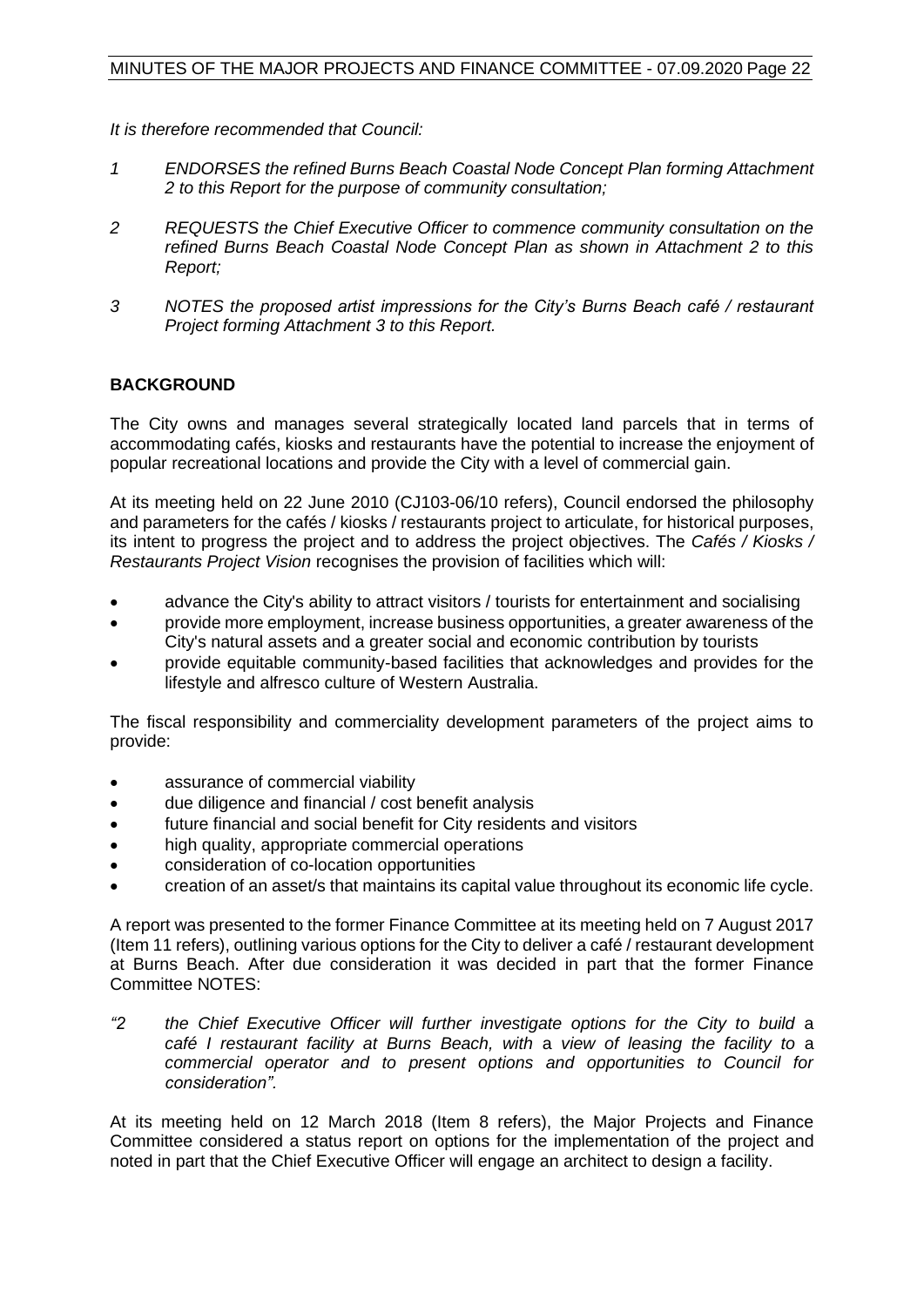*It is therefore recommended that Council:*

*1 ENDORSES the refined Burns Beach Coastal Node Concept Plan forming Attachment 2 to this Report for the purpose of community consultation;*

*2 REQUESTS the Chief Executive Officer to commence community consultation on the refined Burns Beach Coastal Node Concept Plan as shown in Attachment 2 to this Report;*

*3 NOTES the proposed artist impressions for the City's Burns Beach café / restaurant Project forming Attachment 3 to this Report.*

**BACKGROUND**

The City owns and manages several strategically located land parcels that in terms of accommodating cafés, kiosks and restaurants have the potential to increase the enjoyment of popular recreational locations and provide the City with a level of commercial gain.

At its meeting held on 22 June 2010 (CJ103-06/10 refers), Council endorsed the philosophy and parameters for the cafés / kiosks / restaurants project to articulate, for historical purposes, its intent to progress the project and to address the project objectives. The *Cafés / Kiosks / Restaurants Project Vision* recognises the provision of facilities which will:

- advance the City's ability to attract visitors / tourists for entertainment and socialising
- provide more employment, increase business opportunities, a greater awareness of the City's natural assets and a greater social and economic contribution by tourists
- provide equitable community-based facilities that acknowledges and provides for the lifestyle and alfresco culture of Western Australia.

The fiscal responsibility and commerciality development parameters of the project aims to provide:

- assurance of commercial viability
- due diligence and financial / cost benefit analysis
- future financial and social benefit for City residents and visitors
- high quality, appropriate commercial operations
- consideration of co-location opportunities
- creation of an asset/s that maintains its capital value throughout its economic life cycle.

A report was presented to the former Finance Committee at its meeting held on 7 August 2017 (Item 11 refers), outlining various options for the City to deliver a café / restaurant development at Burns Beach. After due consideration it was decided in part that the former Finance Committee NOTES:

*"2 the Chief Executive Officer will further investigate options for the City to build* a *café I restaurant facility at Burns Beach, with* a *view of leasing the facility to* a *commercial operator and to present options and opportunities to Council for consideration".*

At its meeting held on 12 March 2018 (Item 8 refers), the Major Projects and Finance Committee considered a status report on options for the implementation of the project and noted in part that the Chief Executive Officer will engage an architect to design a facility.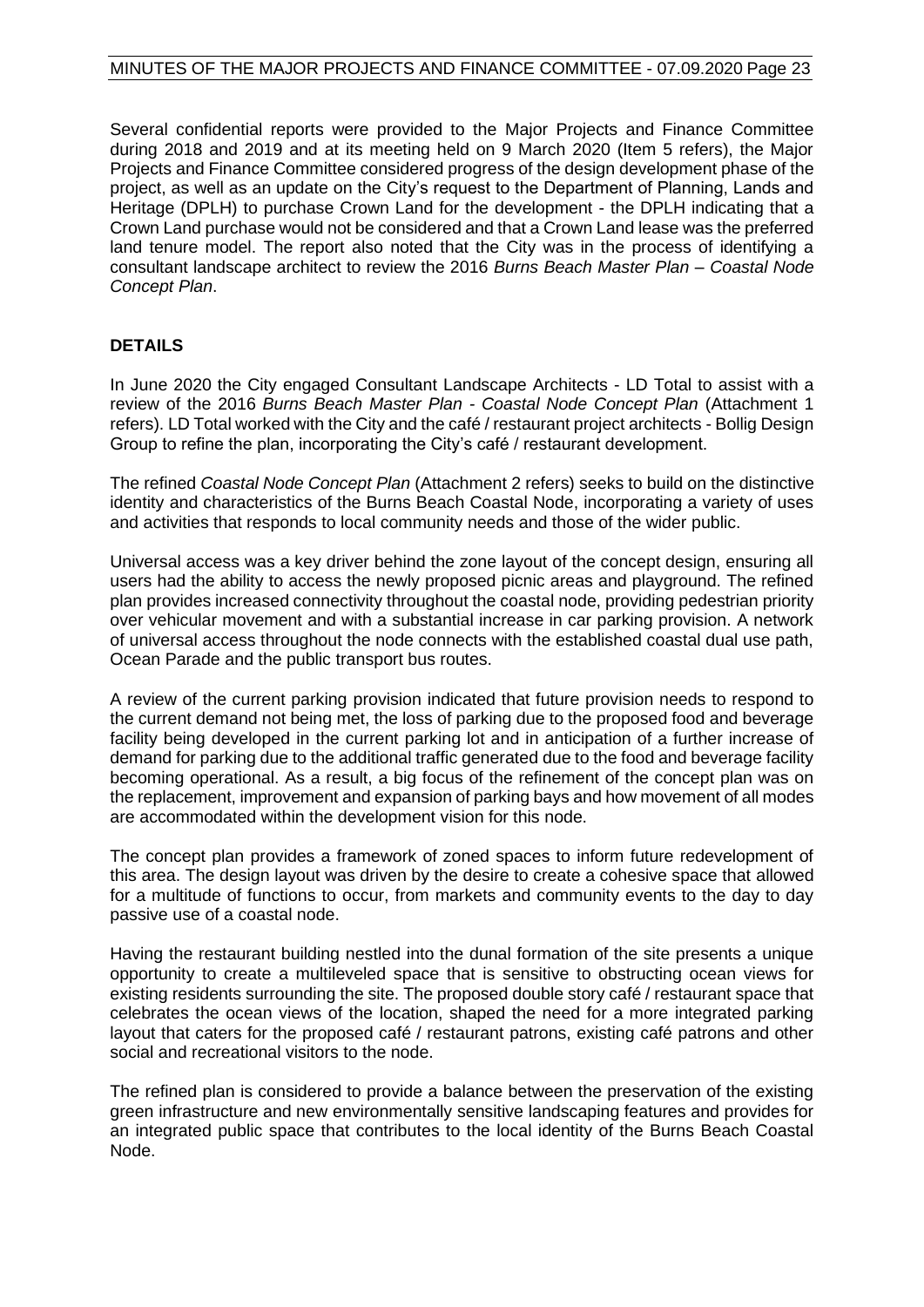Several confidential reports were provided to the Major Projects and Finance Committee during 2018 and 2019 and at its meeting held on 9 March 2020 (Item 5 refers), the Major Projects and Finance Committee considered progress of the design development phase of the project, as well as an update on the City's request to the Department of Planning, Lands and Heritage (DPLH) to purchase Crown Land for the development - the DPLH indicating that a Crown Land purchase would not be considered and that a Crown Land lease was the preferred land tenure model. The report also noted that the City was in the process of identifying a consultant landscape architect to review the 2016 *Burns Beach Master Plan – Coastal Node Concept Plan*.

**DETAILS**

In June 2020 the City engaged Consultant Landscape Architects - LD Total to assist with a review of the 2016 *Burns Beach Master Plan - Coastal Node Concept Plan* (Attachment 1 refers). LD Total worked with the City and the café / restaurant project architects - Bollig Design Group to refine the plan, incorporating the City's café / restaurant development.

The refined *Coastal Node Concept Plan* (Attachment 2 refers) seeks to build on the distinctive identity and characteristics of the Burns Beach Coastal Node, incorporating a variety of uses and activities that responds to local community needs and those of the wider public.

Universal access was a key driver behind the zone layout of the concept design, ensuring all users had the ability to access the newly proposed picnic areas and playground. The refined plan provides increased connectivity throughout the coastal node, providing pedestrian priority over vehicular movement and with a substantial increase in car parking provision. A network of universal access throughout the node connects with the established coastal dual use path, Ocean Parade and the public transport bus routes.

A review of the current parking provision indicated that future provision needs to respond to the current demand not being met, the loss of parking due to the proposed food and beverage facility being developed in the current parking lot and in anticipation of a further increase of demand for parking due to the additional traffic generated due to the food and beverage facility becoming operational. As a result, a big focus of the refinement of the concept plan was on the replacement, improvement and expansion of parking bays and how movement of all modes are accommodated within the development vision for this node.

The concept plan provides a framework of zoned spaces to inform future redevelopment of this area. The design layout was driven by the desire to create a cohesive space that allowed for a multitude of functions to occur, from markets and community events to the day to day passive use of a coastal node.

Having the restaurant building nestled into the dunal formation of the site presents a unique opportunity to create a multileveled space that is sensitive to obstructing ocean views for existing residents surrounding the site. The proposed double story café / restaurant space that celebrates the ocean views of the location, shaped the need for a more integrated parking layout that caters for the proposed café / restaurant patrons, existing café patrons and other social and recreational visitors to the node.

The refined plan is considered to provide a balance between the preservation of the existing green infrastructure and new environmentally sensitive landscaping features and provides for an integrated public space that contributes to the local identity of the Burns Beach Coastal Node.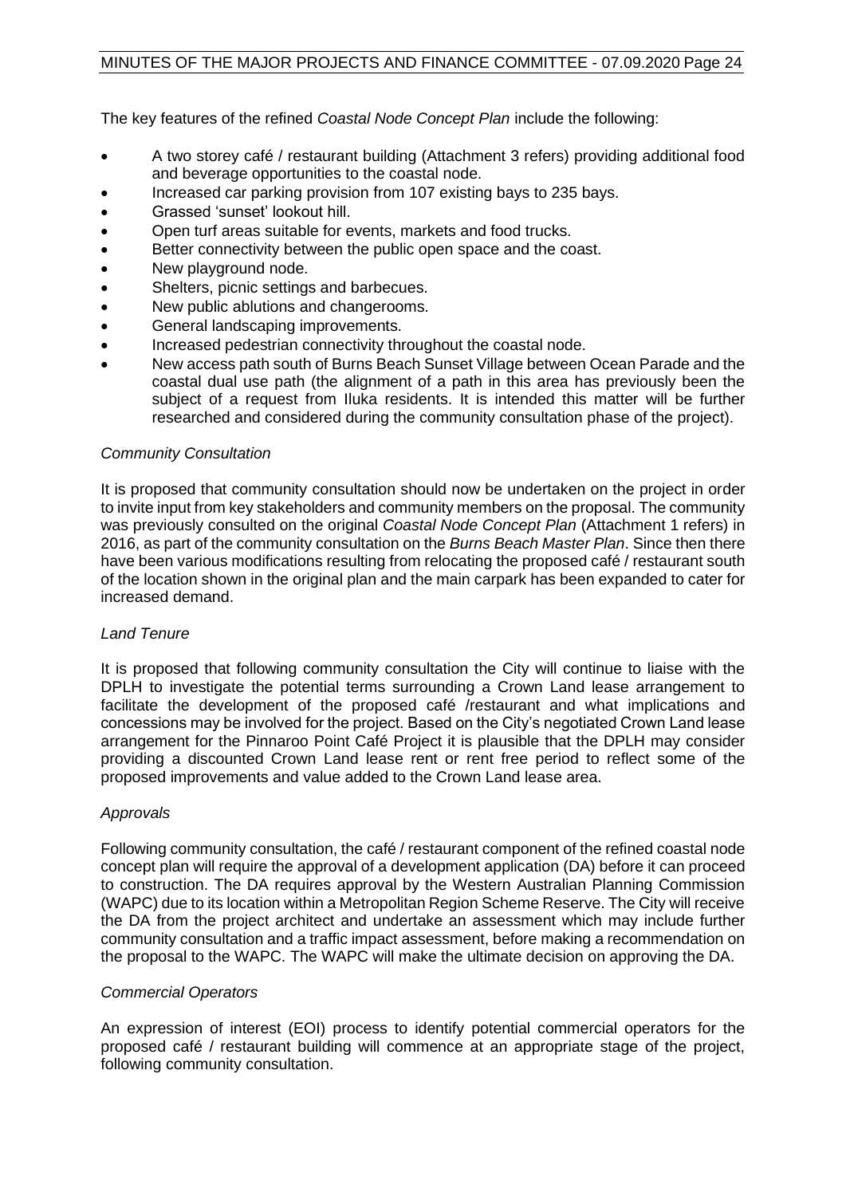The key features of the refined *Coastal Node Concept Plan* include the following:

- A two storey café / restaurant building (Attachment 3 refers) providing additional food and beverage opportunities to the coastal node.
- Increased car parking provision from 107 existing bays to 235 bays.
- Grassed 'sunset' lookout hill.
- Open turf areas suitable for events, markets and food trucks.
- Better connectivity between the public open space and the coast.
- New playground node.
- Shelters, picnic settings and barbecues.
- New public ablutions and changerooms.
- General landscaping improvements.
- Increased pedestrian connectivity throughout the coastal node.
- New access path south of Burns Beach Sunset Village between Ocean Parade and the coastal dual use path (the alignment of a path in this area has previously been the subject of a request from Iluka residents. It is intended this matter will be further researched and considered during the community consultation phase of the project).

*Community Consultation*

It is proposed that community consultation should now be undertaken on the project in order to invite input from key stakeholders and community members on the proposal. The community was previously consulted on the original *Coastal Node Concept Plan* (Attachment 1 refers) in 2016, as part of the community consultation on the *Burns Beach Master Plan*. Since then there have been various modifications resulting from relocating the proposed café / restaurant south of the location shown in the original plan and the main carpark has been expanded to cater for increased demand.

*Land Tenure*

It is proposed that following community consultation the City will continue to liaise with the DPLH to investigate the potential terms surrounding a Crown Land lease arrangement to facilitate the development of the proposed café /restaurant and what implications and concessions may be involved for the project. Based on the City's negotiated Crown Land lease arrangement for the Pinnaroo Point Café Project it is plausible that the DPLH may consider providing a discounted Crown Land lease rent or rent free period to reflect some of the proposed improvements and value added to the Crown Land lease area.

*Approvals*

Following community consultation, the café / restaurant component of the refined coastal node concept plan will require the approval of a development application (DA) before it can proceed to construction. The DA requires approval by the Western Australian Planning Commission (WAPC) due to its location within a Metropolitan Region Scheme Reserve. The City will receive the DA from the project architect and undertake an assessment which may include further community consultation and a traffic impact assessment, before making a recommendation on the proposal to the WAPC. The WAPC will make the ultimate decision on approving the DA.

*Commercial Operators*

An expression of interest (EOI) process to identify potential commercial operators for the proposed café / restaurant building will commence at an appropriate stage of the project, following community consultation.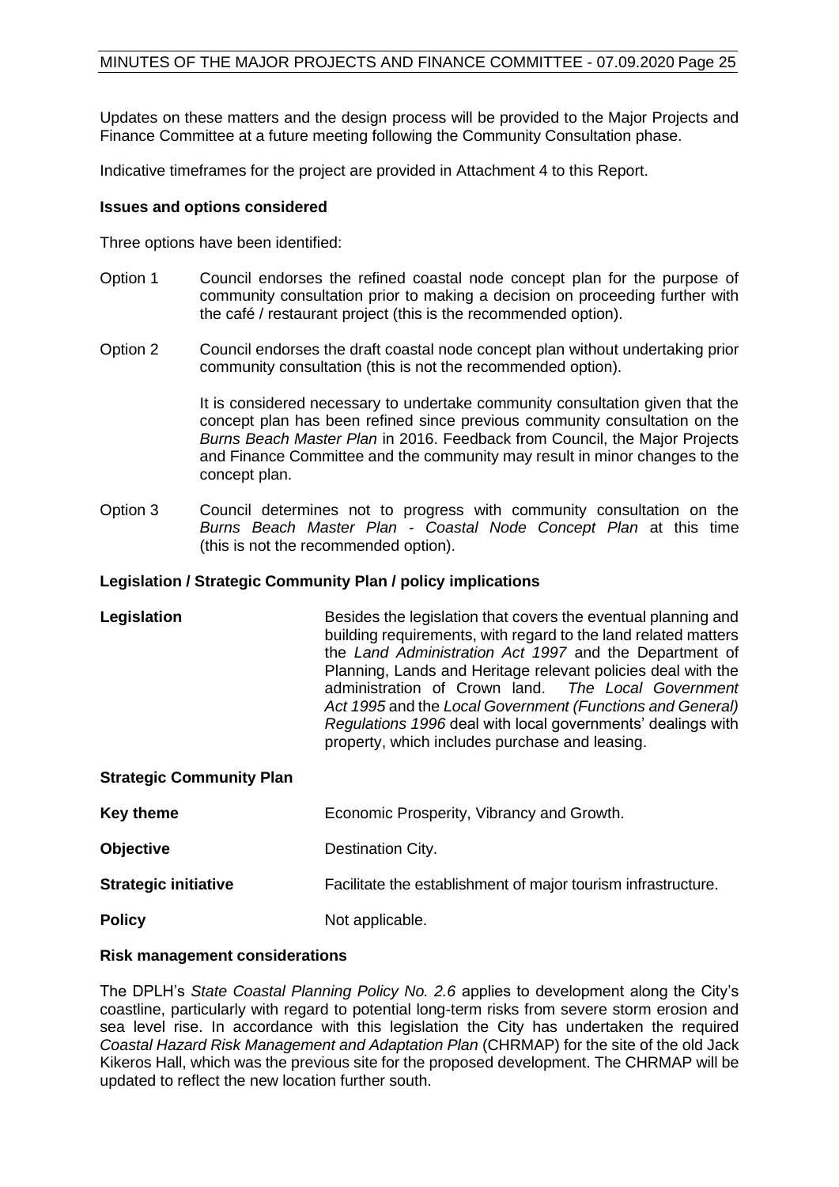Updates on these matters and the design process will be provided to the Major Projects and Finance Committee at a future meeting following the Community Consultation phase.

Indicative timeframes for the project are provided in Attachment 4 to this Report.

**Issues and options considered**

Three options have been identified:

Option 1 Council endorses the refined coastal node concept plan for the purpose of community consultation prior to making a decision on proceeding further with the café / restaurant project (this is the recommended option).

Option 2 Council endorses the draft coastal node concept plan without undertaking prior community consultation (this is not the recommended option).

It is considered necessary to undertake community consultation given that the concept plan has been refined since previous community consultation on the *Burns Beach Master Plan* in 2016. Feedback from Council, the Major Projects and Finance Committee and the community may result in minor changes to the concept plan.

Option 3 Council determines not to progress with community consultation on the *Burns Beach Master Plan - Coastal Node Concept Plan* at this time (this is not the recommended option).

**Legislation / Strategic Community Plan / policy implications**

| | |
|---|---|
| **Legislation** | Besides the legislation that covers the eventual planning and building requirements, with regard to the land related matters the *Land Administration Act 1997* and the Department of Planning, Lands and Heritage relevant policies deal with the administration of Crown land. *The Local Government Act 1995* and the *Local Government (Functions and General) Regulations 1996* deal with local governments' dealings with property, which includes purchase and leasing. |
| **Strategic Community Plan** | |
| **Key theme** | Economic Prosperity, Vibrancy and Growth. |
| **Objective** | Destination City. |
| **Strategic initiative** | Facilitate the establishment of major tourism infrastructure. |
| **Policy** | Not applicable. |

**Risk management considerations**

The DPLH's *State Coastal Planning Policy No. 2.6* applies to development along the City's coastline, particularly with regard to potential long-term risks from severe storm erosion and sea level rise. In accordance with this legislation the City has undertaken the required *Coastal Hazard Risk Management and Adaptation Plan* (CHRMAP) for the site of the old Jack Kikeros Hall, which was the previous site for the proposed development. The CHRMAP will be updated to reflect the new location further south.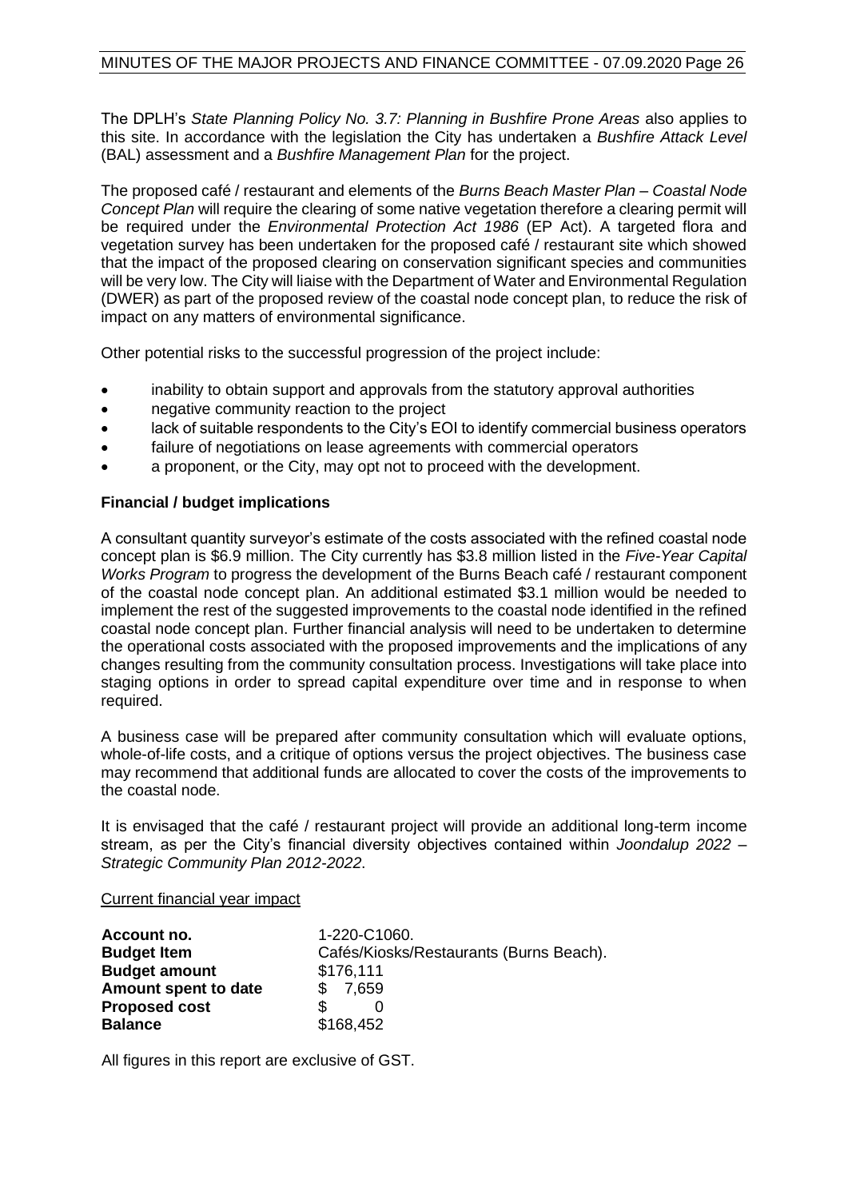The DPLH's *State Planning Policy No. 3.7: Planning in Bushfire Prone Areas* also applies to this site. In accordance with the legislation the City has undertaken a *Bushfire Attack Level* (BAL) assessment and a *Bushfire Management Plan* for the project.

The proposed café / restaurant and elements of the *Burns Beach Master Plan – Coastal Node Concept Plan* will require the clearing of some native vegetation therefore a clearing permit will be required under the *Environmental Protection Act 1986* (EP Act). A targeted flora and vegetation survey has been undertaken for the proposed café / restaurant site which showed that the impact of the proposed clearing on conservation significant species and communities will be very low. The City will liaise with the Department of Water and Environmental Regulation (DWER) as part of the proposed review of the coastal node concept plan, to reduce the risk of impact on any matters of environmental significance.

Other potential risks to the successful progression of the project include:

- inability to obtain support and approvals from the statutory approval authorities
- negative community reaction to the project
- lack of suitable respondents to the City's EOI to identify commercial business operators
- failure of negotiations on lease agreements with commercial operators
- a proponent, or the City, may opt not to proceed with the development.

**Financial / budget implications**

A consultant quantity surveyor's estimate of the costs associated with the refined coastal node concept plan is $6.9 million. The City currently has $3.8 million listed in the *Five-Year Capital Works Program* to progress the development of the Burns Beach café / restaurant component of the coastal node concept plan. An additional estimated $3.1 million would be needed to implement the rest of the suggested improvements to the coastal node identified in the refined coastal node concept plan. Further financial analysis will need to be undertaken to determine the operational costs associated with the proposed improvements and the implications of any changes resulting from the community consultation process. Investigations will take place into staging options in order to spread capital expenditure over time and in response to when required.

A business case will be prepared after community consultation which will evaluate options, whole-of-life costs, and a critique of options versus the project objectives. The business case may recommend that additional funds are allocated to cover the costs of the improvements to the coastal node.

It is envisaged that the café / restaurant project will provide an additional long-term income stream, as per the City's financial diversity objectives contained within *Joondalup 2022 – Strategic Community Plan 2012-2022*.

<u>Current financial year impact</u>

| | |
|---|---|
| **Account no.** | 1-220-C1060. |
| **Budget Item** | Cafés/Kiosks/Restaurants (Burns Beach). |
| **Budget amount** | $176,111 |
| **Amount spent to date** | $ 7,659 |
| **Proposed cost** | $ 0 |
| **Balance** | $168,452 |

All figures in this report are exclusive of GST.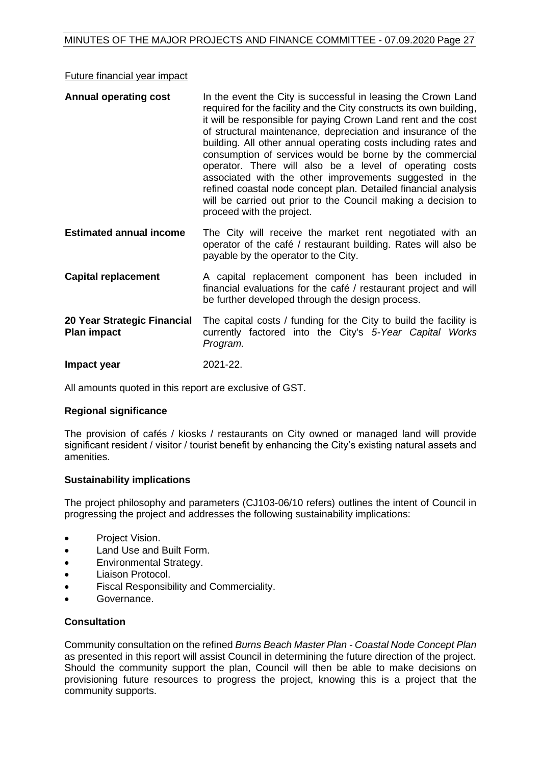Future financial year impact

| | |
|---|---|
| **Annual operating cost** | In the event the City is successful in leasing the Crown Land required for the facility and the City constructs its own building, it will be responsible for paying Crown Land rent and the cost of structural maintenance, depreciation and insurance of the building. All other annual operating costs including rates and consumption of services would be borne by the commercial operator. There will also be a level of operating costs associated with the other improvements suggested in the refined coastal node concept plan. Detailed financial analysis will be carried out prior to the Council making a decision to proceed with the project. |
| **Estimated annual income** | The City will receive the market rent negotiated with an operator of the café / restaurant building. Rates will also be payable by the operator to the City. |
| **Capital replacement** | A capital replacement component has been included in financial evaluations for the café / restaurant project and will be further developed through the design process. |
| **20 Year Strategic Financial Plan impact** | The capital costs / funding for the City to build the facility is currently factored into the City's *5-Year Capital Works Program.* |
| **Impact year** | 2021-22. |

All amounts quoted in this report are exclusive of GST.

**Regional significance**

The provision of cafés / kiosks / restaurants on City owned or managed land will provide significant resident / visitor / tourist benefit by enhancing the City's existing natural assets and amenities.

**Sustainability implications**

The project philosophy and parameters (CJ103-06/10 refers) outlines the intent of Council in progressing the project and addresses the following sustainability implications:

- Project Vision.
- Land Use and Built Form.
- Environmental Strategy.
- Liaison Protocol.
- Fiscal Responsibility and Commerciality.
- Governance.

**Consultation**

Community consultation on the refined *Burns Beach Master Plan - Coastal Node Concept Plan* as presented in this report will assist Council in determining the future direction of the project. Should the community support the plan, Council will then be able to make decisions on provisioning future resources to progress the project, knowing this is a project that the community supports.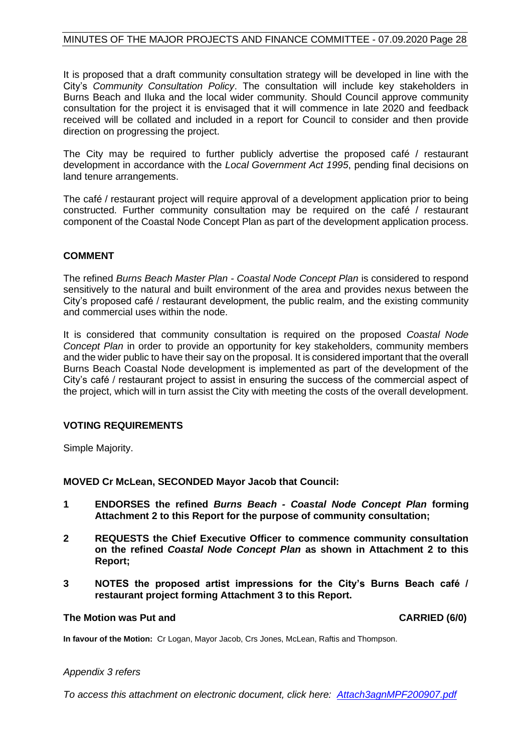It is proposed that a draft community consultation strategy will be developed in line with the City's *Community Consultation Policy*. The consultation will include key stakeholders in Burns Beach and Iluka and the local wider community. Should Council approve community consultation for the project it is envisaged that it will commence in late 2020 and feedback received will be collated and included in a report for Council to consider and then provide direction on progressing the project.

The City may be required to further publicly advertise the proposed café / restaurant development in accordance with the *Local Government Act 1995*, pending final decisions on land tenure arrangements.

The café / restaurant project will require approval of a development application prior to being constructed. Further community consultation may be required on the café / restaurant component of the Coastal Node Concept Plan as part of the development application process.

## COMMENT

The refined *Burns Beach Master Plan - Coastal Node Concept Plan* is considered to respond sensitively to the natural and built environment of the area and provides nexus between the City's proposed café / restaurant development, the public realm, and the existing community and commercial uses within the node.

It is considered that community consultation is required on the proposed *Coastal Node Concept Plan* in order to provide an opportunity for key stakeholders, community members and the wider public to have their say on the proposal. It is considered important that the overall Burns Beach Coastal Node development is implemented as part of the development of the City's café / restaurant project to assist in ensuring the success of the commercial aspect of the project, which will in turn assist the City with meeting the costs of the overall development.

## VOTING REQUIREMENTS

Simple Majority.

**MOVED Cr McLean, SECONDED Mayor Jacob that Council:**

**1 ENDORSES the refined *Burns Beach - Coastal Node Concept Plan* forming Attachment 2 to this Report for the purpose of community consultation;**

**2 REQUESTS the Chief Executive Officer to commence community consultation on the refined *Coastal Node Concept Plan* as shown in Attachment 2 to this Report;**

**3 NOTES the proposed artist impressions for the City's Burns Beach café / restaurant project forming Attachment 3 to this Report.**

**The Motion was Put and CARRIED (6/0)**

**In favour of the Motion:** Cr Logan, Mayor Jacob, Crs Jones, McLean, Raftis and Thompson.

*Appendix 3 refers*

*To access this attachment on electronic document, click here: Attach3agnMPF200907.pdf*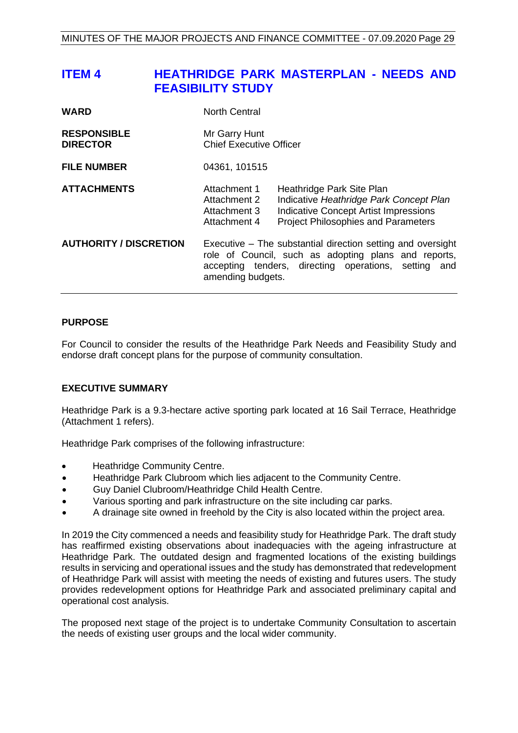# ITEM 4 HEATHRIDGE PARK MASTERPLAN - NEEDS AND FEASIBILITY STUDY

| | |
|---|---|
| **WARD** | North Central |
| **RESPONSIBLE DIRECTOR** | Mr Garry Hunt<br>Chief Executive Officer |
| **FILE NUMBER** | 04361, 101515 |
| **ATTACHMENTS** | Attachment 1 Heathridge Park Site Plan<br>Attachment 2 Indicative *Heathridge Park Concept Plan*<br>Attachment 3 Indicative Concept Artist Impressions<br>Attachment 4 Project Philosophies and Parameters |
| **AUTHORITY / DISCRETION** | Executive – The substantial direction setting and oversight role of Council, such as adopting plans and reports, accepting tenders, directing operations, setting and amending budgets. |

## PURPOSE

For Council to consider the results of the Heathridge Park Needs and Feasibility Study and endorse draft concept plans for the purpose of community consultation.

## EXECUTIVE SUMMARY

Heathridge Park is a 9.3-hectare active sporting park located at 16 Sail Terrace, Heathridge (Attachment 1 refers).

Heathridge Park comprises of the following infrastructure:

- Heathridge Community Centre.
- Heathridge Park Clubroom which lies adjacent to the Community Centre.
- Guy Daniel Clubroom/Heathridge Child Health Centre.
- Various sporting and park infrastructure on the site including car parks.
- A drainage site owned in freehold by the City is also located within the project area.

In 2019 the City commenced a needs and feasibility study for Heathridge Park. The draft study has reaffirmed existing observations about inadequacies with the ageing infrastructure at Heathridge Park. The outdated design and fragmented locations of the existing buildings results in servicing and operational issues and the study has demonstrated that redevelopment of Heathridge Park will assist with meeting the needs of existing and futures users. The study provides redevelopment options for Heathridge Park and associated preliminary capital and operational cost analysis.

The proposed next stage of the project is to undertake Community Consultation to ascertain the needs of existing user groups and the local wider community.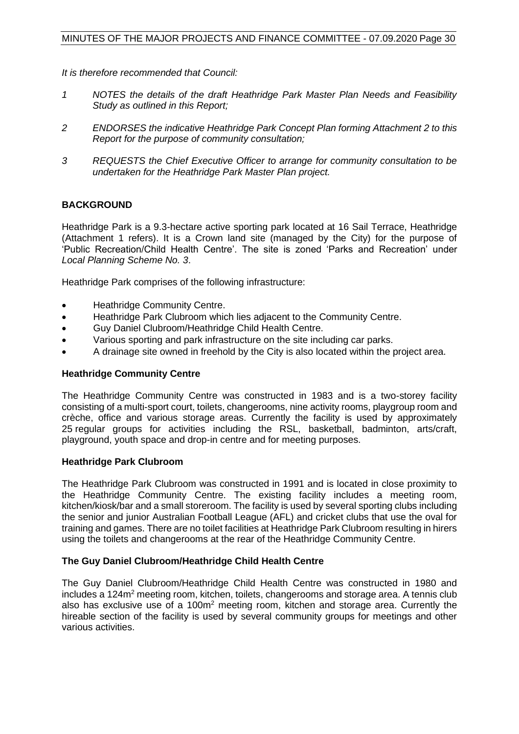*It is therefore recommended that Council:*

*1 NOTES the details of the draft Heathridge Park Master Plan Needs and Feasibility Study as outlined in this Report;*

*2 ENDORSES the indicative Heathridge Park Concept Plan forming Attachment 2 to this Report for the purpose of community consultation;*

*3 REQUESTS the Chief Executive Officer to arrange for community consultation to be undertaken for the Heathridge Park Master Plan project.*

## BACKGROUND

Heathridge Park is a 9.3-hectare active sporting park located at 16 Sail Terrace, Heathridge (Attachment 1 refers). It is a Crown land site (managed by the City) for the purpose of 'Public Recreation/Child Health Centre'. The site is zoned 'Parks and Recreation' under *Local Planning Scheme No. 3*.

Heathridge Park comprises of the following infrastructure:

- Heathridge Community Centre.
- Heathridge Park Clubroom which lies adjacent to the Community Centre.
- Guy Daniel Clubroom/Heathridge Child Health Centre.
- Various sporting and park infrastructure on the site including car parks.
- A drainage site owned in freehold by the City is also located within the project area.

### Heathridge Community Centre

The Heathridge Community Centre was constructed in 1983 and is a two-storey facility consisting of a multi-sport court, toilets, changerooms, nine activity rooms, playgroup room and crèche, office and various storage areas. Currently the facility is used by approximately 25 regular groups for activities including the RSL, basketball, badminton, arts/craft, playground, youth space and drop-in centre and for meeting purposes.

### Heathridge Park Clubroom

The Heathridge Park Clubroom was constructed in 1991 and is located in close proximity to the Heathridge Community Centre. The existing facility includes a meeting room, kitchen/kiosk/bar and a small storeroom. The facility is used by several sporting clubs including the senior and junior Australian Football League (AFL) and cricket clubs that use the oval for training and games. There are no toilet facilities at Heathridge Park Clubroom resulting in hirers using the toilets and changerooms at the rear of the Heathridge Community Centre.

### The Guy Daniel Clubroom/Heathridge Child Health Centre

The Guy Daniel Clubroom/Heathridge Child Health Centre was constructed in 1980 and includes a $124m^2$ meeting room, kitchen, toilets, changerooms and storage area. A tennis club also has exclusive use of a $100m^2$ meeting room, kitchen and storage area. Currently the hireable section of the facility is used by several community groups for meetings and other various activities.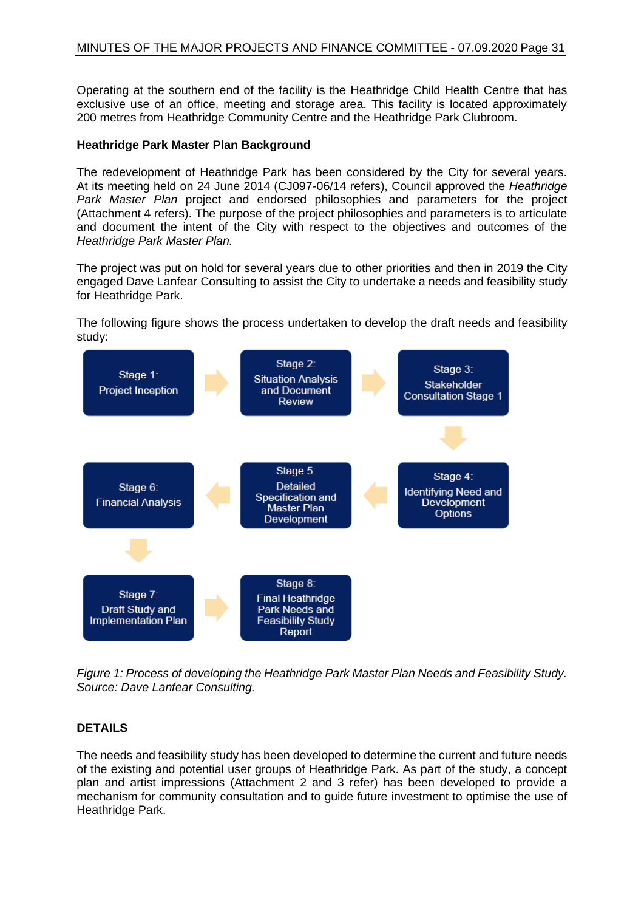Operating at the southern end of the facility is the Heathridge Child Health Centre that has exclusive use of an office, meeting and storage area. This facility is located approximately 200 metres from Heathridge Community Centre and the Heathridge Park Clubroom.

### Heathridge Park Master Plan Background

The redevelopment of Heathridge Park has been considered by the City for several years. At its meeting held on 24 June 2014 (CJ097-06/14 refers), Council approved the *Heathridge Park Master Plan* project and endorsed philosophies and parameters for the project (Attachment 4 refers). The purpose of the project philosophies and parameters is to articulate and document the intent of the City with respect to the objectives and outcomes of the *Heathridge Park Master Plan.*

The project was put on hold for several years due to other priorities and then in 2019 the City engaged Dave Lanfear Consulting to assist the City to undertake a needs and feasibility study for Heathridge Park.

The following figure shows the process undertaken to develop the draft needs and feasibility study:

- Stage 1: Project Inception
- Stage 2: Situation Analysis and Document Review
- Stage 3: Stakeholder Consultation Stage 1
- Stage 4: Identifying Need and Development Options
- Stage 5: Detailed Specification and Master Plan Development
- Stage 6: Financial Analysis
- Stage 7: Draft Study and Implementation Plan
- Stage 8: Final Heathridge Park Needs and Feasibility Study Report

*Figure 1: Process of developing the Heathridge Park Master Plan Needs and Feasibility Study. Source: Dave Lanfear Consulting.*

## DETAILS

The needs and feasibility study has been developed to determine the current and future needs of the existing and potential user groups of Heathridge Park. As part of the study, a concept plan and artist impressions (Attachment 2 and 3 refer) has been developed to provide a mechanism for community consultation and to guide future investment to optimise the use of Heathridge Park.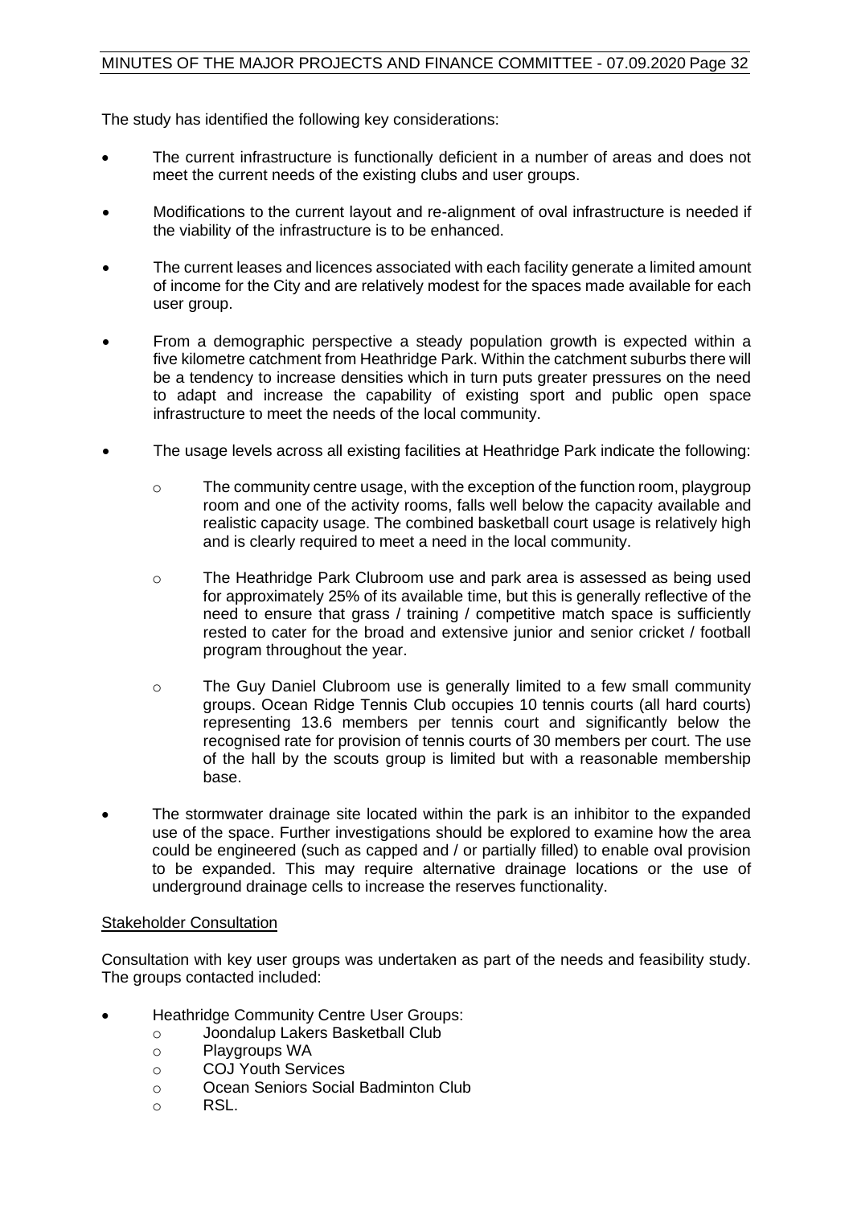The study has identified the following key considerations:

- The current infrastructure is functionally deficient in a number of areas and does not meet the current needs of the existing clubs and user groups.
- Modifications to the current layout and re-alignment of oval infrastructure is needed if the viability of the infrastructure is to be enhanced.
- The current leases and licences associated with each facility generate a limited amount of income for the City and are relatively modest for the spaces made available for each user group.
- From a demographic perspective a steady population growth is expected within a five kilometre catchment from Heathridge Park. Within the catchment suburbs there will be a tendency to increase densities which in turn puts greater pressures on the need to adapt and increase the capability of existing sport and public open space infrastructure to meet the needs of the local community.
- The usage levels across all existing facilities at Heathridge Park indicate the following:
    - The community centre usage, with the exception of the function room, playgroup room and one of the activity rooms, falls well below the capacity available and realistic capacity usage. The combined basketball court usage is relatively high and is clearly required to meet a need in the local community.
    - The Heathridge Park Clubroom use and park area is assessed as being used for approximately 25% of its available time, but this is generally reflective of the need to ensure that grass / training / competitive match space is sufficiently rested to cater for the broad and extensive junior and senior cricket / football program throughout the year.
    - The Guy Daniel Clubroom use is generally limited to a few small community groups. Ocean Ridge Tennis Club occupies 10 tennis courts (all hard courts) representing 13.6 members per tennis court and significantly below the recognised rate for provision of tennis courts of 30 members per court. The use of the hall by the scouts group is limited but with a reasonable membership base.
- The stormwater drainage site located within the park is an inhibitor to the expanded use of the space. Further investigations should be explored to examine how the area could be engineered (such as capped and / or partially filled) to enable oval provision to be expanded. This may require alternative drainage locations or the use of underground drainage cells to increase the reserves functionality.

<u>Stakeholder Consultation</u>

Consultation with key user groups was undertaken as part of the needs and feasibility study. The groups contacted included:

- Heathridge Community Centre User Groups:
    - Joondalup Lakers Basketball Club
    - Playgroups WA
    - COJ Youth Services
    - Ocean Seniors Social Badminton Club
    - RSL.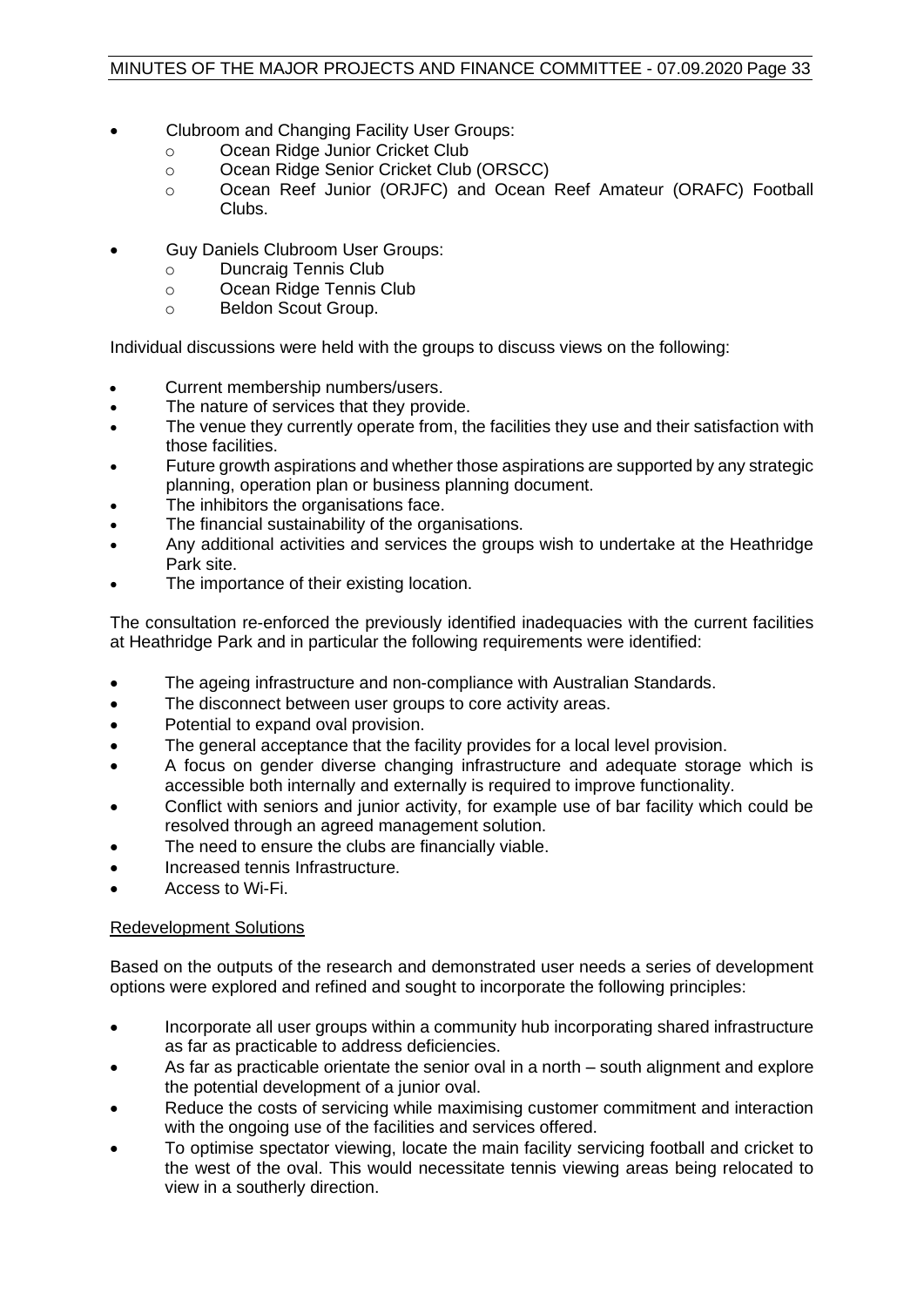- Clubroom and Changing Facility User Groups:
  - Ocean Ridge Junior Cricket Club
  - Ocean Ridge Senior Cricket Club (ORSCC)
  - Ocean Reef Junior (ORJFC) and Ocean Reef Amateur (ORAFC) Football Clubs.
- Guy Daniels Clubroom User Groups:
  - Duncraig Tennis Club
  - Ocean Ridge Tennis Club
  - Beldon Scout Group.

Individual discussions were held with the groups to discuss views on the following:

- Current membership numbers/users.
- The nature of services that they provide.
- The venue they currently operate from, the facilities they use and their satisfaction with those facilities.
- Future growth aspirations and whether those aspirations are supported by any strategic planning, operation plan or business planning document.
- The inhibitors the organisations face.
- The financial sustainability of the organisations.
- Any additional activities and services the groups wish to undertake at the Heathridge Park site.
- The importance of their existing location.

The consultation re-enforced the previously identified inadequacies with the current facilities at Heathridge Park and in particular the following requirements were identified:

- The ageing infrastructure and non-compliance with Australian Standards.
- The disconnect between user groups to core activity areas.
- Potential to expand oval provision.
- The general acceptance that the facility provides for a local level provision.
- A focus on gender diverse changing infrastructure and adequate storage which is accessible both internally and externally is required to improve functionality.
- Conflict with seniors and junior activity, for example use of bar facility which could be resolved through an agreed management solution.
- The need to ensure the clubs are financially viable.
- Increased tennis Infrastructure.
- Access to Wi-Fi.

<u>Redevelopment Solutions</u>

Based on the outputs of the research and demonstrated user needs a series of development options were explored and refined and sought to incorporate the following principles:

- Incorporate all user groups within a community hub incorporating shared infrastructure as far as practicable to address deficiencies.
- As far as practicable orientate the senior oval in a north – south alignment and explore the potential development of a junior oval.
- Reduce the costs of servicing while maximising customer commitment and interaction with the ongoing use of the facilities and services offered.
- To optimise spectator viewing, locate the main facility servicing football and cricket to the west of the oval. This would necessitate tennis viewing areas being relocated to view in a southerly direction.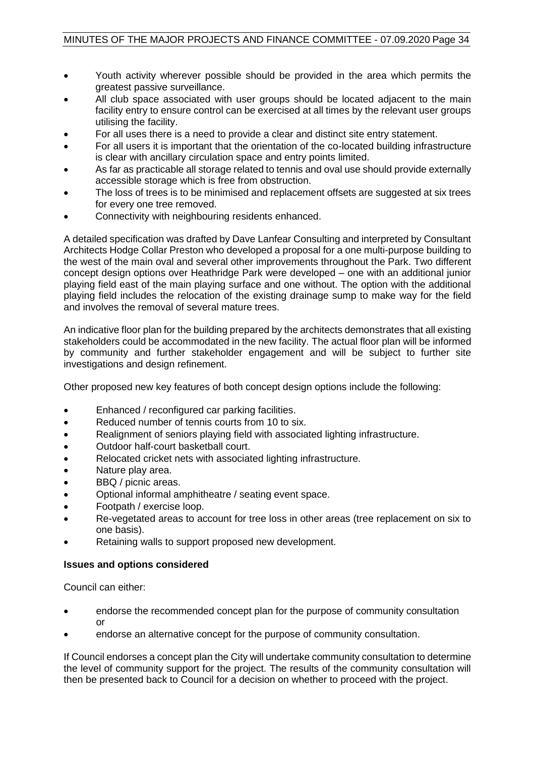- Youth activity wherever possible should be provided in the area which permits the greatest passive surveillance.
- All club space associated with user groups should be located adjacent to the main facility entry to ensure control can be exercised at all times by the relevant user groups utilising the facility.
- For all uses there is a need to provide a clear and distinct site entry statement.
- For all users it is important that the orientation of the co-located building infrastructure is clear with ancillary circulation space and entry points limited.
- As far as practicable all storage related to tennis and oval use should provide externally accessible storage which is free from obstruction.
- The loss of trees is to be minimised and replacement offsets are suggested at six trees for every one tree removed.
- Connectivity with neighbouring residents enhanced.

A detailed specification was drafted by Dave Lanfear Consulting and interpreted by Consultant Architects Hodge Collar Preston who developed a proposal for a one multi-purpose building to the west of the main oval and several other improvements throughout the Park. Two different concept design options over Heathridge Park were developed – one with an additional junior playing field east of the main playing surface and one without. The option with the additional playing field includes the relocation of the existing drainage sump to make way for the field and involves the removal of several mature trees.

An indicative floor plan for the building prepared by the architects demonstrates that all existing stakeholders could be accommodated in the new facility. The actual floor plan will be informed by community and further stakeholder engagement and will be subject to further site investigations and design refinement.

Other proposed new key features of both concept design options include the following:

- Enhanced / reconfigured car parking facilities.
- Reduced number of tennis courts from 10 to six.
- Realignment of seniors playing field with associated lighting infrastructure.
- Outdoor half-court basketball court.
- Relocated cricket nets with associated lighting infrastructure.
- Nature play area.
- BBQ / picnic areas.
- Optional informal amphitheatre / seating event space.
- Footpath / exercise loop.
- Re-vegetated areas to account for tree loss in other areas (tree replacement on six to one basis).
- Retaining walls to support proposed new development.

**Issues and options considered**

Council can either:

- endorse the recommended concept plan for the purpose of community consultation or
- endorse an alternative concept for the purpose of community consultation.

If Council endorses a concept plan the City will undertake community consultation to determine the level of community support for the project. The results of the community consultation will then be presented back to Council for a decision on whether to proceed with the project.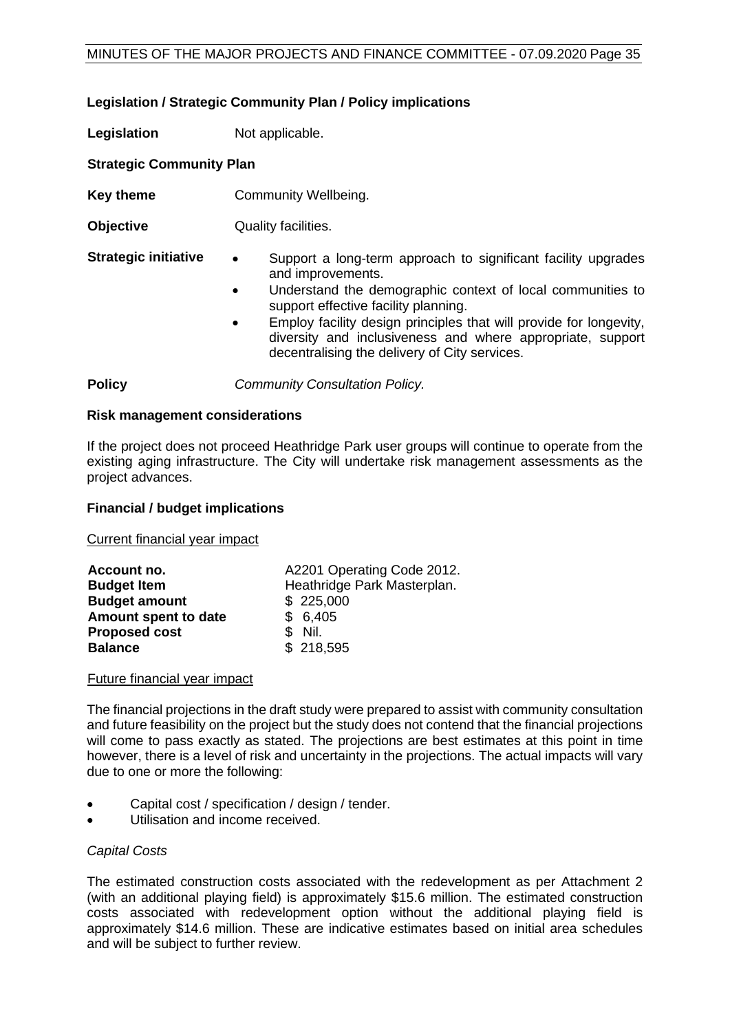**Legislation / Strategic Community Plan / Policy implications**

**Legislation** Not applicable.

**Strategic Community Plan**

**Key theme** Community Wellbeing.

**Objective** Quality facilities.

**Strategic initiative**

- Support a long-term approach to significant facility upgrades and improvements.
- Understand the demographic context of local communities to support effective facility planning.
- Employ facility design principles that will provide for longevity, diversity and inclusiveness and where appropriate, support decentralising the delivery of City services.

**Policy** *Community Consultation Policy.*

**Risk management considerations**

If the project does not proceed Heathridge Park user groups will continue to operate from the existing aging infrastructure. The City will undertake risk management assessments as the project advances.

**Financial / budget implications**

Current financial year impact

| | |
|---|---|
| **Account no.** | A2201 Operating Code 2012. |
| **Budget Item** | Heathridge Park Masterplan. |
| **Budget amount** | $ 225,000 |
| **Amount spent to date** | $ 6,405 |
| **Proposed cost** | $ Nil. |
| **Balance** | $ 218,595 |

Future financial year impact

The financial projections in the draft study were prepared to assist with community consultation and future feasibility on the project but the study does not contend that the financial projections will come to pass exactly as stated. The projections are best estimates at this point in time however, there is a level of risk and uncertainty in the projections. The actual impacts will vary due to one or more the following:

- Capital cost / specification / design / tender.
- Utilisation and income received.

*Capital Costs*

The estimated construction costs associated with the redevelopment as per Attachment 2 (with an additional playing field) is approximately $15.6 million. The estimated construction costs associated with redevelopment option without the additional playing field is approximately $14.6 million. These are indicative estimates based on initial area schedules and will be subject to further review.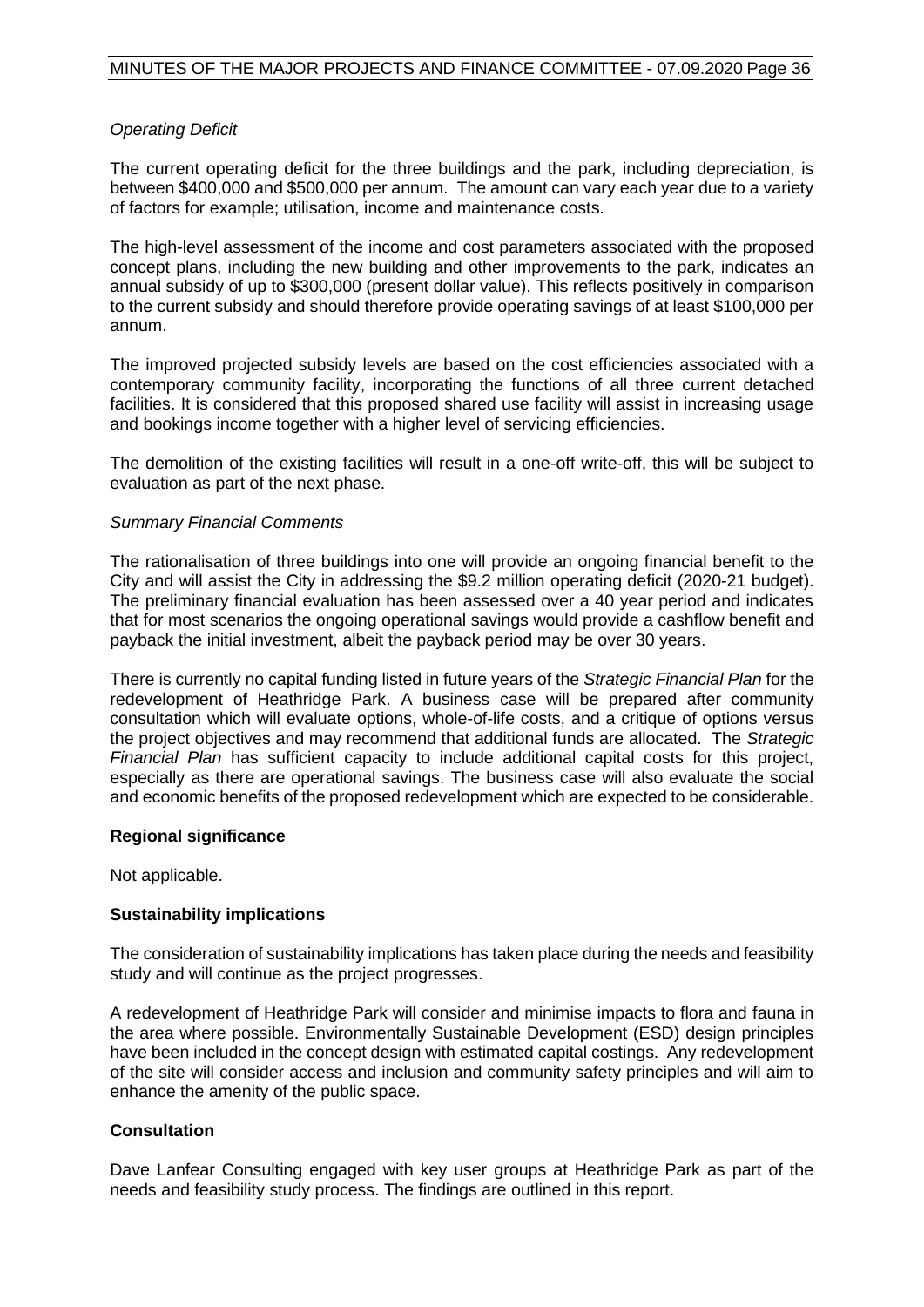*Operating Deficit*

The current operating deficit for the three buildings and the park, including depreciation, is between $400,000 and $500,000 per annum. The amount can vary each year due to a variety of factors for example; utilisation, income and maintenance costs.

The high-level assessment of the income and cost parameters associated with the proposed concept plans, including the new building and other improvements to the park, indicates an annual subsidy of up to $300,000 (present dollar value). This reflects positively in comparison to the current subsidy and should therefore provide operating savings of at least $100,000 per annum.

The improved projected subsidy levels are based on the cost efficiencies associated with a contemporary community facility, incorporating the functions of all three current detached facilities. It is considered that this proposed shared use facility will assist in increasing usage and bookings income together with a higher level of servicing efficiencies.

The demolition of the existing facilities will result in a one-off write-off, this will be subject to evaluation as part of the next phase.

*Summary Financial Comments*

The rationalisation of three buildings into one will provide an ongoing financial benefit to the City and will assist the City in addressing the $9.2 million operating deficit (2020-21 budget). The preliminary financial evaluation has been assessed over a 40 year period and indicates that for most scenarios the ongoing operational savings would provide a cashflow benefit and payback the initial investment, albeit the payback period may be over 30 years.

There is currently no capital funding listed in future years of the *Strategic Financial Plan* for the redevelopment of Heathridge Park. A business case will be prepared after community consultation which will evaluate options, whole-of-life costs, and a critique of options versus the project objectives and may recommend that additional funds are allocated. The *Strategic Financial Plan* has sufficient capacity to include additional capital costs for this project, especially as there are operational savings. The business case will also evaluate the social and economic benefits of the proposed redevelopment which are expected to be considerable.

**Regional significance**

Not applicable.

**Sustainability implications**

The consideration of sustainability implications has taken place during the needs and feasibility study and will continue as the project progresses.

A redevelopment of Heathridge Park will consider and minimise impacts to flora and fauna in the area where possible. Environmentally Sustainable Development (ESD) design principles have been included in the concept design with estimated capital costings. Any redevelopment of the site will consider access and inclusion and community safety principles and will aim to enhance the amenity of the public space.

**Consultation**

Dave Lanfear Consulting engaged with key user groups at Heathridge Park as part of the needs and feasibility study process. The findings are outlined in this report.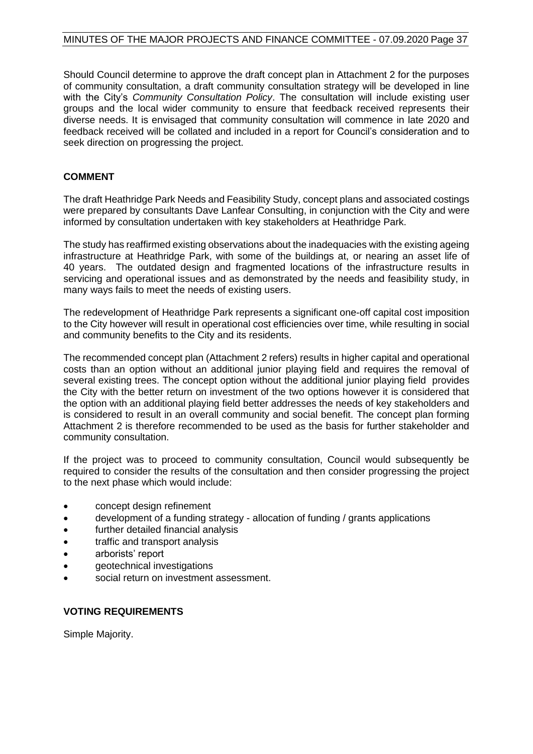Should Council determine to approve the draft concept plan in Attachment 2 for the purposes of community consultation, a draft community consultation strategy will be developed in line with the City's *Community Consultation Policy*. The consultation will include existing user groups and the local wider community to ensure that feedback received represents their diverse needs. It is envisaged that community consultation will commence in late 2020 and feedback received will be collated and included in a report for Council's consideration and to seek direction on progressing the project.

## COMMENT

The draft Heathridge Park Needs and Feasibility Study, concept plans and associated costings were prepared by consultants Dave Lanfear Consulting, in conjunction with the City and were informed by consultation undertaken with key stakeholders at Heathridge Park.

The study has reaffirmed existing observations about the inadequacies with the existing ageing infrastructure at Heathridge Park, with some of the buildings at, or nearing an asset life of 40 years. The outdated design and fragmented locations of the infrastructure results in servicing and operational issues and as demonstrated by the needs and feasibility study, in many ways fails to meet the needs of existing users.

The redevelopment of Heathridge Park represents a significant one-off capital cost imposition to the City however will result in operational cost efficiencies over time, while resulting in social and community benefits to the City and its residents.

The recommended concept plan (Attachment 2 refers) results in higher capital and operational costs than an option without an additional junior playing field and requires the removal of several existing trees. The concept option without the additional junior playing field provides the City with the better return on investment of the two options however it is considered that the option with an additional playing field better addresses the needs of key stakeholders and is considered to result in an overall community and social benefit. The concept plan forming Attachment 2 is therefore recommended to be used as the basis for further stakeholder and community consultation.

If the project was to proceed to community consultation, Council would subsequently be required to consider the results of the consultation and then consider progressing the project to the next phase which would include:

- concept design refinement
- development of a funding strategy - allocation of funding / grants applications
- further detailed financial analysis
- traffic and transport analysis
- arborists' report
- geotechnical investigations
- social return on investment assessment.

## VOTING REQUIREMENTS

Simple Majority.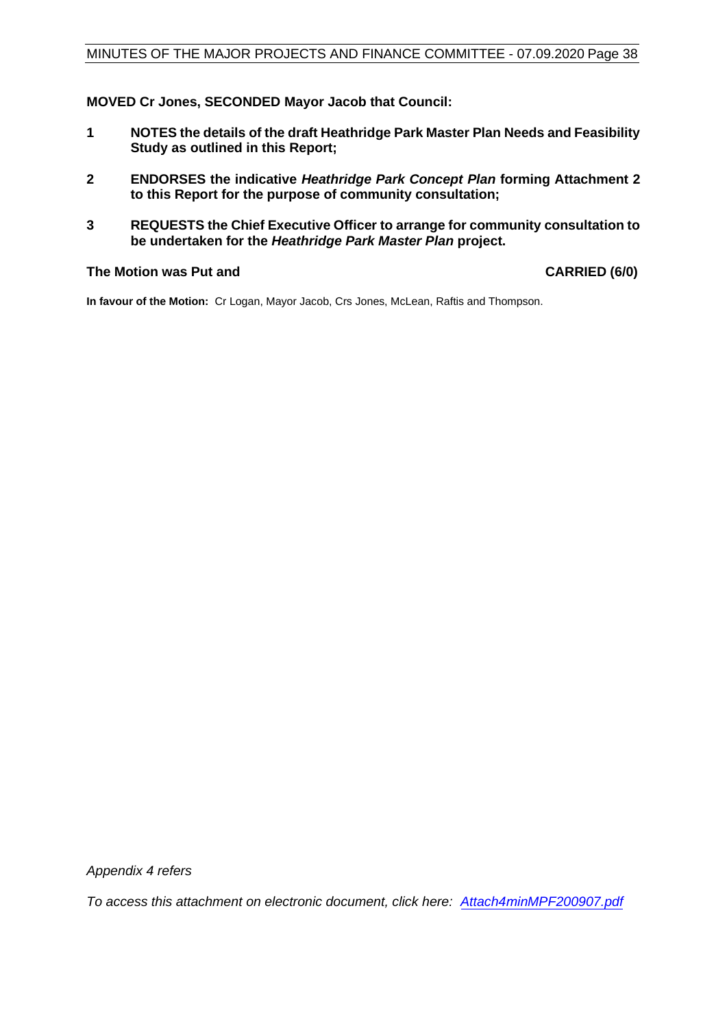**MOVED Cr Jones, SECONDED Mayor Jacob that Council:**

**1** **NOTES the details of the draft Heathridge Park Master Plan Needs and Feasibility Study as outlined in this Report;**

**2** **ENDORSES the indicative *Heathridge Park Concept Plan* forming Attachment 2 to this Report for the purpose of community consultation;**

**3** **REQUESTS the Chief Executive Officer to arrange for community consultation to be undertaken for the *Heathridge Park Master Plan* project.**

**The Motion was Put and** **CARRIED (6/0)**

**In favour of the Motion:** Cr Logan, Mayor Jacob, Crs Jones, McLean, Raftis and Thompson.

*Appendix 4 refers*

*To access this attachment on electronic document, click here: Attach4minMPF200907.pdf*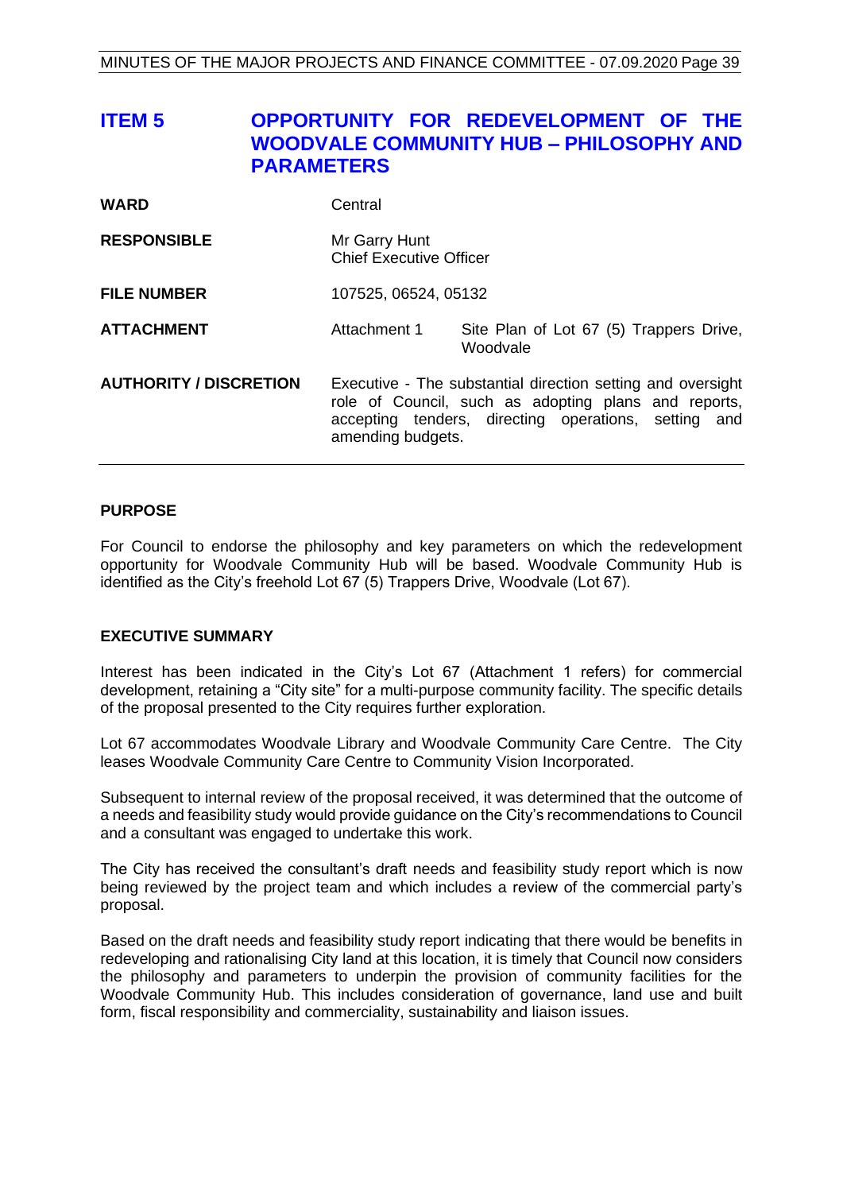# ITEM 5 OPPORTUNITY FOR REDEVELOPMENT OF THE WOODVALE COMMUNITY HUB – PHILOSOPHY AND PARAMETERS

| | | |
|---|---|---|
| **WARD** | Central | |
| **RESPONSIBLE** | Mr Garry Hunt<br>Chief Executive Officer | |
| **FILE NUMBER** | 107525, 06524, 05132 | |
| **ATTACHMENT** | Attachment 1 | Site Plan of Lot 67 (5) Trappers Drive, Woodvale |
| **AUTHORITY / DISCRETION** | Executive - The substantial direction setting and oversight role of Council, such as adopting plans and reports, accepting tenders, directing operations, setting and amending budgets. | |

## PURPOSE

For Council to endorse the philosophy and key parameters on which the redevelopment opportunity for Woodvale Community Hub will be based. Woodvale Community Hub is identified as the City's freehold Lot 67 (5) Trappers Drive, Woodvale (Lot 67).

## EXECUTIVE SUMMARY

Interest has been indicated in the City's Lot 67 (Attachment 1 refers) for commercial development, retaining a "City site" for a multi-purpose community facility. The specific details of the proposal presented to the City requires further exploration.

Lot 67 accommodates Woodvale Library and Woodvale Community Care Centre. The City leases Woodvale Community Care Centre to Community Vision Incorporated.

Subsequent to internal review of the proposal received, it was determined that the outcome of a needs and feasibility study would provide guidance on the City's recommendations to Council and a consultant was engaged to undertake this work.

The City has received the consultant's draft needs and feasibility study report which is now being reviewed by the project team and which includes a review of the commercial party's proposal.

Based on the draft needs and feasibility study report indicating that there would be benefits in redeveloping and rationalising City land at this location, it is timely that Council now considers the philosophy and parameters to underpin the provision of community facilities for the Woodvale Community Hub. This includes consideration of governance, land use and built form, fiscal responsibility and commerciality, sustainability and liaison issues.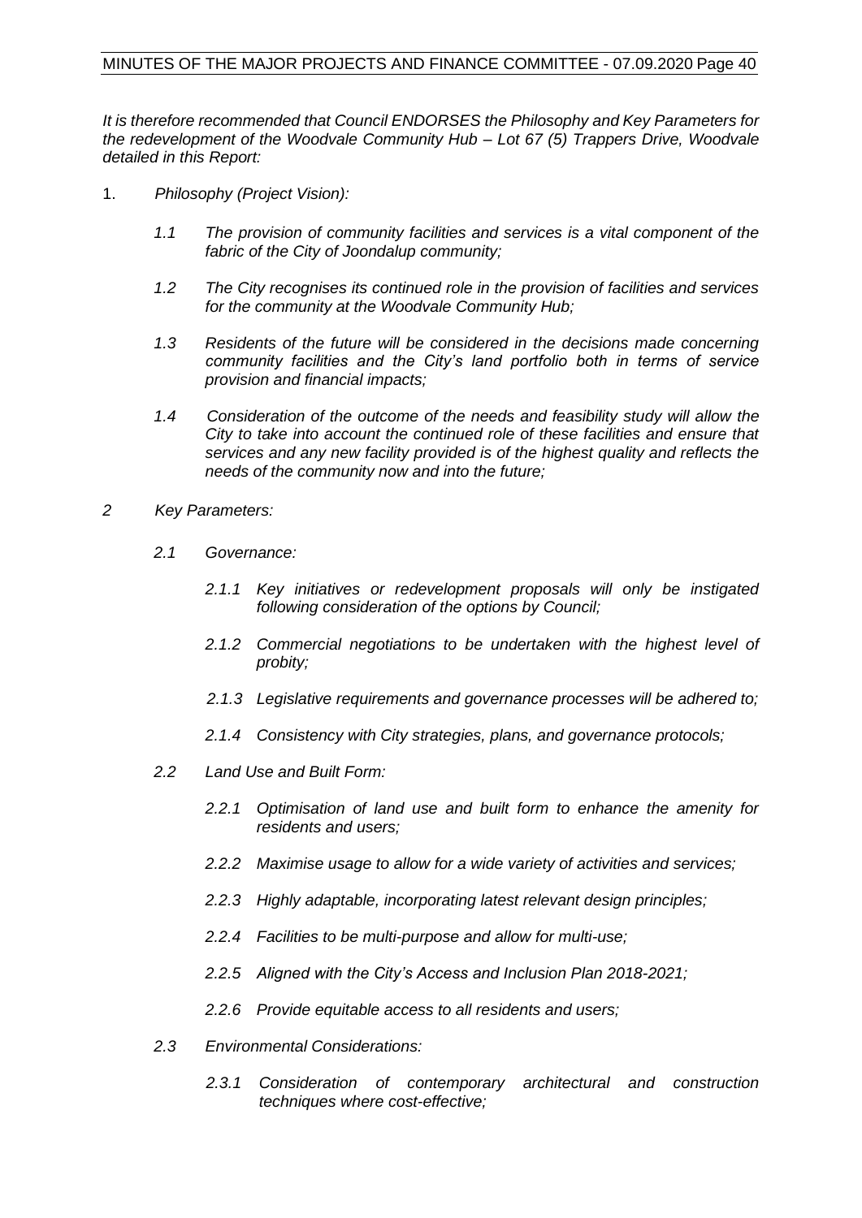*It is therefore recommended that Council ENDORSES the Philosophy and Key Parameters for the redevelopment of the Woodvale Community Hub – Lot 67 (5) Trappers Drive, Woodvale detailed in this Report:*

1. *Philosophy (Project Vision):*

   *1.1 The provision of community facilities and services is a vital component of the fabric of the City of Joondalup community;*

   *1.2 The City recognises its continued role in the provision of facilities and services for the community at the Woodvale Community Hub;*

   *1.3 Residents of the future will be considered in the decisions made concerning community facilities and the City's land portfolio both in terms of service provision and financial impacts;*

   *1.4 Consideration of the outcome of the needs and feasibility study will allow the City to take into account the continued role of these facilities and ensure that services and any new facility provided is of the highest quality and reflects the needs of the community now and into the future;*

*2 Key Parameters:*

   *2.1 Governance:*

      *2.1.1 Key initiatives or redevelopment proposals will only be instigated following consideration of the options by Council;*

      *2.1.2 Commercial negotiations to be undertaken with the highest level of probity;*

      *2.1.3 Legislative requirements and governance processes will be adhered to;*

      *2.1.4 Consistency with City strategies, plans, and governance protocols;*

   *2.2 Land Use and Built Form:*

      *2.2.1 Optimisation of land use and built form to enhance the amenity for residents and users;*

      *2.2.2 Maximise usage to allow for a wide variety of activities and services;*

      *2.2.3 Highly adaptable, incorporating latest relevant design principles;*

      *2.2.4 Facilities to be multi-purpose and allow for multi-use;*

      *2.2.5 Aligned with the City's Access and Inclusion Plan 2018-2021;*

      *2.2.6 Provide equitable access to all residents and users;*

   *2.3 Environmental Considerations:*

      *2.3.1 Consideration of contemporary architectural and construction techniques where cost-effective;*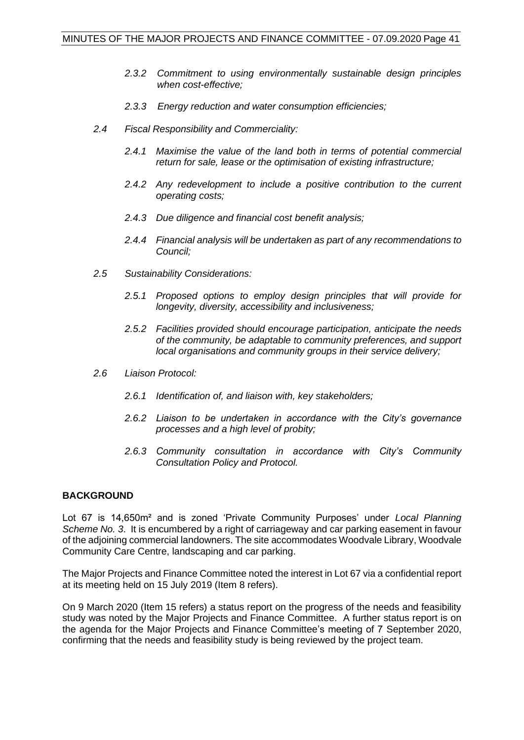*2.3.2 Commitment to using environmentally sustainable design principles when cost-effective;*

*2.3.3 Energy reduction and water consumption efficiencies;*

*2.4 Fiscal Responsibility and Commerciality:*

*2.4.1 Maximise the value of the land both in terms of potential commercial return for sale, lease or the optimisation of existing infrastructure;*

*2.4.2 Any redevelopment to include a positive contribution to the current operating costs;*

*2.4.3 Due diligence and financial cost benefit analysis;*

*2.4.4 Financial analysis will be undertaken as part of any recommendations to Council;*

*2.5 Sustainability Considerations:*

*2.5.1 Proposed options to employ design principles that will provide for longevity, diversity, accessibility and inclusiveness;*

*2.5.2 Facilities provided should encourage participation, anticipate the needs of the community, be adaptable to community preferences, and support local organisations and community groups in their service delivery;*

*2.6 Liaison Protocol:*

*2.6.1 Identification of, and liaison with, key stakeholders;*

*2.6.2 Liaison to be undertaken in accordance with the City's governance processes and a high level of probity;*

*2.6.3 Community consultation in accordance with City's Community Consultation Policy and Protocol.*

## BACKGROUND

Lot 67 is 14,650m² and is zoned 'Private Community Purposes' under *Local Planning Scheme No. 3*. It is encumbered by a right of carriageway and car parking easement in favour of the adjoining commercial landowners. The site accommodates Woodvale Library, Woodvale Community Care Centre, landscaping and car parking.

The Major Projects and Finance Committee noted the interest in Lot 67 via a confidential report at its meeting held on 15 July 2019 (Item 8 refers).

On 9 March 2020 (Item 15 refers) a status report on the progress of the needs and feasibility study was noted by the Major Projects and Finance Committee. A further status report is on the agenda for the Major Projects and Finance Committee's meeting of 7 September 2020, confirming that the needs and feasibility study is being reviewed by the project team.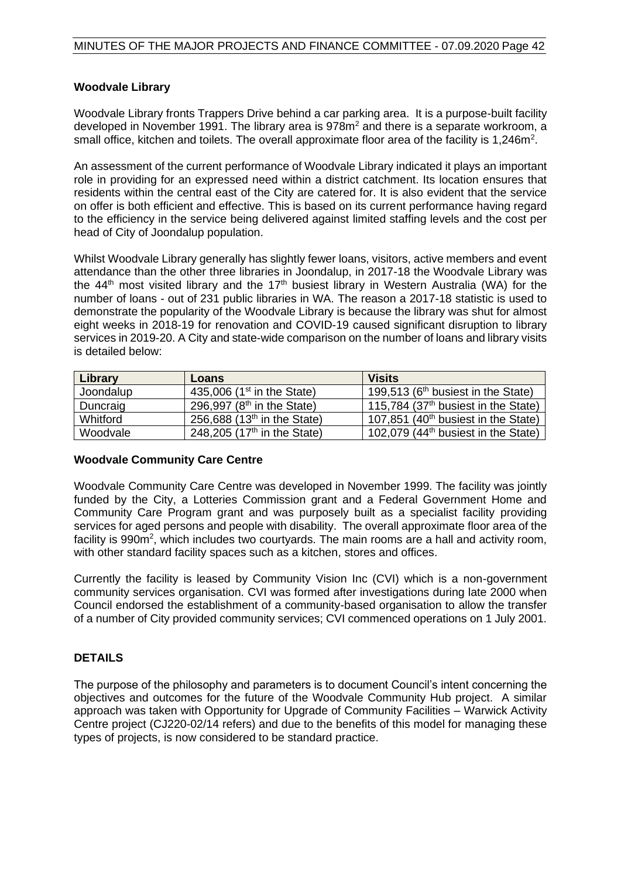### Woodvale Library

Woodvale Library fronts Trappers Drive behind a car parking area. It is a purpose-built facility developed in November 1991. The library area is 978m$^2$ and there is a separate workroom, a small office, kitchen and toilets. The overall approximate floor area of the facility is 1,246m$^2$.

An assessment of the current performance of Woodvale Library indicated it plays an important role in providing for an expressed need within a district catchment. Its location ensures that residents within the central east of the City are catered for. It is also evident that the service on offer is both efficient and effective. This is based on its current performance having regard to the efficiency in the service being delivered against limited staffing levels and the cost per head of City of Joondalup population.

Whilst Woodvale Library generally has slightly fewer loans, visitors, active members and event attendance than the other three libraries in Joondalup, in 2017-18 the Woodvale Library was the 44th most visited library and the 17th busiest library in Western Australia (WA) for the number of loans - out of 231 public libraries in WA. The reason a 2017-18 statistic is used to demonstrate the popularity of the Woodvale Library is because the library was shut for almost eight weeks in 2018-19 for renovation and COVID-19 caused significant disruption to library services in 2019-20. A City and state-wide comparison on the number of loans and library visits is detailed below:

| Library | Loans | Visits |
|---|---|---|
| Joondalup | 435,006 (1st in the State) | 199,513 (6th busiest in the State) |
| Duncraig | 296,997 (8th in the State) | 115,784 (37th busiest in the State) |
| Whitford | 256,688 (13th in the State) | 107,851 (40th busiest in the State) |
| Woodvale | 248,205 (17th in the State) | 102,079 (44th busiest in the State) |

### Woodvale Community Care Centre

Woodvale Community Care Centre was developed in November 1999. The facility was jointly funded by the City, a Lotteries Commission grant and a Federal Government Home and Community Care Program grant and was purposely built as a specialist facility providing services for aged persons and people with disability. The overall approximate floor area of the facility is 990m$^2$, which includes two courtyards. The main rooms are a hall and activity room, with other standard facility spaces such as a kitchen, stores and offices.

Currently the facility is leased by Community Vision Inc (CVI) which is a non-government community services organisation. CVI was formed after investigations during late 2000 when Council endorsed the establishment of a community-based organisation to allow the transfer of a number of City provided community services; CVI commenced operations on 1 July 2001.

## DETAILS

The purpose of the philosophy and parameters is to document Council's intent concerning the objectives and outcomes for the future of the Woodvale Community Hub project. A similar approach was taken with Opportunity for Upgrade of Community Facilities – Warwick Activity Centre project (CJ220-02/14 refers) and due to the benefits of this model for managing these types of projects, is now considered to be standard practice.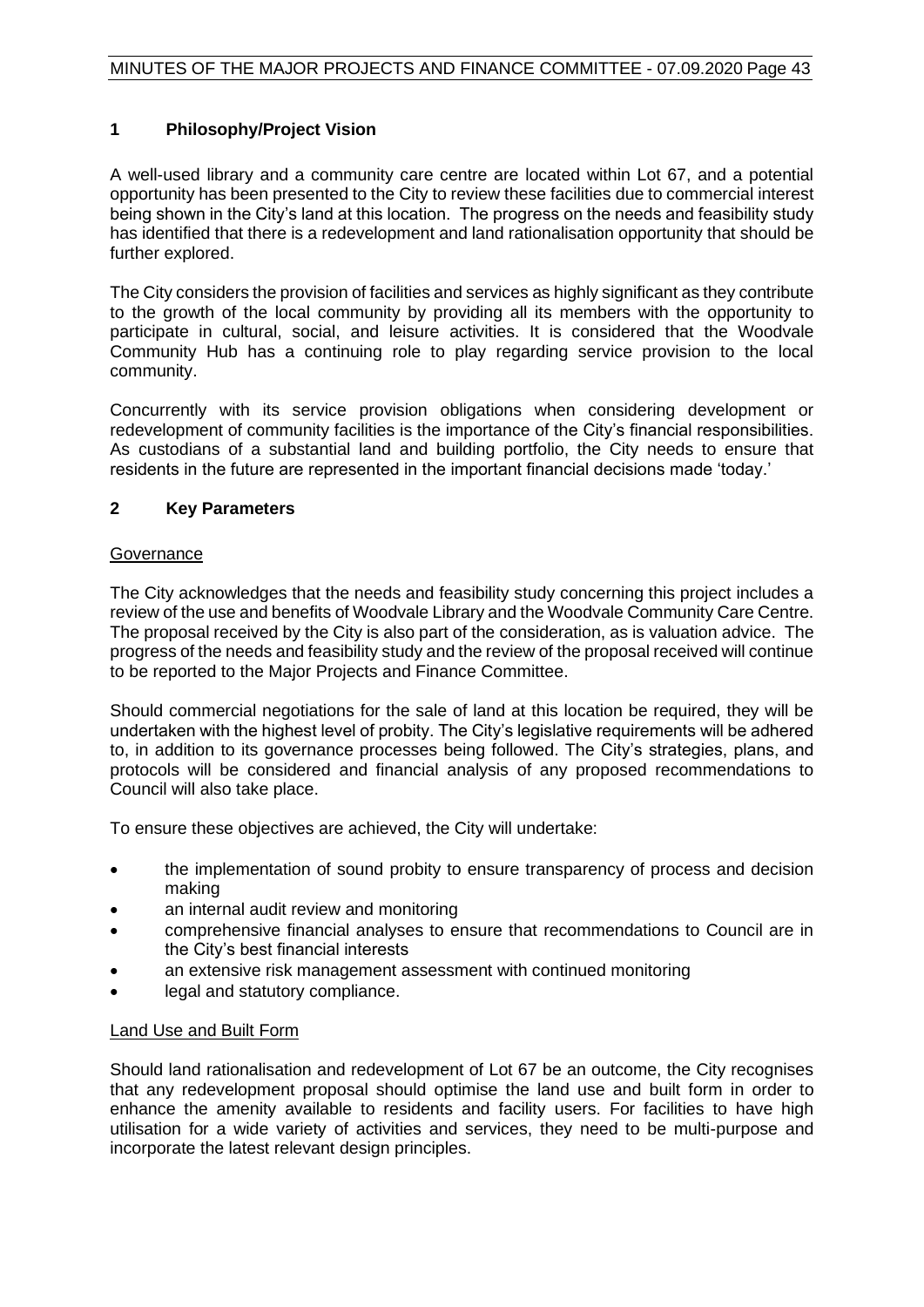## 1 Philosophy/Project Vision

A well-used library and a community care centre are located within Lot 67, and a potential opportunity has been presented to the City to review these facilities due to commercial interest being shown in the City's land at this location. The progress on the needs and feasibility study has identified that there is a redevelopment and land rationalisation opportunity that should be further explored.

The City considers the provision of facilities and services as highly significant as they contribute to the growth of the local community by providing all its members with the opportunity to participate in cultural, social, and leisure activities. It is considered that the Woodvale Community Hub has a continuing role to play regarding service provision to the local community.

Concurrently with its service provision obligations when considering development or redevelopment of community facilities is the importance of the City's financial responsibilities. As custodians of a substantial land and building portfolio, the City needs to ensure that residents in the future are represented in the important financial decisions made 'today.'

## 2 Key Parameters

### Governance

The City acknowledges that the needs and feasibility study concerning this project includes a review of the use and benefits of Woodvale Library and the Woodvale Community Care Centre. The proposal received by the City is also part of the consideration, as is valuation advice. The progress of the needs and feasibility study and the review of the proposal received will continue to be reported to the Major Projects and Finance Committee.

Should commercial negotiations for the sale of land at this location be required, they will be undertaken with the highest level of probity. The City's legislative requirements will be adhered to, in addition to its governance processes being followed. The City's strategies, plans, and protocols will be considered and financial analysis of any proposed recommendations to Council will also take place.

To ensure these objectives are achieved, the City will undertake:

- the implementation of sound probity to ensure transparency of process and decision making
- an internal audit review and monitoring
- comprehensive financial analyses to ensure that recommendations to Council are in the City's best financial interests
- an extensive risk management assessment with continued monitoring
- legal and statutory compliance.

### Land Use and Built Form

Should land rationalisation and redevelopment of Lot 67 be an outcome, the City recognises that any redevelopment proposal should optimise the land use and built form in order to enhance the amenity available to residents and facility users. For facilities to have high utilisation for a wide variety of activities and services, they need to be multi-purpose and incorporate the latest relevant design principles.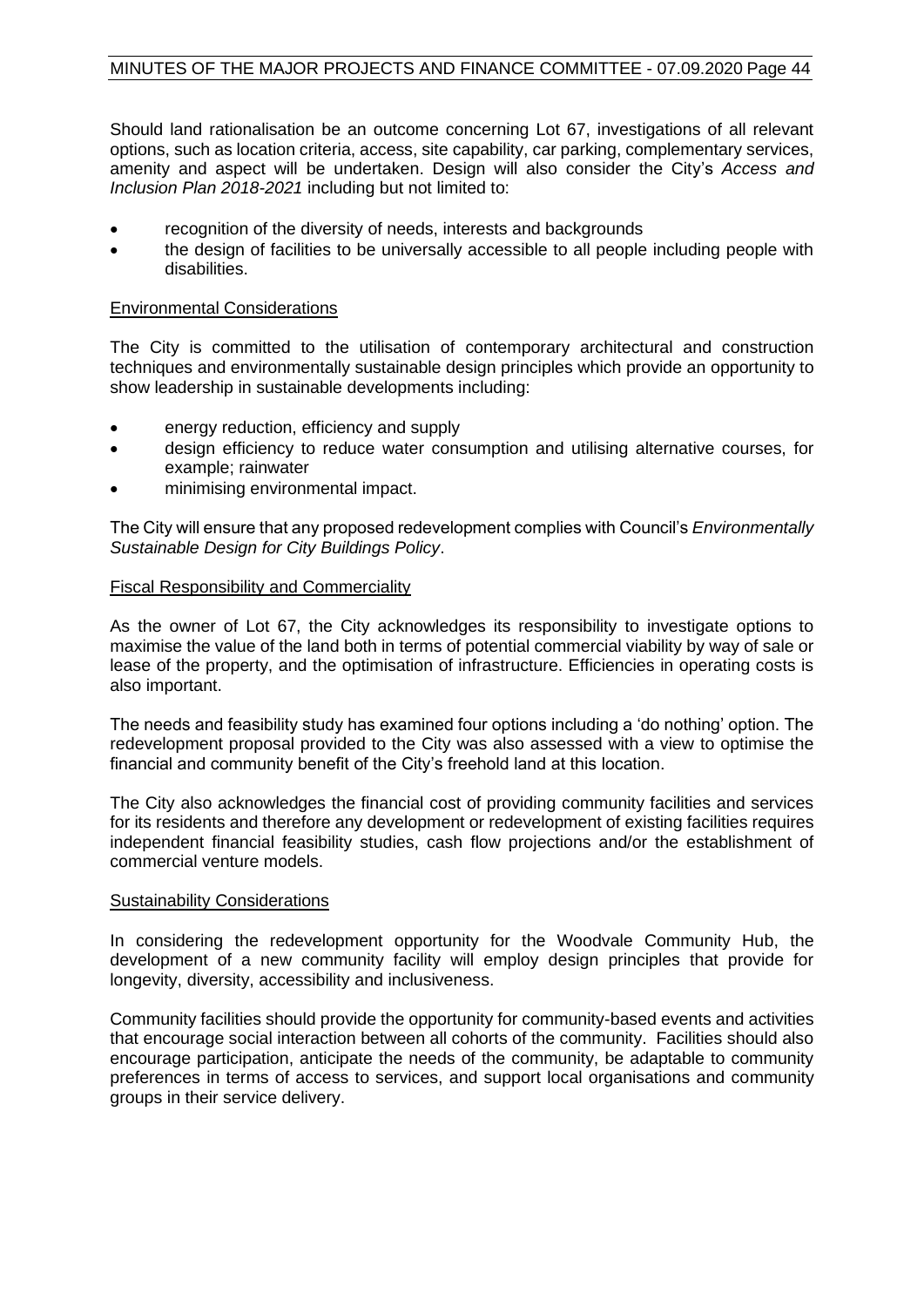Should land rationalisation be an outcome concerning Lot 67, investigations of all relevant options, such as location criteria, access, site capability, car parking, complementary services, amenity and aspect will be undertaken. Design will also consider the City's *Access and Inclusion Plan 2018-2021* including but not limited to:

- recognition of the diversity of needs, interests and backgrounds
- the design of facilities to be universally accessible to all people including people with disabilities.

## Environmental Considerations

The City is committed to the utilisation of contemporary architectural and construction techniques and environmentally sustainable design principles which provide an opportunity to show leadership in sustainable developments including:

- energy reduction, efficiency and supply
- design efficiency to reduce water consumption and utilising alternative courses, for example; rainwater
- minimising environmental impact.

The City will ensure that any proposed redevelopment complies with Council's *Environmentally Sustainable Design for City Buildings Policy*.

## Fiscal Responsibility and Commerciality

As the owner of Lot 67, the City acknowledges its responsibility to investigate options to maximise the value of the land both in terms of potential commercial viability by way of sale or lease of the property, and the optimisation of infrastructure. Efficiencies in operating costs is also important.

The needs and feasibility study has examined four options including a 'do nothing' option. The redevelopment proposal provided to the City was also assessed with a view to optimise the financial and community benefit of the City's freehold land at this location.

The City also acknowledges the financial cost of providing community facilities and services for its residents and therefore any development or redevelopment of existing facilities requires independent financial feasibility studies, cash flow projections and/or the establishment of commercial venture models.

## Sustainability Considerations

In considering the redevelopment opportunity for the Woodvale Community Hub, the development of a new community facility will employ design principles that provide for longevity, diversity, accessibility and inclusiveness.

Community facilities should provide the opportunity for community-based events and activities that encourage social interaction between all cohorts of the community. Facilities should also encourage participation, anticipate the needs of the community, be adaptable to community preferences in terms of access to services, and support local organisations and community groups in their service delivery.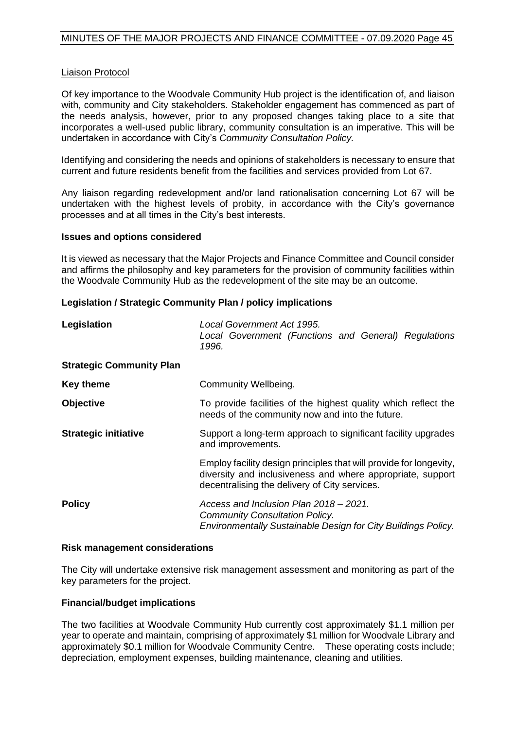Liaison Protocol

Of key importance to the Woodvale Community Hub project is the identification of, and liaison with, community and City stakeholders. Stakeholder engagement has commenced as part of the needs analysis, however, prior to any proposed changes taking place to a site that incorporates a well-used public library, community consultation is an imperative. This will be undertaken in accordance with City's *Community Consultation Policy.*

Identifying and considering the needs and opinions of stakeholders is necessary to ensure that current and future residents benefit from the facilities and services provided from Lot 67.

Any liaison regarding redevelopment and/or land rationalisation concerning Lot 67 will be undertaken with the highest levels of probity, in accordance with the City's governance processes and at all times in the City's best interests.

**Issues and options considered**

It is viewed as necessary that the Major Projects and Finance Committee and Council consider and affirms the philosophy and key parameters for the provision of community facilities within the Woodvale Community Hub as the redevelopment of the site may be an outcome.

**Legislation / Strategic Community Plan / policy implications**

| | |
|---|---|
| **Legislation** | *Local Government Act 1995.*<br>*Local Government (Functions and General) Regulations 1996.* |
| **Strategic Community Plan** | |
| **Key theme** | Community Wellbeing. |
| **Objective** | To provide facilities of the highest quality which reflect the needs of the community now and into the future. |
| **Strategic initiative** | Support a long-term approach to significant facility upgrades and improvements.<br><br>Employ facility design principles that will provide for longevity, diversity and inclusiveness and where appropriate, support decentralising the delivery of City services. |
| **Policy** | *Access and Inclusion Plan 2018 – 2021.*<br>*Community Consultation Policy.*<br>*Environmentally Sustainable Design for City Buildings Policy.* |

**Risk management considerations**

The City will undertake extensive risk management assessment and monitoring as part of the key parameters for the project.

**Financial/budget implications**

The two facilities at Woodvale Community Hub currently cost approximately $1.1 million per year to operate and maintain, comprising of approximately $1 million for Woodvale Library and approximately $0.1 million for Woodvale Community Centre. These operating costs include; depreciation, employment expenses, building maintenance, cleaning and utilities.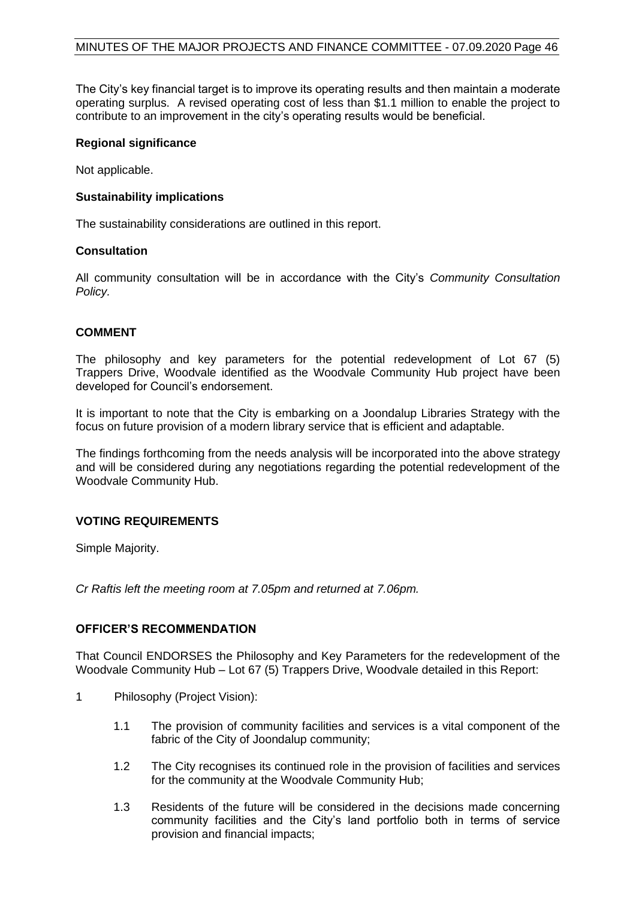The City's key financial target is to improve its operating results and then maintain a moderate operating surplus. A revised operating cost of less than $1.1 million to enable the project to contribute to an improvement in the city's operating results would be beneficial.

**Regional significance**

Not applicable.

**Sustainability implications**

The sustainability considerations are outlined in this report.

**Consultation**

All community consultation will be in accordance with the City's *Community Consultation Policy.*

## COMMENT

The philosophy and key parameters for the potential redevelopment of Lot 67 (5) Trappers Drive, Woodvale identified as the Woodvale Community Hub project have been developed for Council's endorsement.

It is important to note that the City is embarking on a Joondalup Libraries Strategy with the focus on future provision of a modern library service that is efficient and adaptable.

The findings forthcoming from the needs analysis will be incorporated into the above strategy and will be considered during any negotiations regarding the potential redevelopment of the Woodvale Community Hub.

## VOTING REQUIREMENTS

Simple Majority.

*Cr Raftis left the meeting room at 7.05pm and returned at 7.06pm.*

## OFFICER'S RECOMMENDATION

That Council ENDORSES the Philosophy and Key Parameters for the redevelopment of the Woodvale Community Hub – Lot 67 (5) Trappers Drive, Woodvale detailed in this Report:

1 Philosophy (Project Vision):

   1.1 The provision of community facilities and services is a vital component of the fabric of the City of Joondalup community;

   1.2 The City recognises its continued role in the provision of facilities and services for the community at the Woodvale Community Hub;

   1.3 Residents of the future will be considered in the decisions made concerning community facilities and the City's land portfolio both in terms of service provision and financial impacts;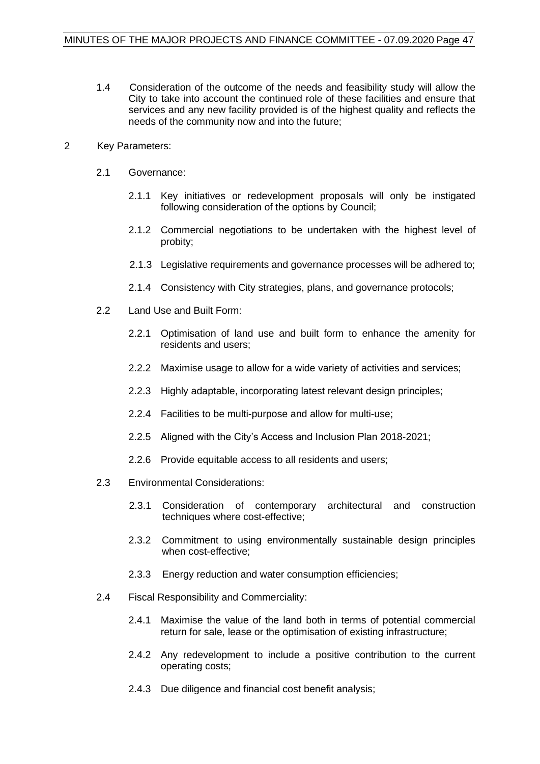1.4 Consideration of the outcome of the needs and feasibility study will allow the City to take into account the continued role of these facilities and ensure that services and any new facility provided is of the highest quality and reflects the needs of the community now and into the future;

2 Key Parameters:

2.1 Governance:

2.1.1 Key initiatives or redevelopment proposals will only be instigated following consideration of the options by Council;

2.1.2 Commercial negotiations to be undertaken with the highest level of probity;

2.1.3 Legislative requirements and governance processes will be adhered to;

2.1.4 Consistency with City strategies, plans, and governance protocols;

2.2 Land Use and Built Form:

2.2.1 Optimisation of land use and built form to enhance the amenity for residents and users;

2.2.2 Maximise usage to allow for a wide variety of activities and services;

2.2.3 Highly adaptable, incorporating latest relevant design principles;

2.2.4 Facilities to be multi-purpose and allow for multi-use;

2.2.5 Aligned with the City's Access and Inclusion Plan 2018-2021;

2.2.6 Provide equitable access to all residents and users;

2.3 Environmental Considerations:

2.3.1 Consideration of contemporary architectural and construction techniques where cost-effective;

2.3.2 Commitment to using environmentally sustainable design principles when cost-effective;

2.3.3 Energy reduction and water consumption efficiencies;

2.4 Fiscal Responsibility and Commerciality:

2.4.1 Maximise the value of the land both in terms of potential commercial return for sale, lease or the optimisation of existing infrastructure;

2.4.2 Any redevelopment to include a positive contribution to the current operating costs;

2.4.3 Due diligence and financial cost benefit analysis;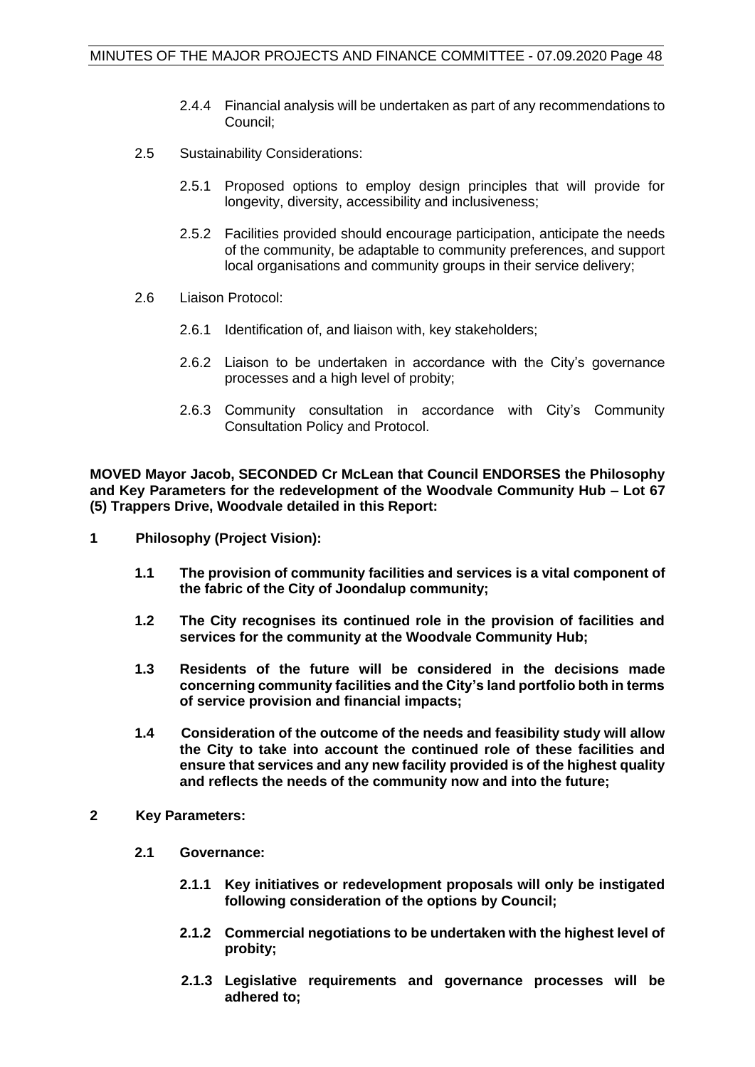2.4.4 Financial analysis will be undertaken as part of any recommendations to Council;

2.5 Sustainability Considerations:

2.5.1 Proposed options to employ design principles that will provide for longevity, diversity, accessibility and inclusiveness;

2.5.2 Facilities provided should encourage participation, anticipate the needs of the community, be adaptable to community preferences, and support local organisations and community groups in their service delivery;

2.6 Liaison Protocol:

2.6.1 Identification of, and liaison with, key stakeholders;

2.6.2 Liaison to be undertaken in accordance with the City's governance processes and a high level of probity;

2.6.3 Community consultation in accordance with City's Community Consultation Policy and Protocol.

**MOVED Mayor Jacob, SECONDED Cr McLean that Council ENDORSES the Philosophy and Key Parameters for the redevelopment of the Woodvale Community Hub – Lot 67 (5) Trappers Drive, Woodvale detailed in this Report:**

**1 Philosophy (Project Vision):**

**1.1 The provision of community facilities and services is a vital component of the fabric of the City of Joondalup community;**

**1.2 The City recognises its continued role in the provision of facilities and services for the community at the Woodvale Community Hub;**

**1.3 Residents of the future will be considered in the decisions made concerning community facilities and the City's land portfolio both in terms of service provision and financial impacts;**

**1.4 Consideration of the outcome of the needs and feasibility study will allow the City to take into account the continued role of these facilities and ensure that services and any new facility provided is of the highest quality and reflects the needs of the community now and into the future;**

**2 Key Parameters:**

**2.1 Governance:**

**2.1.1 Key initiatives or redevelopment proposals will only be instigated following consideration of the options by Council;**

**2.1.2 Commercial negotiations to be undertaken with the highest level of probity;**

**2.1.3 Legislative requirements and governance processes will be adhered to;**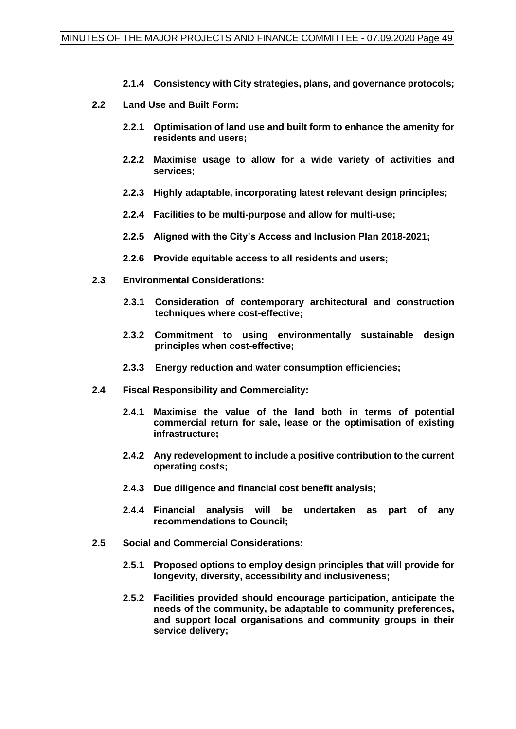**2.1.4 Consistency with City strategies, plans, and governance protocols;**

**2.2 Land Use and Built Form:**

**2.2.1 Optimisation of land use and built form to enhance the amenity for residents and users;**

**2.2.2 Maximise usage to allow for a wide variety of activities and services;**

**2.2.3 Highly adaptable, incorporating latest relevant design principles;**

**2.2.4 Facilities to be multi-purpose and allow for multi-use;**

**2.2.5 Aligned with the City's Access and Inclusion Plan 2018-2021;**

**2.2.6 Provide equitable access to all residents and users;**

**2.3 Environmental Considerations:**

**2.3.1 Consideration of contemporary architectural and construction techniques where cost-effective;**

**2.3.2 Commitment to using environmentally sustainable design principles when cost-effective;**

**2.3.3 Energy reduction and water consumption efficiencies;**

**2.4 Fiscal Responsibility and Commerciality:**

**2.4.1 Maximise the value of the land both in terms of potential commercial return for sale, lease or the optimisation of existing infrastructure;**

**2.4.2 Any redevelopment to include a positive contribution to the current operating costs;**

**2.4.3 Due diligence and financial cost benefit analysis;**

**2.4.4 Financial analysis will be undertaken as part of any recommendations to Council;**

**2.5 Social and Commercial Considerations:**

**2.5.1 Proposed options to employ design principles that will provide for longevity, diversity, accessibility and inclusiveness;**

**2.5.2 Facilities provided should encourage participation, anticipate the needs of the community, be adaptable to community preferences, and support local organisations and community groups in their service delivery;**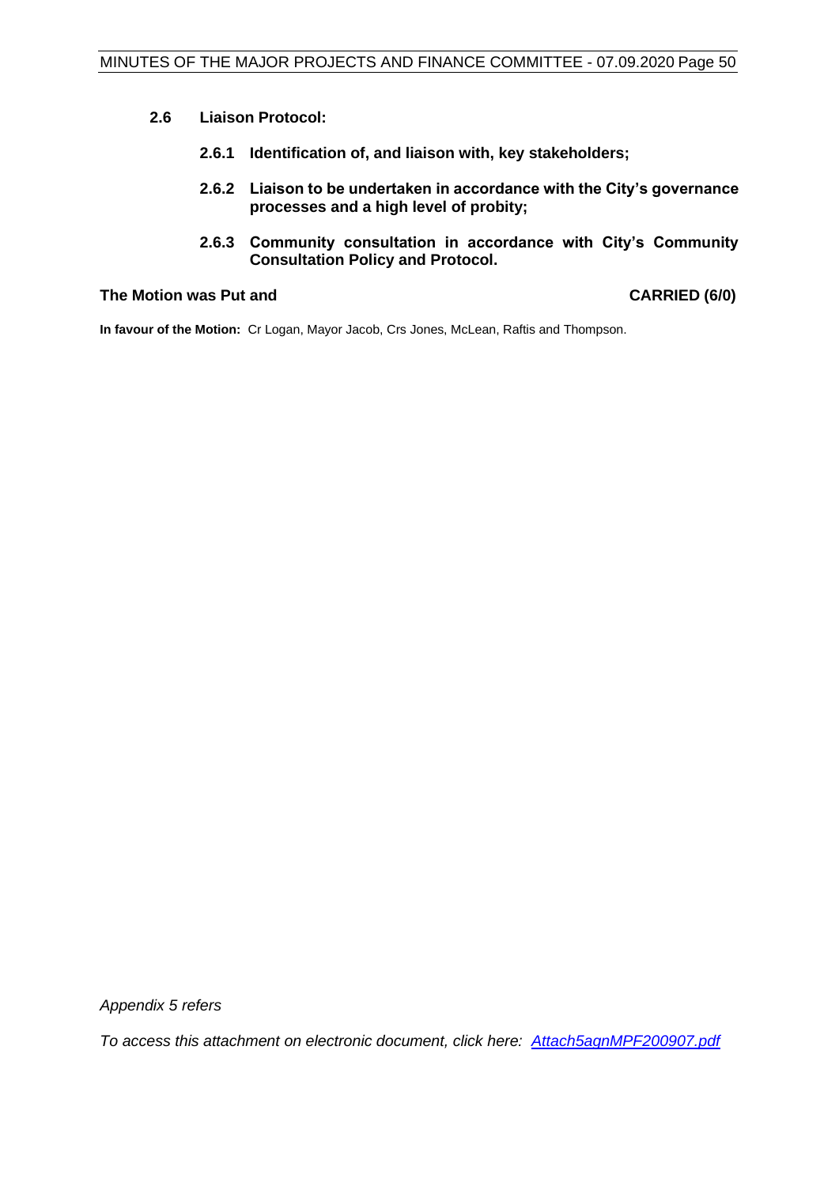**2.6 Liaison Protocol:**

**2.6.1 Identification of, and liaison with, key stakeholders;**

**2.6.2 Liaison to be undertaken in accordance with the City's governance processes and a high level of probity;**

**2.6.3 Community consultation in accordance with City's Community Consultation Policy and Protocol.**

**The Motion was Put and CARRIED (6/0)**

**In favour of the Motion:** Cr Logan, Mayor Jacob, Crs Jones, McLean, Raftis and Thompson.

*Appendix 5 refers*

*To access this attachment on electronic document, click here: [Attach5agnMPF200907.pdf](Attach5agnMPF200907.pdf)*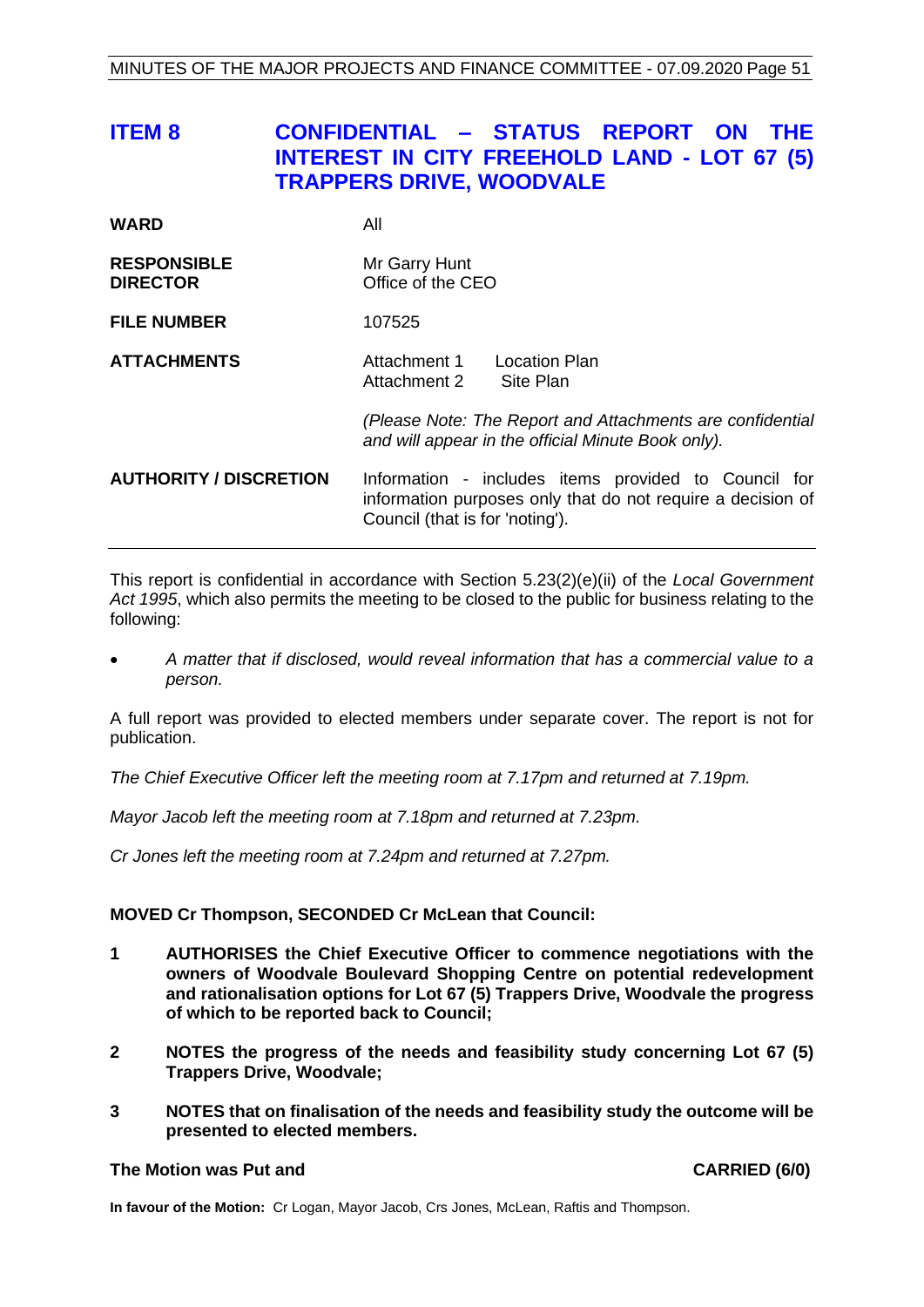## ITEM 8 CONFIDENTIAL – STATUS REPORT ON THE INTEREST IN CITY FREEHOLD LAND - LOT 67 (5) TRAPPERS DRIVE, WOODVALE

| | |
|---|---|
| **WARD** | All |
| **RESPONSIBLE DIRECTOR** | Mr Garry Hunt<br>Office of the CEO |
| **FILE NUMBER** | 107525 |
| **ATTACHMENTS** | Attachment 1 Location Plan<br>Attachment 2 Site Plan<br><br>*(Please Note: The Report and Attachments are confidential and will appear in the official Minute Book only).* |
| **AUTHORITY / DISCRETION** | Information - includes items provided to Council for information purposes only that do not require a decision of Council (that is for 'noting'). |

This report is confidential in accordance with Section 5.23(2)(e)(ii) of the *Local Government Act 1995*, which also permits the meeting to be closed to the public for business relating to the following:

- *A matter that if disclosed, would reveal information that has a commercial value to a person.*

A full report was provided to elected members under separate cover. The report is not for publication.

*The Chief Executive Officer left the meeting room at 7.17pm and returned at 7.19pm.*

*Mayor Jacob left the meeting room at 7.18pm and returned at 7.23pm.*

*Cr Jones left the meeting room at 7.24pm and returned at 7.27pm.*

**MOVED Cr Thompson, SECONDED Cr McLean that Council:**

1. **AUTHORISES the Chief Executive Officer to commence negotiations with the owners of Woodvale Boulevard Shopping Centre on potential redevelopment and rationalisation options for Lot 67 (5) Trappers Drive, Woodvale the progress of which to be reported back to Council;**
2. **NOTES the progress of the needs and feasibility study concerning Lot 67 (5) Trappers Drive, Woodvale;**
3. **NOTES that on finalisation of the needs and feasibility study the outcome will be presented to elected members.**

**The Motion was Put and CARRIED (6/0)**

**In favour of the Motion:** Cr Logan, Mayor Jacob, Crs Jones, McLean, Raftis and Thompson.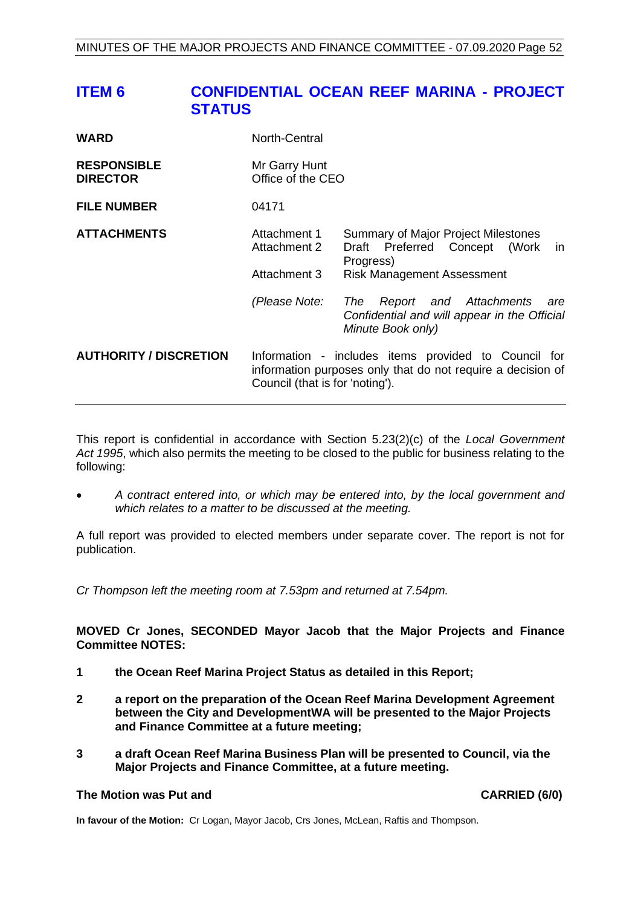## ITEM 6 CONFIDENTIAL OCEAN REEF MARINA - PROJECT STATUS

| | | |
|---|---|---|
| **WARD** | North-Central | |
| **RESPONSIBLE DIRECTOR** | Mr Garry Hunt<br>Office of the CEO | |
| **FILE NUMBER** | 04171 | |
| **ATTACHMENTS** | Attachment 1 | Summary of Major Project Milestones |
| | Attachment 2 | Draft Preferred Concept (Work in Progress) |
| | Attachment 3 | Risk Management Assessment |
| | *(Please Note:* | *The Report and Attachments are Confidential and will appear in the Official Minute Book only)* |
| **AUTHORITY / DISCRETION** | Information - includes items provided to Council for information purposes only that do not require a decision of Council (that is for 'noting'). | |

This report is confidential in accordance with Section 5.23(2)(c) of the *Local Government Act 1995*, which also permits the meeting to be closed to the public for business relating to the following:

- *A contract entered into, or which may be entered into, by the local government and which relates to a matter to be discussed at the meeting.*

A full report was provided to elected members under separate cover. The report is not for publication.

*Cr Thompson left the meeting room at 7.53pm and returned at 7.54pm.*

**MOVED Cr Jones, SECONDED Mayor Jacob that the Major Projects and Finance Committee NOTES:**

**1 the Ocean Reef Marina Project Status as detailed in this Report;**

**2 a report on the preparation of the Ocean Reef Marina Development Agreement between the City and DevelopmentWA will be presented to the Major Projects and Finance Committee at a future meeting;**

**3 a draft Ocean Reef Marina Business Plan will be presented to Council, via the Major Projects and Finance Committee, at a future meeting.**

**The Motion was Put and CARRIED (6/0)**

**In favour of the Motion:** Cr Logan, Mayor Jacob, Crs Jones, McLean, Raftis and Thompson.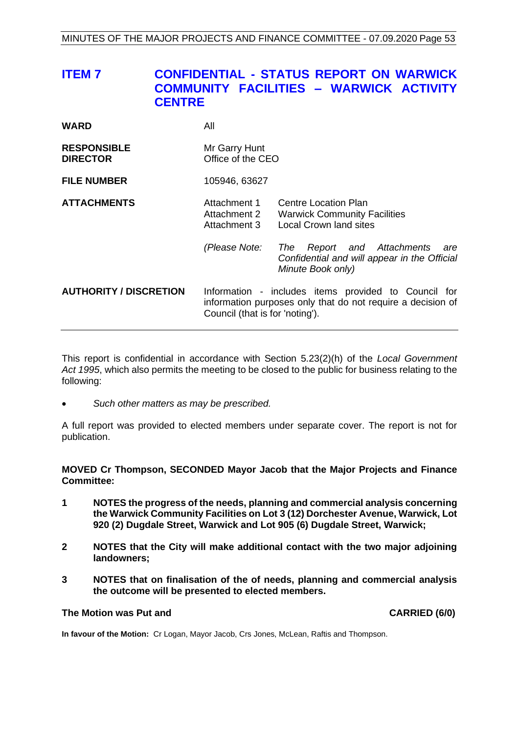## ITEM 7 CONFIDENTIAL - STATUS REPORT ON WARWICK COMMUNITY FACILITIES – WARWICK ACTIVITY CENTRE

| | | |
|---|---|---|
| **WARD** | All | |
| **RESPONSIBLE DIRECTOR** | Mr Garry Hunt<br>Office of the CEO | |
| **FILE NUMBER** | 105946, 63627 | |
| **ATTACHMENTS** | Attachment 1<br>Attachment 2<br>Attachment 3 | Centre Location Plan<br>Warwick Community Facilities<br>Local Crown land sites |
| | *(Please Note:* | *The Report and Attachments are Confidential and will appear in the Official Minute Book only)* |
| **AUTHORITY / DISCRETION** | Information - includes items provided to Council for information purposes only that do not require a decision of Council (that is for 'noting'). | |

This report is confidential in accordance with Section 5.23(2)(h) of the *Local Government Act 1995*, which also permits the meeting to be closed to the public for business relating to the following:

- *Such other matters as may be prescribed.*

A full report was provided to elected members under separate cover. The report is not for publication.

**MOVED Cr Thompson, SECONDED Mayor Jacob that the Major Projects and Finance Committee:**

1. **NOTES the progress of the needs, planning and commercial analysis concerning the Warwick Community Facilities on Lot 3 (12) Dorchester Avenue, Warwick, Lot 920 (2) Dugdale Street, Warwick and Lot 905 (6) Dugdale Street, Warwick;**
2. **NOTES that the City will make additional contact with the two major adjoining landowners;**
3. **NOTES that on finalisation of the of needs, planning and commercial analysis the outcome will be presented to elected members.**

**The Motion was Put and CARRIED (6/0)**

**In favour of the Motion:** Cr Logan, Mayor Jacob, Crs Jones, McLean, Raftis and Thompson.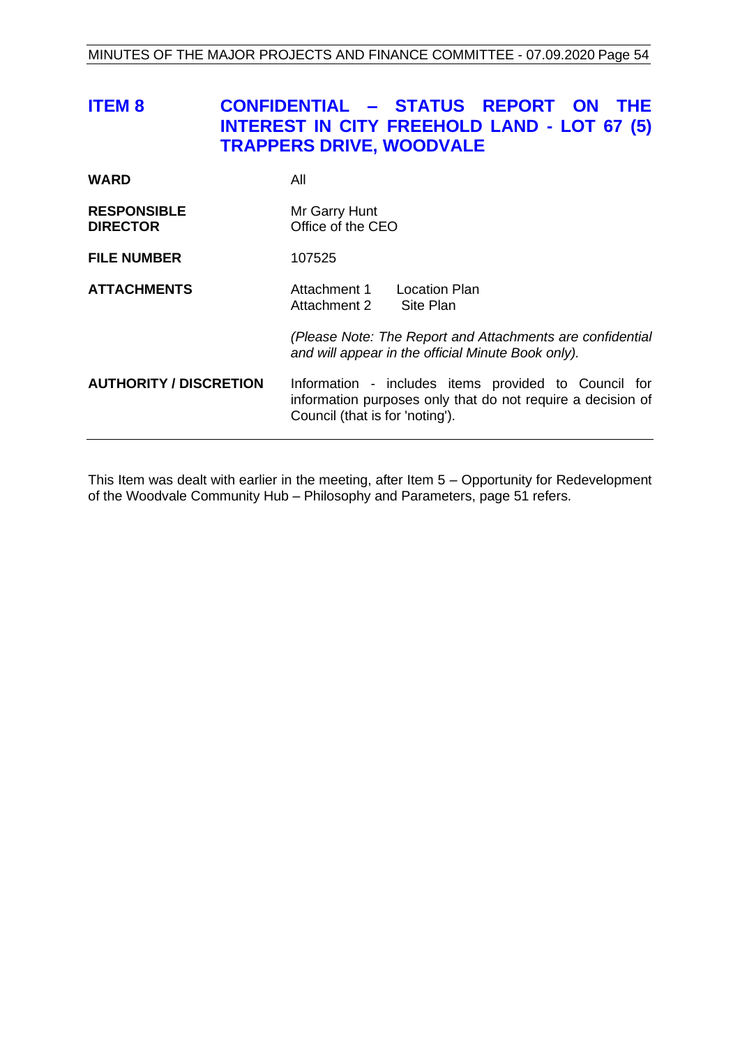## ITEM 8 CONFIDENTIAL – STATUS REPORT ON THE INTEREST IN CITY FREEHOLD LAND - LOT 67 (5) TRAPPERS DRIVE, WOODVALE

| | |
|---|---|
| **WARD** | All |
| **RESPONSIBLE DIRECTOR** | Mr Garry Hunt<br>Office of the CEO |
| **FILE NUMBER** | 107525 |
| **ATTACHMENTS** | Attachment 1 Location Plan<br>Attachment 2 Site Plan<br><br>*(Please Note: The Report and Attachments are confidential and will appear in the official Minute Book only).* |
| **AUTHORITY / DISCRETION** | Information - includes items provided to Council for information purposes only that do not require a decision of Council (that is for 'noting'). |

This Item was dealt with earlier in the meeting, after Item 5 – Opportunity for Redevelopment of the Woodvale Community Hub – Philosophy and Parameters, page 51 refers.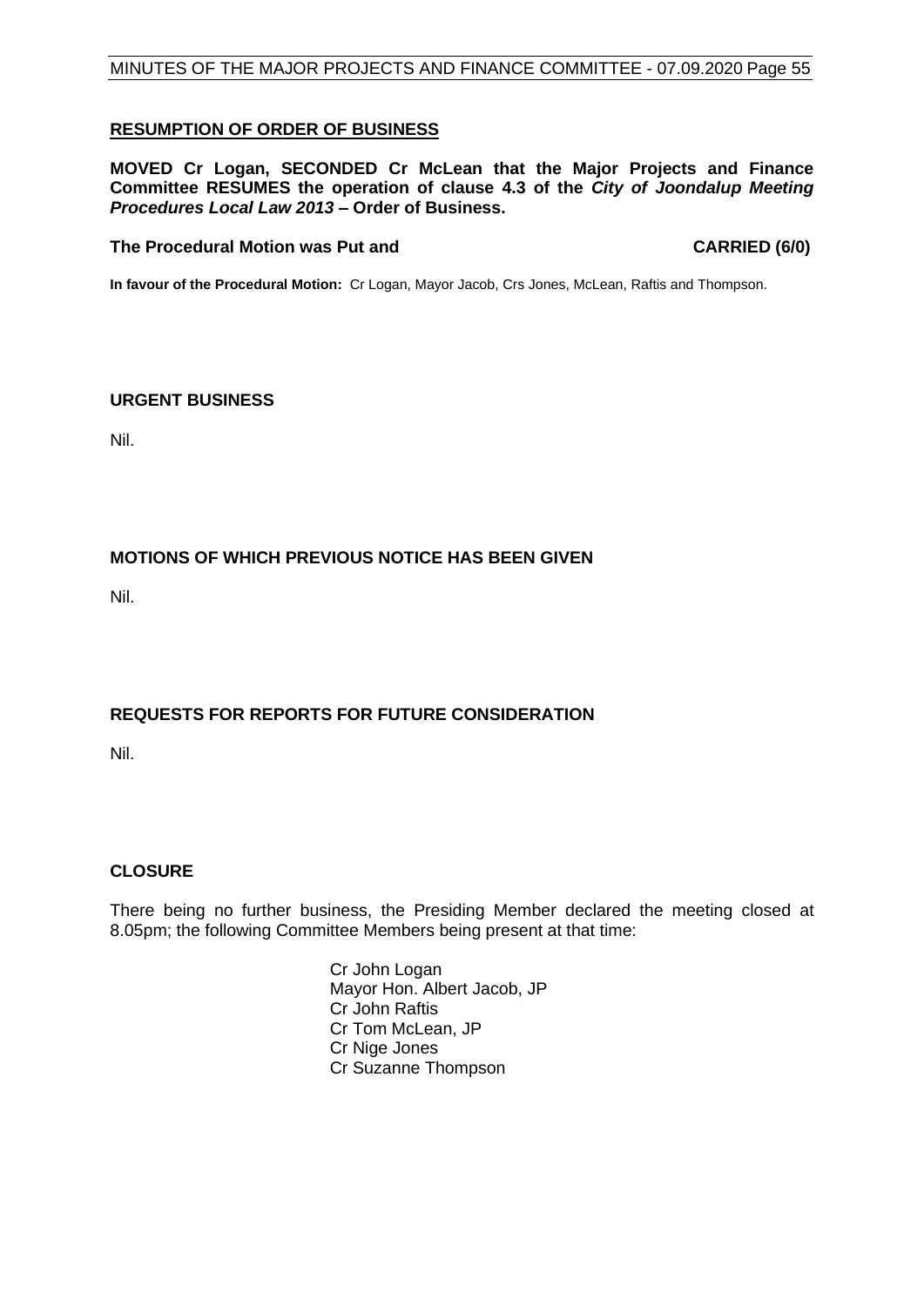## RESUMPTION OF ORDER OF BUSINESS

**MOVED Cr Logan, SECONDED Cr McLean that the Major Projects and Finance Committee RESUMES the operation of clause 4.3 of the *City of Joondalup Meeting Procedures Local Law 2013* – Order of Business.**

**The Procedural Motion was Put and CARRIED (6/0)**

**In favour of the Procedural Motion:** Cr Logan, Mayor Jacob, Crs Jones, McLean, Raftis and Thompson.

## URGENT BUSINESS

Nil.

## MOTIONS OF WHICH PREVIOUS NOTICE HAS BEEN GIVEN

Nil.

## REQUESTS FOR REPORTS FOR FUTURE CONSIDERATION

Nil.

## CLOSURE

There being no further business, the Presiding Member declared the meeting closed at 8.05pm; the following Committee Members being present at that time:

Cr John Logan
Mayor Hon. Albert Jacob, JP
Cr John Raftis
Cr Tom McLean, JP
Cr Nige Jones
Cr Suzanne Thompson